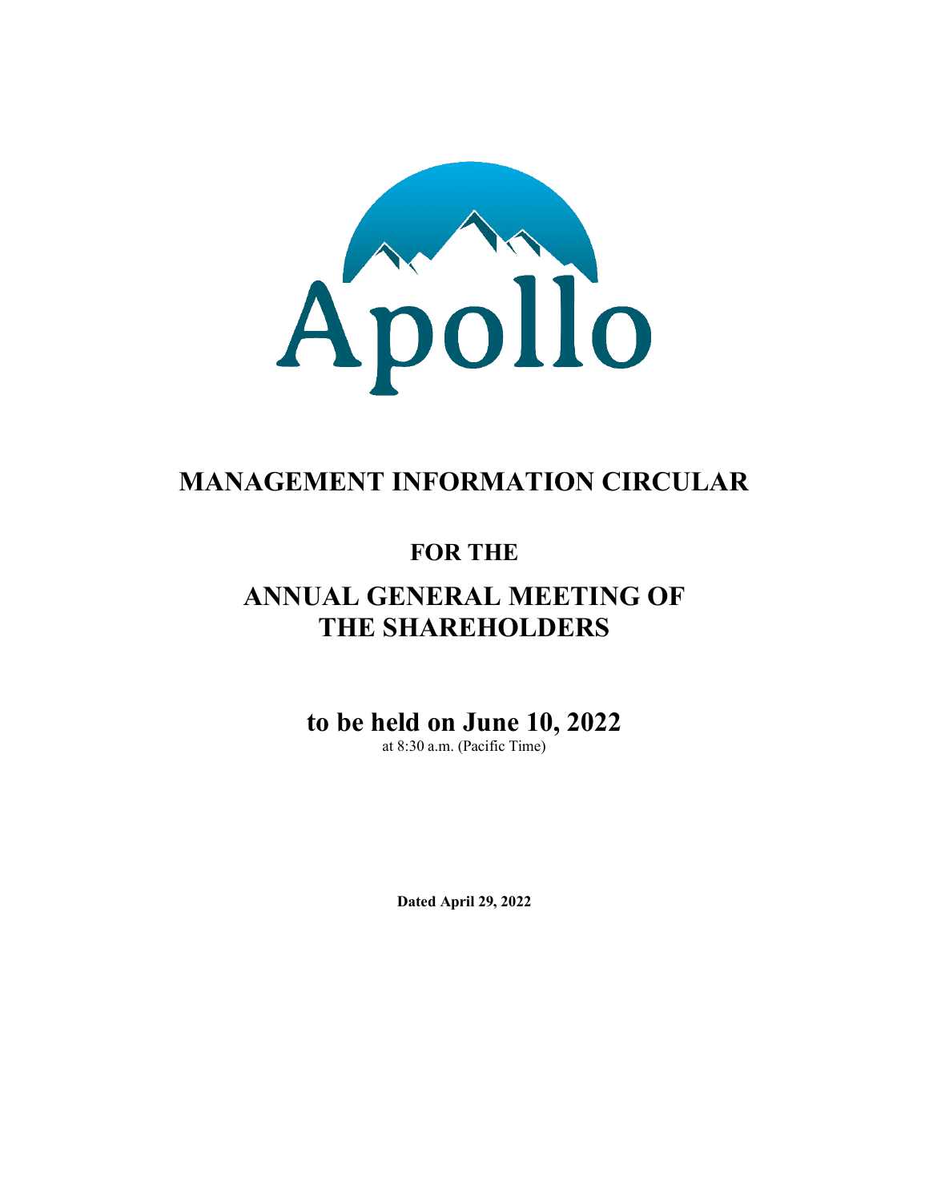Apollo

# MANAGEMENT INFORMATION CIRCULAR

## FOR THE

## ANNUAL GENERAL MEETING OF THE SHAREHOLDERS

## to be held on June 10, 2022

at 8:30 a.m. (Pacific Time)

**Dated April 29, 2022**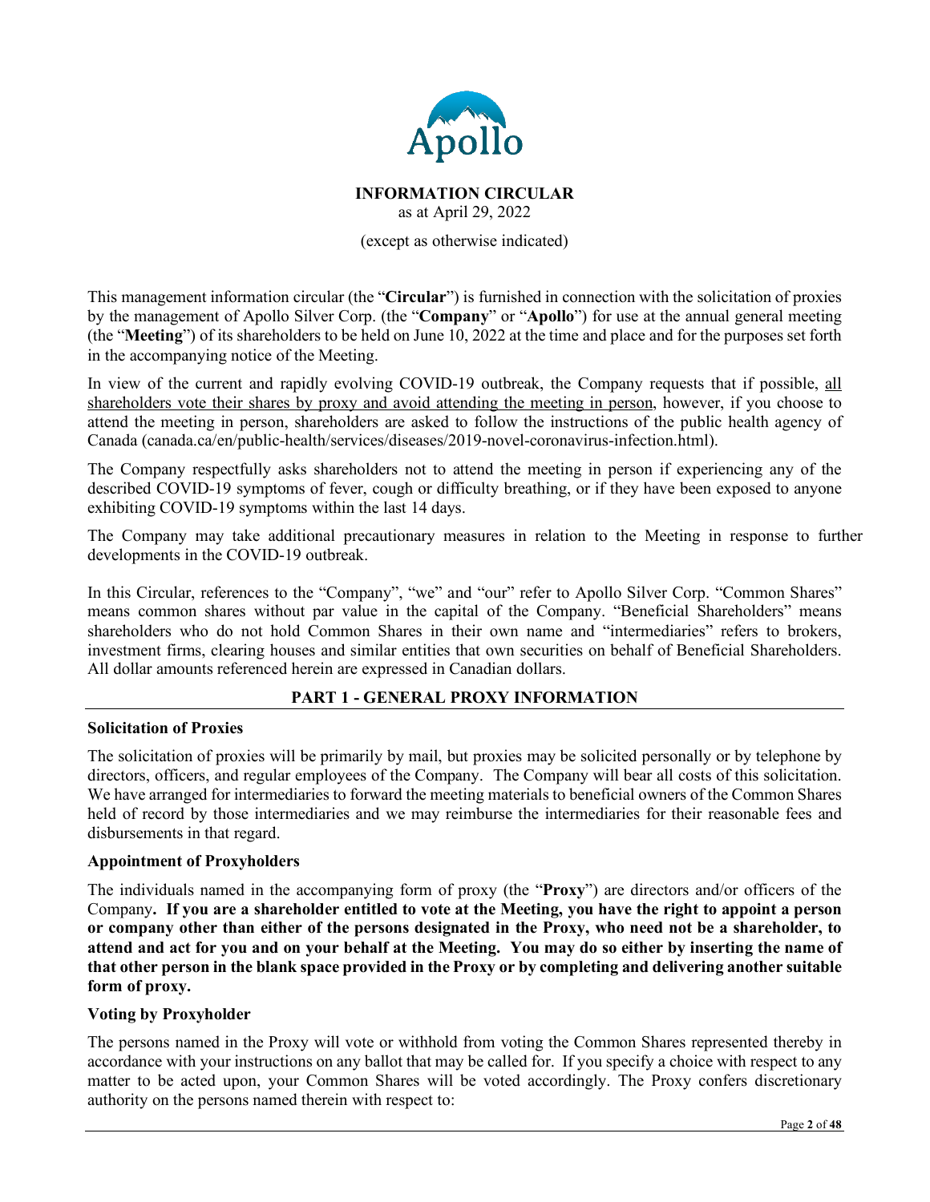# INFORMATION CIRCULAR

as at April 29, 2022

(except as otherwise indicated)

This management information circular (the "**Circular**") is furnished in connection with the solicitation of proxies by the management of Apollo Silver Corp. (the "**Company**" or "**Apollo**") for use at the annual general meeting (the "**Meeting**") of its shareholders to be held on June 10, 2022 at the time and place and for the purposes set forth in the accompanying notice of the Meeting.

In view of the current and rapidly evolving COVID-19 outbreak, the Company requests that if possible, all shareholders vote their shares by proxy and avoid attending the meeting in person, however, if you choose to attend the meeting in person, shareholders are asked to follow the instructions of the public health agency of Canada (canada.ca/en/public-health/services/diseases/2019-novel-coronavirus-infection.html).

The Company respectfully asks shareholders not to attend the meeting in person if experiencing any of the described COVID-19 symptoms of fever, cough or difficulty breathing, or if they have been exposed to anyone exhibiting COVID-19 symptoms within the last 14 days.

The Company may take additional precautionary measures in relation to the Meeting in response to further developments in the COVID-19 outbreak.

In this Circular, references to the "Company", "we" and "our" refer to Apollo Silver Corp. "Common Shares" means common shares without par value in the capital of the Company. "Beneficial Shareholders" means shareholders who do not hold Common Shares in their own name and "intermediaries" refers to brokers, investment firms, clearing houses and similar entities that own securities on behalf of Beneficial Shareholders. All dollar amounts referenced herein are expressed in Canadian dollars.

## PART 1 - GENERAL PROXY INFORMATION

### Solicitation of Proxies

The solicitation of proxies will be primarily by mail, but proxies may be solicited personally or by telephone by directors, officers, and regular employees of the Company. The Company will bear all costs of this solicitation. We have arranged for intermediaries to forward the meeting materials to beneficial owners of the Common Shares held of record by those intermediaries and we may reimburse the intermediaries for their reasonable fees and disbursements in that regard.

### Appointment of Proxyholders

The individuals named in the accompanying form of proxy (the "**Proxy**") are directors and/or officers of the Company**. If you are a shareholder entitled to vote at the Meeting, you have the right to appoint a person or company other than either of the persons designated in the Proxy, who need not be a shareholder, to attend and act for you and on your behalf at the Meeting. You may do so either by inserting the name of that other person in the blank space provided in the Proxy or by completing and delivering another suitable form of proxy.**

### Voting by Proxyholder

The persons named in the Proxy will vote or withhold from voting the Common Shares represented thereby in accordance with your instructions on any ballot that may be called for. If you specify a choice with respect to any matter to be acted upon, your Common Shares will be voted accordingly. The Proxy confers discretionary authority on the persons named therein with respect to: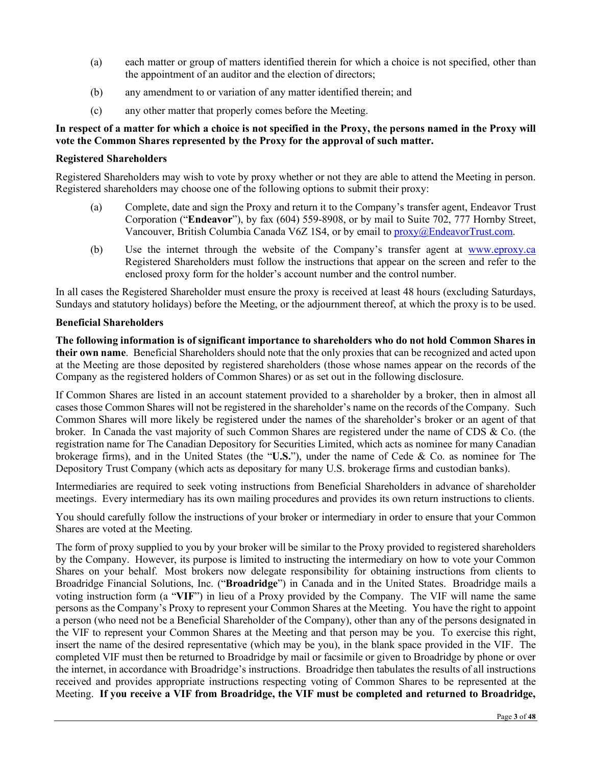(a) each matter or group of matters identified therein for which a choice is not specified, other than the appointment of an auditor and the election of directors;

(b) any amendment to or variation of any matter identified therein; and

(c) any other matter that properly comes before the Meeting.

**In respect of a matter for which a choice is not specified in the Proxy, the persons named in the Proxy will vote the Common Shares represented by the Proxy for the approval of such matter.**

**Registered Shareholders**

Registered Shareholders may wish to vote by proxy whether or not they are able to attend the Meeting in person. Registered shareholders may choose one of the following options to submit their proxy:

(a) Complete, date and sign the Proxy and return it to the Company's transfer agent, Endeavor Trust Corporation ("**Endeavor**"), by fax (604) 559-8908, or by mail to Suite 702, 777 Hornby Street, Vancouver, British Columbia Canada V6Z 1S4, or by email to proxy@EndeavorTrust.com.

(b) Use the internet through the website of the Company's transfer agent at www.eproxy.ca Registered Shareholders must follow the instructions that appear on the screen and refer to the enclosed proxy form for the holder's account number and the control number.

In all cases the Registered Shareholder must ensure the proxy is received at least 48 hours (excluding Saturdays, Sundays and statutory holidays) before the Meeting, or the adjournment thereof, at which the proxy is to be used.

**Beneficial Shareholders**

**The following information is of significant importance to shareholders who do not hold Common Shares in their own name**. Beneficial Shareholders should note that the only proxies that can be recognized and acted upon at the Meeting are those deposited by registered shareholders (those whose names appear on the records of the Company as the registered holders of Common Shares) or as set out in the following disclosure.

If Common Shares are listed in an account statement provided to a shareholder by a broker, then in almost all cases those Common Shares will not be registered in the shareholder's name on the records of the Company. Such Common Shares will more likely be registered under the names of the shareholder's broker or an agent of that broker. In Canada the vast majority of such Common Shares are registered under the name of CDS & Co. (the registration name for The Canadian Depository for Securities Limited, which acts as nominee for many Canadian brokerage firms), and in the United States (the "**U.S.**"), under the name of Cede & Co. as nominee for The Depository Trust Company (which acts as depositary for many U.S. brokerage firms and custodian banks).

Intermediaries are required to seek voting instructions from Beneficial Shareholders in advance of shareholder meetings. Every intermediary has its own mailing procedures and provides its own return instructions to clients.

You should carefully follow the instructions of your broker or intermediary in order to ensure that your Common Shares are voted at the Meeting.

The form of proxy supplied to you by your broker will be similar to the Proxy provided to registered shareholders by the Company. However, its purpose is limited to instructing the intermediary on how to vote your Common Shares on your behalf. Most brokers now delegate responsibility for obtaining instructions from clients to Broadridge Financial Solutions, Inc. ("**Broadridge**") in Canada and in the United States. Broadridge mails a voting instruction form (a "**VIF**") in lieu of a Proxy provided by the Company. The VIF will name the same persons as the Company's Proxy to represent your Common Shares at the Meeting. You have the right to appoint a person (who need not be a Beneficial Shareholder of the Company), other than any of the persons designated in the VIF to represent your Common Shares at the Meeting and that person may be you. To exercise this right, insert the name of the desired representative (which may be you), in the blank space provided in the VIF. The completed VIF must then be returned to Broadridge by mail or facsimile or given to Broadridge by phone or over the internet, in accordance with Broadridge's instructions. Broadridge then tabulates the results of all instructions received and provides appropriate instructions respecting voting of Common Shares to be represented at the Meeting. **If you receive a VIF from Broadridge, the VIF must be completed and returned to Broadridge,**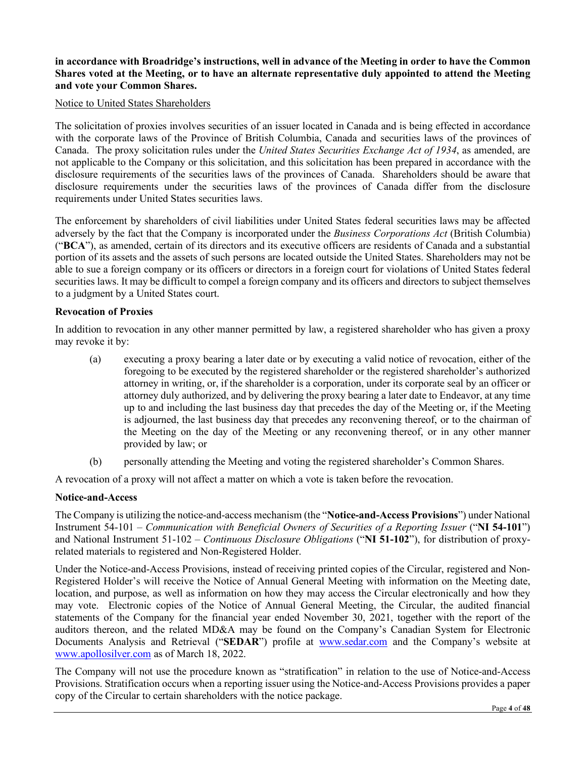**in accordance with Broadridge's instructions, well in advance of the Meeting in order to have the Common Shares voted at the Meeting, or to have an alternate representative duly appointed to attend the Meeting and vote your Common Shares.**

<u>Notice to United States Shareholders</u>

The solicitation of proxies involves securities of an issuer located in Canada and is being effected in accordance with the corporate laws of the Province of British Columbia, Canada and securities laws of the provinces of Canada. The proxy solicitation rules under the *United States Securities Exchange Act of 1934*, as amended, are not applicable to the Company or this solicitation, and this solicitation has been prepared in accordance with the disclosure requirements of the securities laws of the provinces of Canada. Shareholders should be aware that disclosure requirements under the securities laws of the provinces of Canada differ from the disclosure requirements under United States securities laws.

The enforcement by shareholders of civil liabilities under United States federal securities laws may be affected adversely by the fact that the Company is incorporated under the *Business Corporations Act* (British Columbia) ("**BCA**"), as amended, certain of its directors and its executive officers are residents of Canada and a substantial portion of its assets and the assets of such persons are located outside the United States. Shareholders may not be able to sue a foreign company or its officers or directors in a foreign court for violations of United States federal securities laws. It may be difficult to compel a foreign company and its officers and directors to subject themselves to a judgment by a United States court.

**Revocation of Proxies**

In addition to revocation in any other manner permitted by law, a registered shareholder who has given a proxy may revoke it by:

(a) executing a proxy bearing a later date or by executing a valid notice of revocation, either of the foregoing to be executed by the registered shareholder or the registered shareholder's authorized attorney in writing, or, if the shareholder is a corporation, under its corporate seal by an officer or attorney duly authorized, and by delivering the proxy bearing a later date to Endeavor, at any time up to and including the last business day that precedes the day of the Meeting or, if the Meeting is adjourned, the last business day that precedes any reconvening thereof, or to the chairman of the Meeting on the day of the Meeting or any reconvening thereof, or in any other manner provided by law; or

(b) personally attending the Meeting and voting the registered shareholder's Common Shares.

A revocation of a proxy will not affect a matter on which a vote is taken before the revocation.

**Notice-and-Access**

The Company is utilizing the notice-and-access mechanism (the "**Notice-and-Access Provisions**") under National Instrument 54-101 – *Communication with Beneficial Owners of Securities of a Reporting Issuer* ("**NI 54-101**") and National Instrument 51-102 – *Continuous Disclosure Obligations* ("**NI 51-102**"), for distribution of proxy-related materials to registered and Non-Registered Holder.

Under the Notice-and-Access Provisions, instead of receiving printed copies of the Circular, registered and Non-Registered Holder's will receive the Notice of Annual General Meeting with information on the Meeting date, location, and purpose, as well as information on how they may access the Circular electronically and how they may vote. Electronic copies of the Notice of Annual General Meeting, the Circular, the audited financial statements of the Company for the financial year ended November 30, 2021, together with the report of the auditors thereon, and the related MD&A may be found on the Company's Canadian System for Electronic Documents Analysis and Retrieval ("**SEDAR**") profile at www.sedar.com and the Company's website at www.apollosilver.com as of March 18, 2022.

The Company will not use the procedure known as "stratification" in relation to the use of Notice-and-Access Provisions. Stratification occurs when a reporting issuer using the Notice-and-Access Provisions provides a paper copy of the Circular to certain shareholders with the notice package.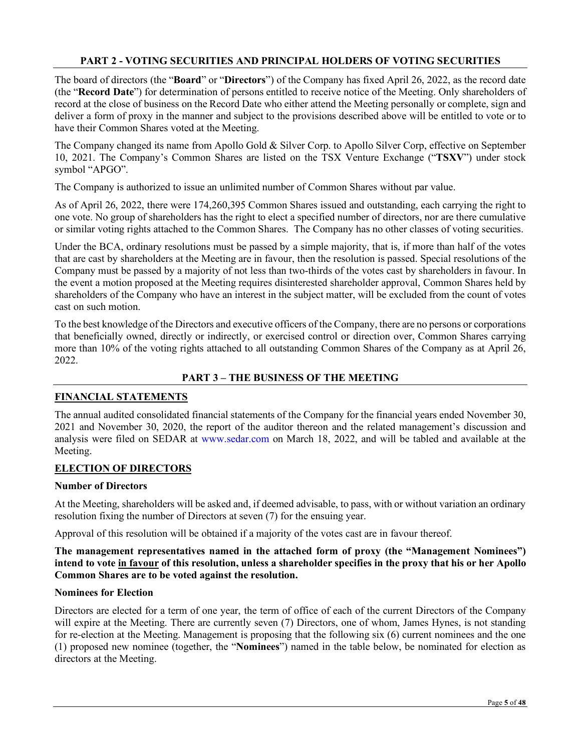## PART 2 - VOTING SECURITIES AND PRINCIPAL HOLDERS OF VOTING SECURITIES

The board of directors (the "**Board**" or "**Directors**") of the Company has fixed April 26, 2022, as the record date (the "**Record Date**") for determination of persons entitled to receive notice of the Meeting. Only shareholders of record at the close of business on the Record Date who either attend the Meeting personally or complete, sign and deliver a form of proxy in the manner and subject to the provisions described above will be entitled to vote or to have their Common Shares voted at the Meeting.

The Company changed its name from Apollo Gold & Silver Corp. to Apollo Silver Corp, effective on September 10, 2021. The Company's Common Shares are listed on the TSX Venture Exchange ("**TSXV**") under stock symbol "APGO".

The Company is authorized to issue an unlimited number of Common Shares without par value.

As of April 26, 2022, there were 174,260,395 Common Shares issued and outstanding, each carrying the right to one vote. No group of shareholders has the right to elect a specified number of directors, nor are there cumulative or similar voting rights attached to the Common Shares. The Company has no other classes of voting securities.

Under the BCA, ordinary resolutions must be passed by a simple majority, that is, if more than half of the votes that are cast by shareholders at the Meeting are in favour, then the resolution is passed. Special resolutions of the Company must be passed by a majority of not less than two-thirds of the votes cast by shareholders in favour. In the event a motion proposed at the Meeting requires disinterested shareholder approval, Common Shares held by shareholders of the Company who have an interest in the subject matter, will be excluded from the count of votes cast on such motion.

To the best knowledge of the Directors and executive officers of the Company, there are no persons or corporations that beneficially owned, directly or indirectly, or exercised control or direction over, Common Shares carrying more than 10% of the voting rights attached to all outstanding Common Shares of the Company as at April 26, 2022.

## PART 3 – THE BUSINESS OF THE MEETING

### FINANCIAL STATEMENTS

The annual audited consolidated financial statements of the Company for the financial years ended November 30, 2021 and November 30, 2020, the report of the auditor thereon and the related management's discussion and analysis were filed on SEDAR at www.sedar.com on March 18, 2022, and will be tabled and available at the Meeting.

### ELECTION OF DIRECTORS

**Number of Directors**

At the Meeting, shareholders will be asked and, if deemed advisable, to pass, with or without variation an ordinary resolution fixing the number of Directors at seven (7) for the ensuing year.

Approval of this resolution will be obtained if a majority of the votes cast are in favour thereof.

**The management representatives named in the attached form of proxy (the "Management Nominees") intend to vote in favour of this resolution, unless a shareholder specifies in the proxy that his or her Apollo Common Shares are to be voted against the resolution.**

**Nominees for Election**

Directors are elected for a term of one year, the term of office of each of the current Directors of the Company will expire at the Meeting. There are currently seven (7) Directors, one of whom, James Hynes, is not standing for re-election at the Meeting. Management is proposing that the following six (6) current nominees and the one (1) proposed new nominee (together, the "**Nominees**") named in the table below, be nominated for election as directors at the Meeting.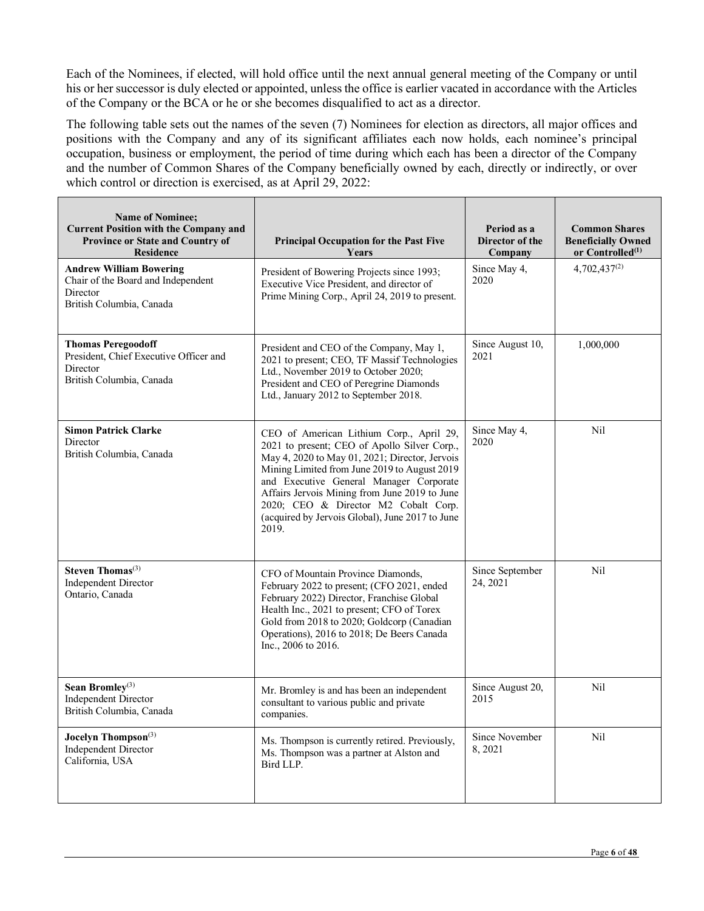Each of the Nominees, if elected, will hold office until the next annual general meeting of the Company or until his or her successor is duly elected or appointed, unless the office is earlier vacated in accordance with the Articles of the Company or the BCA or he or she becomes disqualified to act as a director.

The following table sets out the names of the seven (7) Nominees for election as directors, all major offices and positions with the Company and any of its significant affiliates each now holds, each nominee's principal occupation, business or employment, the period of time during which each has been a director of the Company and the number of Common Shares of the Company beneficially owned by each, directly or indirectly, or over which control or direction is exercised, as at April 29, 2022:

| Name of Nominee; Current Position with the Company and Province or State and Country of Residence | Principal Occupation for the Past Five Years | Period as a Director of the Company | Common Shares Beneficially Owned or Controlled[(1)] |
|---|---|---|---|
| **Andrew William Bowering**<br>Chair of the Board and Independent Director<br>British Columbia, Canada | President of Bowering Projects since 1993; Executive Vice President, and director of Prime Mining Corp., April 24, 2019 to present. | Since May 4, 2020 | 4,702,437[(2)] |
| **Thomas Peregoodoff**<br>President, Chief Executive Officer and Director<br>British Columbia, Canada | President and CEO of the Company, May 1, 2021 to present; CEO, TF Massif Technologies Ltd., November 2019 to October 2020; President and CEO of Peregrine Diamonds Ltd., January 2012 to September 2018. | Since August 10, 2021 | 1,000,000 |
| **Simon Patrick Clarke**<br>Director<br>British Columbia, Canada | CEO of American Lithium Corp., April 29, 2021 to present; CEO of Apollo Silver Corp., May 4, 2020 to May 01, 2021; Director, Jervois Mining Limited from June 2019 to August 2019 and Executive General Manager Corporate Affairs Jervois Mining from June 2019 to June 2020; CEO & Director M2 Cobalt Corp. (acquired by Jervois Global), June 2017 to June 2019. | Since May 4, 2020 | Nil |
| **Steven Thomas**[(3)]<br>Independent Director<br>Ontario, Canada | CFO of Mountain Province Diamonds, February 2022 to present; (CFO 2021, ended February 2022) Director, Franchise Global Health Inc., 2021 to present; CFO of Torex Gold from 2018 to 2020; Goldcorp (Canadian Operations), 2016 to 2018; De Beers Canada Inc., 2006 to 2016. | Since September 24, 2021 | Nil |
| **Sean Bromley**[(3)]<br>Independent Director<br>British Columbia, Canada | Mr. Bromley is and has been an independent consultant to various public and private companies. | Since August 20, 2015 | Nil |
| **Jocelyn Thompson**[(3)]<br>Independent Director<br>California, USA | Ms. Thompson is currently retired. Previously, Ms. Thompson was a partner at Alston and Bird LLP. | Since November 8, 2021 | Nil |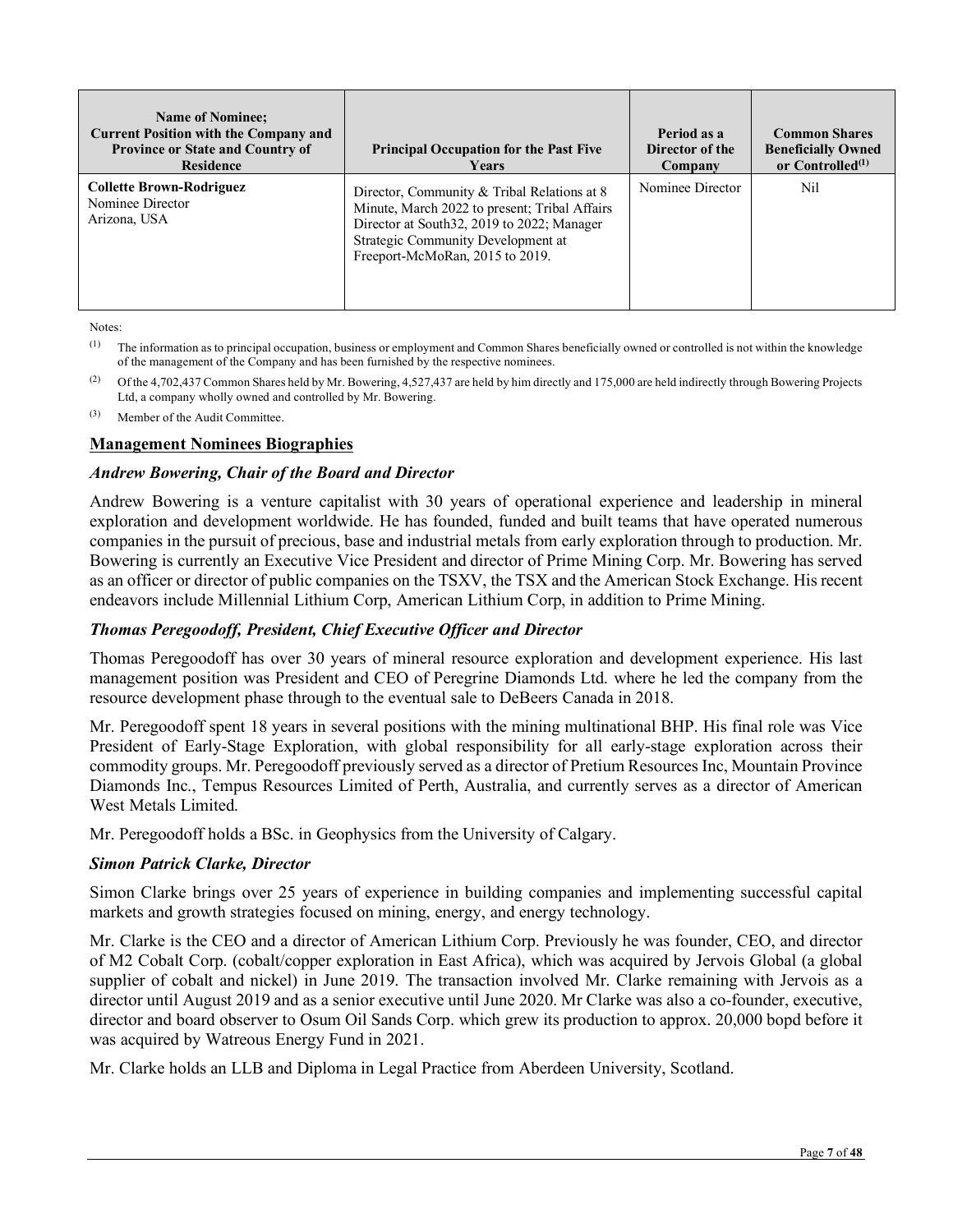| Name of Nominee; Current Position with the Company and Province or State and Country of Residence | Principal Occupation for the Past Five Years | Period as a Director of the Company | Common Shares Beneficially Owned or Controlled[(1)] |
|---|---|---|---|
| **Collette Brown-Rodriguez** Nominee Director Arizona, USA | Director, Community & Tribal Relations at 8 Minute, March 2022 to present; Tribal Affairs Director at South32, 2019 to 2022; Manager Strategic Community Development at Freeport-McMoRan, 2015 to 2019. | Nominee Director | Nil |

Notes:

(1) The information as to principal occupation, business or employment and Common Shares beneficially owned or controlled is not within the knowledge of the management of the Company and has been furnished by the respective nominees.

(2) Of the 4,702,437 Common Shares held by Mr. Bowering, 4,527,437 are held by him directly and 175,000 are held indirectly through Bowering Projects Ltd, a company wholly owned and controlled by Mr. Bowering.

(3) Member of the Audit Committee.

## Management Nominees Biographies

### *Andrew Bowering, Chair of the Board and Director*

Andrew Bowering is a venture capitalist with 30 years of operational experience and leadership in mineral exploration and development worldwide. He has founded, funded and built teams that have operated numerous companies in the pursuit of precious, base and industrial metals from early exploration through to production. Mr. Bowering is currently an Executive Vice President and director of Prime Mining Corp. Mr. Bowering has served as an officer or director of public companies on the TSXV, the TSX and the American Stock Exchange. His recent endeavors include Millennial Lithium Corp, American Lithium Corp, in addition to Prime Mining.

### *Thomas Peregoodoff, President, Chief Executive Officer and Director*

Thomas Peregoodoff has over 30 years of mineral resource exploration and development experience. His last management position was President and CEO of Peregrine Diamonds Ltd. where he led the company from the resource development phase through to the eventual sale to DeBeers Canada in 2018.

Mr. Peregoodoff spent 18 years in several positions with the mining multinational BHP. His final role was Vice President of Early-Stage Exploration, with global responsibility for all early-stage exploration across their commodity groups. Mr. Peregoodoff previously served as a director of Pretium Resources Inc, Mountain Province Diamonds Inc., Tempus Resources Limited of Perth, Australia, and currently serves as a director of American West Metals Limited.

Mr. Peregoodoff holds a BSc. in Geophysics from the University of Calgary.

### *Simon Patrick Clarke, Director*

Simon Clarke brings over 25 years of experience in building companies and implementing successful capital markets and growth strategies focused on mining, energy, and energy technology.

Mr. Clarke is the CEO and a director of American Lithium Corp. Previously he was founder, CEO, and director of M2 Cobalt Corp. (cobalt/copper exploration in East Africa), which was acquired by Jervois Global (a global supplier of cobalt and nickel) in June 2019. The transaction involved Mr. Clarke remaining with Jervois as a director until August 2019 and as a senior executive until June 2020. Mr Clarke was also a co-founder, executive, director and board observer to Osum Oil Sands Corp. which grew its production to approx. 20,000 bopd before it was acquired by Watreous Energy Fund in 2021.

Mr. Clarke holds an LLB and Diploma in Legal Practice from Aberdeen University, Scotland.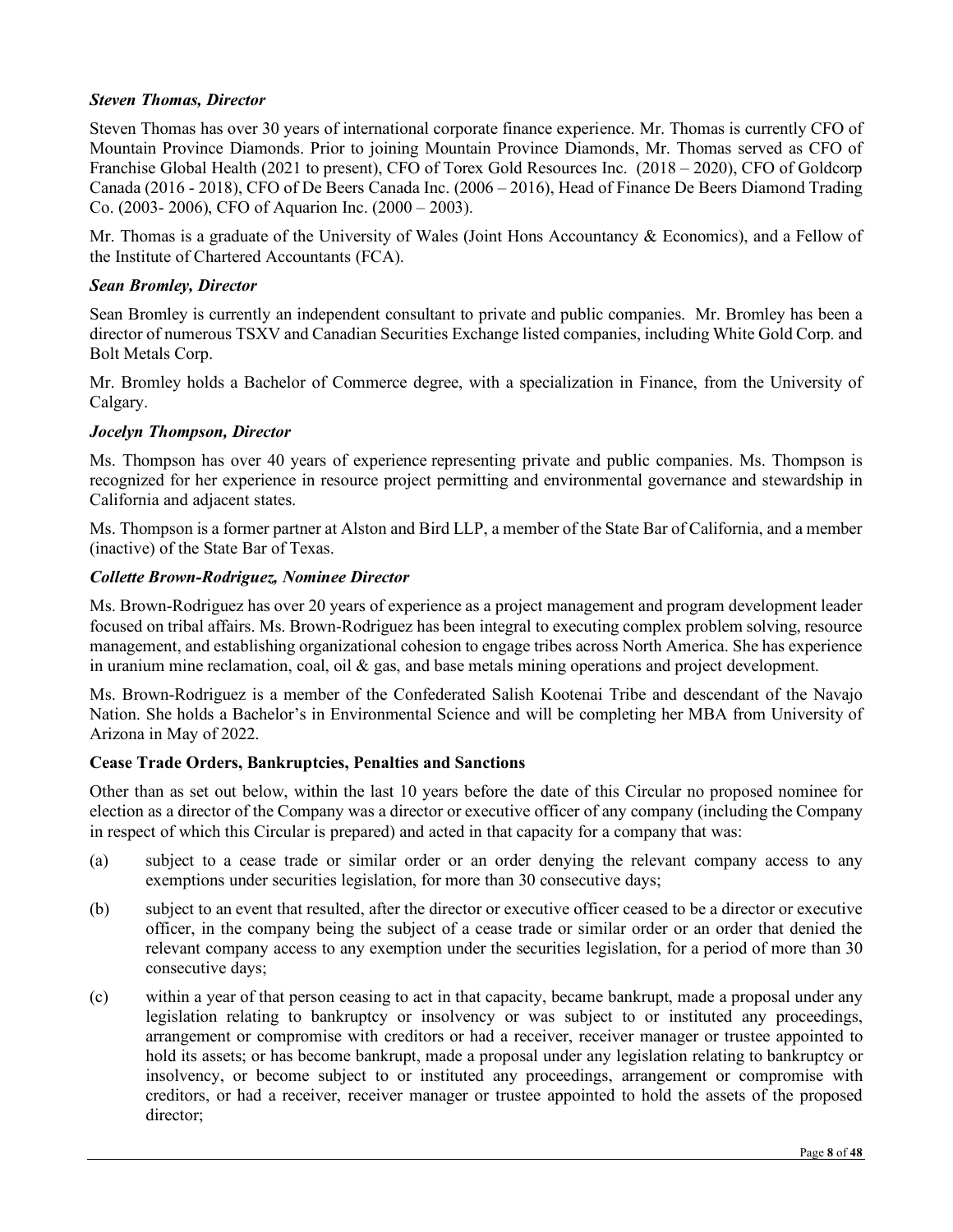***Steven Thomas, Director***

Steven Thomas has over 30 years of international corporate finance experience. Mr. Thomas is currently CFO of Mountain Province Diamonds. Prior to joining Mountain Province Diamonds, Mr. Thomas served as CFO of Franchise Global Health (2021 to present), CFO of Torex Gold Resources Inc. (2018 – 2020), CFO of Goldcorp Canada (2016 - 2018), CFO of De Beers Canada Inc. (2006 – 2016), Head of Finance De Beers Diamond Trading Co. (2003- 2006), CFO of Aquarion Inc. (2000 – 2003).

Mr. Thomas is a graduate of the University of Wales (Joint Hons Accountancy & Economics), and a Fellow of the Institute of Chartered Accountants (FCA).

***Sean Bromley, Director***

Sean Bromley is currently an independent consultant to private and public companies. Mr. Bromley has been a director of numerous TSXV and Canadian Securities Exchange listed companies, including White Gold Corp. and Bolt Metals Corp.

Mr. Bromley holds a Bachelor of Commerce degree, with a specialization in Finance, from the University of Calgary.

***Jocelyn Thompson, Director***

Ms. Thompson has over 40 years of experience representing private and public companies. Ms. Thompson is recognized for her experience in resource project permitting and environmental governance and stewardship in California and adjacent states.

Ms. Thompson is a former partner at Alston and Bird LLP, a member of the State Bar of California, and a member (inactive) of the State Bar of Texas.

***Collette Brown-Rodriguez, Nominee Director***

Ms. Brown-Rodriguez has over 20 years of experience as a project management and program development leader focused on tribal affairs. Ms. Brown-Rodriguez has been integral to executing complex problem solving, resource management, and establishing organizational cohesion to engage tribes across North America. She has experience in uranium mine reclamation, coal, oil & gas, and base metals mining operations and project development.

Ms. Brown-Rodriguez is a member of the Confederated Salish Kootenai Tribe and descendant of the Navajo Nation. She holds a Bachelor's in Environmental Science and will be completing her MBA from University of Arizona in May of 2022.

**Cease Trade Orders, Bankruptcies, Penalties and Sanctions**

Other than as set out below, within the last 10 years before the date of this Circular no proposed nominee for election as a director of the Company was a director or executive officer of any company (including the Company in respect of which this Circular is prepared) and acted in that capacity for a company that was:

(a) subject to a cease trade or similar order or an order denying the relevant company access to any exemptions under securities legislation, for more than 30 consecutive days;

(b) subject to an event that resulted, after the director or executive officer ceased to be a director or executive officer, in the company being the subject of a cease trade or similar order or an order that denied the relevant company access to any exemption under the securities legislation, for a period of more than 30 consecutive days;

(c) within a year of that person ceasing to act in that capacity, became bankrupt, made a proposal under any legislation relating to bankruptcy or insolvency or was subject to or instituted any proceedings, arrangement or compromise with creditors or had a receiver, receiver manager or trustee appointed to hold its assets; or has become bankrupt, made a proposal under any legislation relating to bankruptcy or insolvency, or become subject to or instituted any proceedings, arrangement or compromise with creditors, or had a receiver, receiver manager or trustee appointed to hold the assets of the proposed director;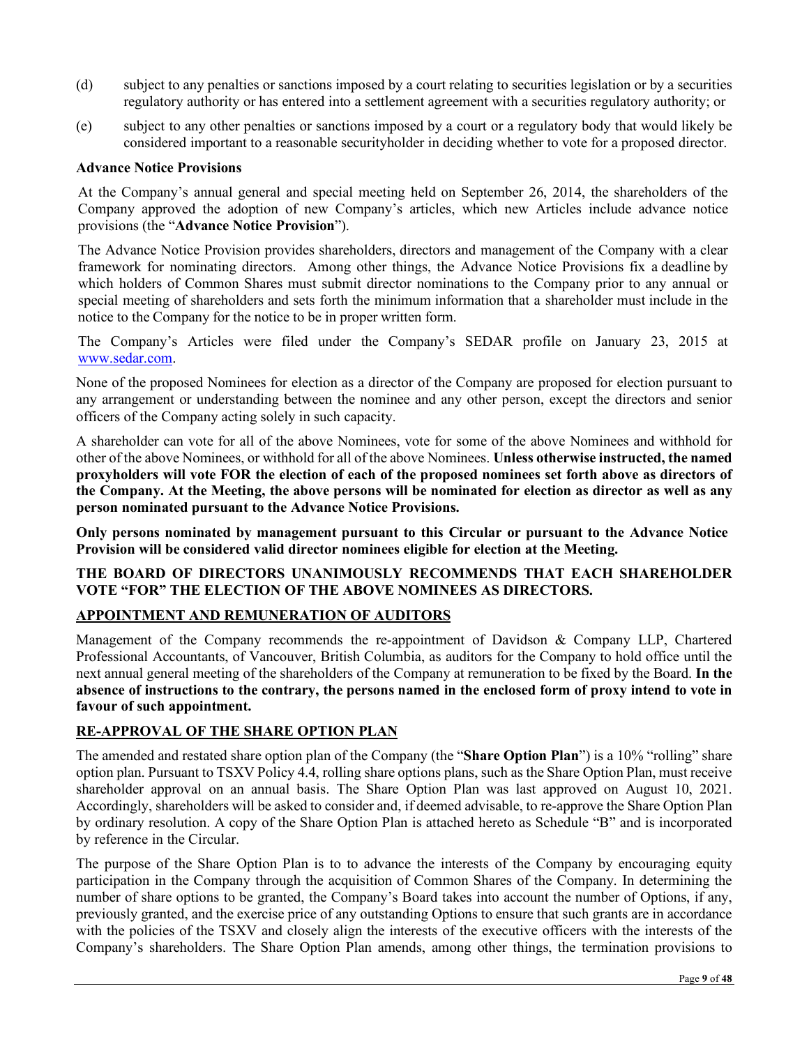(d) subject to any penalties or sanctions imposed by a court relating to securities legislation or by a securities regulatory authority or has entered into a settlement agreement with a securities regulatory authority; or

(e) subject to any other penalties or sanctions imposed by a court or a regulatory body that would likely be considered important to a reasonable securityholder in deciding whether to vote for a proposed director.

**Advance Notice Provisions**

At the Company's annual general and special meeting held on September 26, 2014, the shareholders of the Company approved the adoption of new Company's articles, which new Articles include advance notice provisions (the "**Advance Notice Provision**").

The Advance Notice Provision provides shareholders, directors and management of the Company with a clear framework for nominating directors. Among other things, the Advance Notice Provisions fix a deadline by which holders of Common Shares must submit director nominations to the Company prior to any annual or special meeting of shareholders and sets forth the minimum information that a shareholder must include in the notice to the Company for the notice to be in proper written form.

The Company's Articles were filed under the Company's SEDAR profile on January 23, 2015 at www.sedar.com.

None of the proposed Nominees for election as a director of the Company are proposed for election pursuant to any arrangement or understanding between the nominee and any other person, except the directors and senior officers of the Company acting solely in such capacity.

A shareholder can vote for all of the above Nominees, vote for some of the above Nominees and withhold for other of the above Nominees, or withhold for all of the above Nominees. **Unless otherwise instructed, the named proxyholders will vote FOR the election of each of the proposed nominees set forth above as directors of the Company. At the Meeting, the above persons will be nominated for election as director as well as any person nominated pursuant to the Advance Notice Provisions.**

**Only persons nominated by management pursuant to this Circular or pursuant to the Advance Notice Provision will be considered valid director nominees eligible for election at the Meeting.**

**THE BOARD OF DIRECTORS UNANIMOUSLY RECOMMENDS THAT EACH SHAREHOLDER VOTE "FOR" THE ELECTION OF THE ABOVE NOMINEES AS DIRECTORS.**

## APPOINTMENT AND REMUNERATION OF AUDITORS

Management of the Company recommends the re-appointment of Davidson & Company LLP, Chartered Professional Accountants, of Vancouver, British Columbia, as auditors for the Company to hold office until the next annual general meeting of the shareholders of the Company at remuneration to be fixed by the Board. **In the absence of instructions to the contrary, the persons named in the enclosed form of proxy intend to vote in favour of such appointment.**

## RE-APPROVAL OF THE SHARE OPTION PLAN

The amended and restated share option plan of the Company (the "**Share Option Plan**") is a 10% "rolling" share option plan. Pursuant to TSXV Policy 4.4, rolling share options plans, such as the Share Option Plan, must receive shareholder approval on an annual basis. The Share Option Plan was last approved on August 10, 2021. Accordingly, shareholders will be asked to consider and, if deemed advisable, to re-approve the Share Option Plan by ordinary resolution. A copy of the Share Option Plan is attached hereto as Schedule "B" and is incorporated by reference in the Circular.

The purpose of the Share Option Plan is to to advance the interests of the Company by encouraging equity participation in the Company through the acquisition of Common Shares of the Company. In determining the number of share options to be granted, the Company's Board takes into account the number of Options, if any, previously granted, and the exercise price of any outstanding Options to ensure that such grants are in accordance with the policies of the TSXV and closely align the interests of the executive officers with the interests of the Company's shareholders. The Share Option Plan amends, among other things, the termination provisions to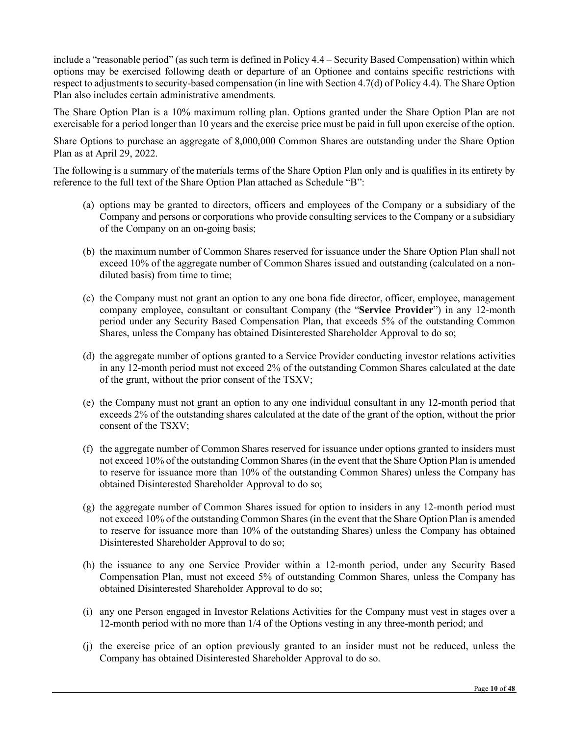include a "reasonable period" (as such term is defined in Policy 4.4 – Security Based Compensation) within which options may be exercised following death or departure of an Optionee and contains specific restrictions with respect to adjustments to security-based compensation (in line with Section 4.7(d) of Policy 4.4). The Share Option Plan also includes certain administrative amendments.

The Share Option Plan is a 10% maximum rolling plan. Options granted under the Share Option Plan are not exercisable for a period longer than 10 years and the exercise price must be paid in full upon exercise of the option.

Share Options to purchase an aggregate of 8,000,000 Common Shares are outstanding under the Share Option Plan as at April 29, 2022.

The following is a summary of the materials terms of the Share Option Plan only and is qualifies in its entirety by reference to the full text of the Share Option Plan attached as Schedule "B":

(a) options may be granted to directors, officers and employees of the Company or a subsidiary of the Company and persons or corporations who provide consulting services to the Company or a subsidiary of the Company on an on-going basis;

(b) the maximum number of Common Shares reserved for issuance under the Share Option Plan shall not exceed 10% of the aggregate number of Common Shares issued and outstanding (calculated on a non-diluted basis) from time to time;

(c) the Company must not grant an option to any one bona fide director, officer, employee, management company employee, consultant or consultant Company (the "**Service Provider**") in any 12-month period under any Security Based Compensation Plan, that exceeds 5% of the outstanding Common Shares, unless the Company has obtained Disinterested Shareholder Approval to do so;

(d) the aggregate number of options granted to a Service Provider conducting investor relations activities in any 12-month period must not exceed 2% of the outstanding Common Shares calculated at the date of the grant, without the prior consent of the TSXV;

(e) the Company must not grant an option to any one individual consultant in any 12-month period that exceeds 2% of the outstanding shares calculated at the date of the grant of the option, without the prior consent of the TSXV;

(f) the aggregate number of Common Shares reserved for issuance under options granted to insiders must not exceed 10% of the outstanding Common Shares (in the event that the Share Option Plan is amended to reserve for issuance more than 10% of the outstanding Common Shares) unless the Company has obtained Disinterested Shareholder Approval to do so;

(g) the aggregate number of Common Shares issued for option to insiders in any 12-month period must not exceed 10% of the outstanding Common Shares (in the event that the Share Option Plan is amended to reserve for issuance more than 10% of the outstanding Shares) unless the Company has obtained Disinterested Shareholder Approval to do so;

(h) the issuance to any one Service Provider within a 12-month period, under any Security Based Compensation Plan, must not exceed 5% of outstanding Common Shares, unless the Company has obtained Disinterested Shareholder Approval to do so;

(i) any one Person engaged in Investor Relations Activities for the Company must vest in stages over a 12-month period with no more than 1/4 of the Options vesting in any three-month period; and

(j) the exercise price of an option previously granted to an insider must not be reduced, unless the Company has obtained Disinterested Shareholder Approval to do so.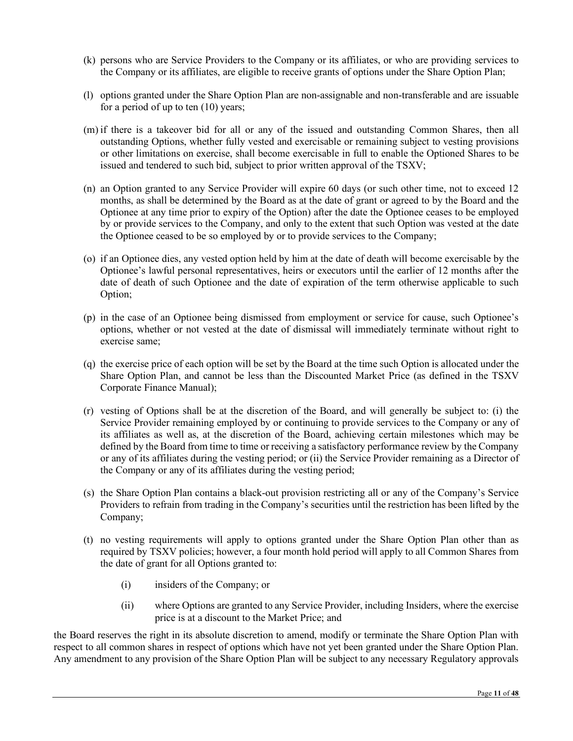(k) persons who are Service Providers to the Company or its affiliates, or who are providing services to the Company or its affiliates, are eligible to receive grants of options under the Share Option Plan;

(l) options granted under the Share Option Plan are non-assignable and non-transferable and are issuable for a period of up to ten (10) years;

(m) if there is a takeover bid for all or any of the issued and outstanding Common Shares, then all outstanding Options, whether fully vested and exercisable or remaining subject to vesting provisions or other limitations on exercise, shall become exercisable in full to enable the Optioned Shares to be issued and tendered to such bid, subject to prior written approval of the TSXV;

(n) an Option granted to any Service Provider will expire 60 days (or such other time, not to exceed 12 months, as shall be determined by the Board as at the date of grant or agreed to by the Board and the Optionee at any time prior to expiry of the Option) after the date the Optionee ceases to be employed by or provide services to the Company, and only to the extent that such Option was vested at the date the Optionee ceased to be so employed by or to provide services to the Company;

(o) if an Optionee dies, any vested option held by him at the date of death will become exercisable by the Optionee's lawful personal representatives, heirs or executors until the earlier of 12 months after the date of death of such Optionee and the date of expiration of the term otherwise applicable to such Option;

(p) in the case of an Optionee being dismissed from employment or service for cause, such Optionee's options, whether or not vested at the date of dismissal will immediately terminate without right to exercise same;

(q) the exercise price of each option will be set by the Board at the time such Option is allocated under the Share Option Plan, and cannot be less than the Discounted Market Price (as defined in the TSXV Corporate Finance Manual);

(r) vesting of Options shall be at the discretion of the Board, and will generally be subject to: (i) the Service Provider remaining employed by or continuing to provide services to the Company or any of its affiliates as well as, at the discretion of the Board, achieving certain milestones which may be defined by the Board from time to time or receiving a satisfactory performance review by the Company or any of its affiliates during the vesting period; or (ii) the Service Provider remaining as a Director of the Company or any of its affiliates during the vesting period;

(s) the Share Option Plan contains a black-out provision restricting all or any of the Company's Service Providers to refrain from trading in the Company's securities until the restriction has been lifted by the Company;

(t) no vesting requirements will apply to options granted under the Share Option Plan other than as required by TSXV policies; however, a four month hold period will apply to all Common Shares from the date of grant for all Options granted to:

   (i) insiders of the Company; or

   (ii) where Options are granted to any Service Provider, including Insiders, where the exercise price is at a discount to the Market Price; and

the Board reserves the right in its absolute discretion to amend, modify or terminate the Share Option Plan with respect to all common shares in respect of options which have not yet been granted under the Share Option Plan. Any amendment to any provision of the Share Option Plan will be subject to any necessary Regulatory approvals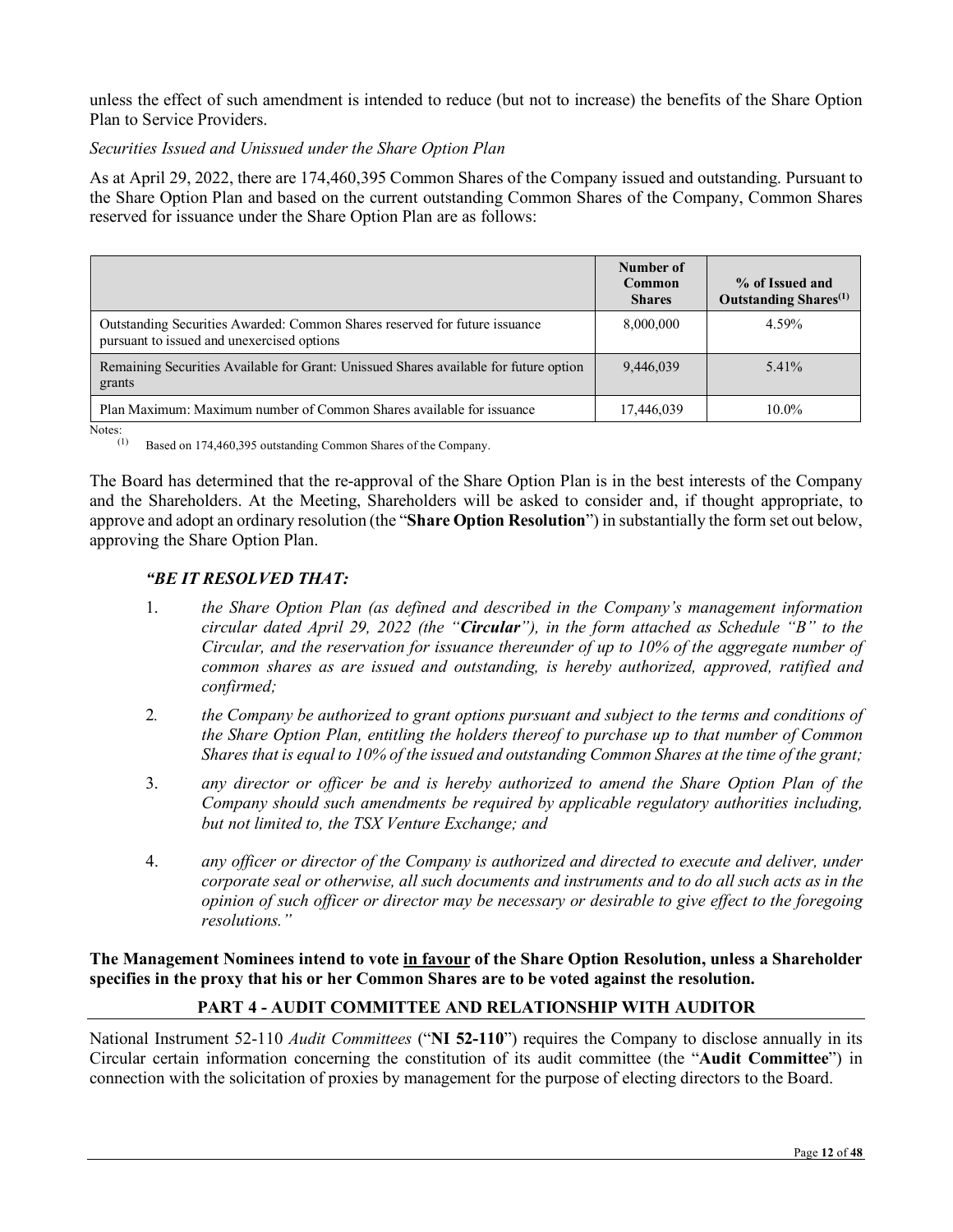unless the effect of such amendment is intended to reduce (but not to increase) the benefits of the Share Option Plan to Service Providers.

*Securities Issued and Unissued under the Share Option Plan*

As at April 29, 2022, there are 174,460,395 Common Shares of the Company issued and outstanding. Pursuant to the Share Option Plan and based on the current outstanding Common Shares of the Company, Common Shares reserved for issuance under the Share Option Plan are as follows:

| | Number of Common Shares | % of Issued and Outstanding Shares[(1)] |
|---|---|---|
| Outstanding Securities Awarded: Common Shares reserved for future issuance pursuant to issued and unexercised options | 8,000,000 | 4.59% |
| Remaining Securities Available for Grant: Unissued Shares available for future option grants | 9,446,039 | 5.41% |
| Plan Maximum: Maximum number of Common Shares available for issuance | 17,446,039 | 10.0% |

Notes:
(1) Based on 174,460,395 outstanding Common Shares of the Company.

The Board has determined that the re-approval of the Share Option Plan is in the best interests of the Company and the Shareholders. At the Meeting, Shareholders will be asked to consider and, if thought appropriate, to approve and adopt an ordinary resolution (the "**Share Option Resolution**") in substantially the form set out below, approving the Share Option Plan.

***"BE IT RESOLVED THAT:***

1. *the Share Option Plan (as defined and described in the Company's management information circular dated April 29, 2022 (the "**Circular**"), in the form attached as Schedule "B" to the Circular, and the reservation for issuance thereunder of up to 10% of the aggregate number of common shares as are issued and outstanding, is hereby authorized, approved, ratified and confirmed;*
2. *the Company be authorized to grant options pursuant and subject to the terms and conditions of the Share Option Plan, entitling the holders thereof to purchase up to that number of Common Shares that is equal to 10% of the issued and outstanding Common Shares at the time of the grant;*
3. *any director or officer be and is hereby authorized to amend the Share Option Plan of the Company should such amendments be required by applicable regulatory authorities including, but not limited to, the TSX Venture Exchange; and*
4. *any officer or director of the Company is authorized and directed to execute and deliver, under corporate seal or otherwise, all such documents and instruments and to do all such acts as in the opinion of such officer or director may be necessary or desirable to give effect to the foregoing resolutions."*

**The Management Nominees intend to vote <u>in favour</u> of the Share Option Resolution, unless a Shareholder specifies in the proxy that his or her Common Shares are to be voted against the resolution.**

## PART 4 - AUDIT COMMITTEE AND RELATIONSHIP WITH AUDITOR

National Instrument 52-110 *Audit Committees* ("**NI 52-110**") requires the Company to disclose annually in its Circular certain information concerning the constitution of its audit committee (the "**Audit Committee**") in connection with the solicitation of proxies by management for the purpose of electing directors to the Board.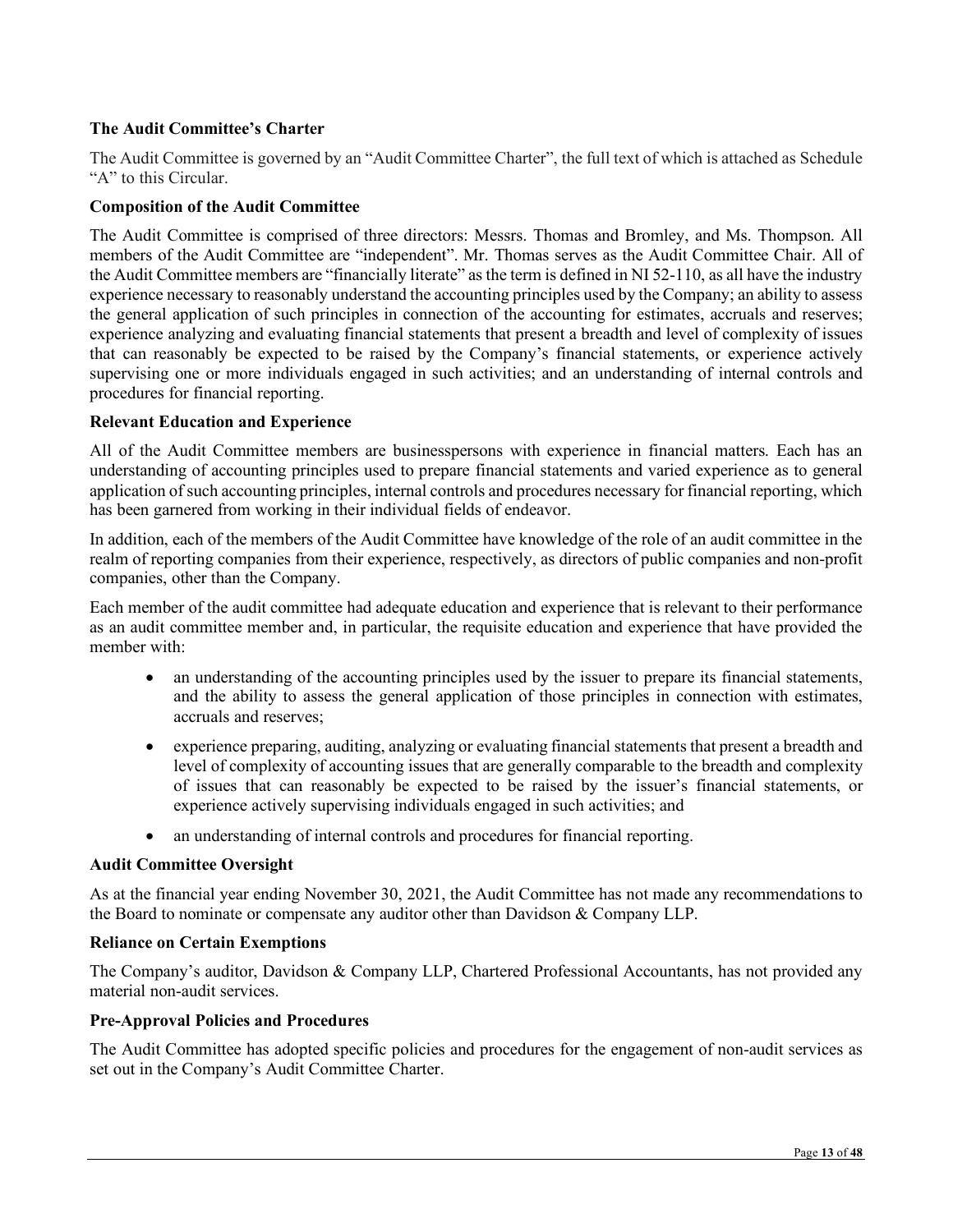### The Audit Committee's Charter

The Audit Committee is governed by an "Audit Committee Charter", the full text of which is attached as Schedule "A" to this Circular.

### Composition of the Audit Committee

The Audit Committee is comprised of three directors: Messrs. Thomas and Bromley, and Ms. Thompson. All members of the Audit Committee are "independent". Mr. Thomas serves as the Audit Committee Chair. All of the Audit Committee members are "financially literate" as the term is defined in NI 52-110, as all have the industry experience necessary to reasonably understand the accounting principles used by the Company; an ability to assess the general application of such principles in connection of the accounting for estimates, accruals and reserves; experience analyzing and evaluating financial statements that present a breadth and level of complexity of issues that can reasonably be expected to be raised by the Company's financial statements, or experience actively supervising one or more individuals engaged in such activities; and an understanding of internal controls and procedures for financial reporting.

### Relevant Education and Experience

All of the Audit Committee members are businesspersons with experience in financial matters. Each has an understanding of accounting principles used to prepare financial statements and varied experience as to general application of such accounting principles, internal controls and procedures necessary for financial reporting, which has been garnered from working in their individual fields of endeavor.

In addition, each of the members of the Audit Committee have knowledge of the role of an audit committee in the realm of reporting companies from their experience, respectively, as directors of public companies and non-profit companies, other than the Company.

Each member of the audit committee had adequate education and experience that is relevant to their performance as an audit committee member and, in particular, the requisite education and experience that have provided the member with:

- an understanding of the accounting principles used by the issuer to prepare its financial statements, and the ability to assess the general application of those principles in connection with estimates, accruals and reserves;
- experience preparing, auditing, analyzing or evaluating financial statements that present a breadth and level of complexity of accounting issues that are generally comparable to the breadth and complexity of issues that can reasonably be expected to be raised by the issuer's financial statements, or experience actively supervising individuals engaged in such activities; and
- an understanding of internal controls and procedures for financial reporting.

### Audit Committee Oversight

As at the financial year ending November 30, 2021, the Audit Committee has not made any recommendations to the Board to nominate or compensate any auditor other than Davidson & Company LLP.

### Reliance on Certain Exemptions

The Company's auditor, Davidson & Company LLP, Chartered Professional Accountants, has not provided any material non-audit services.

### Pre-Approval Policies and Procedures

The Audit Committee has adopted specific policies and procedures for the engagement of non-audit services as set out in the Company's Audit Committee Charter.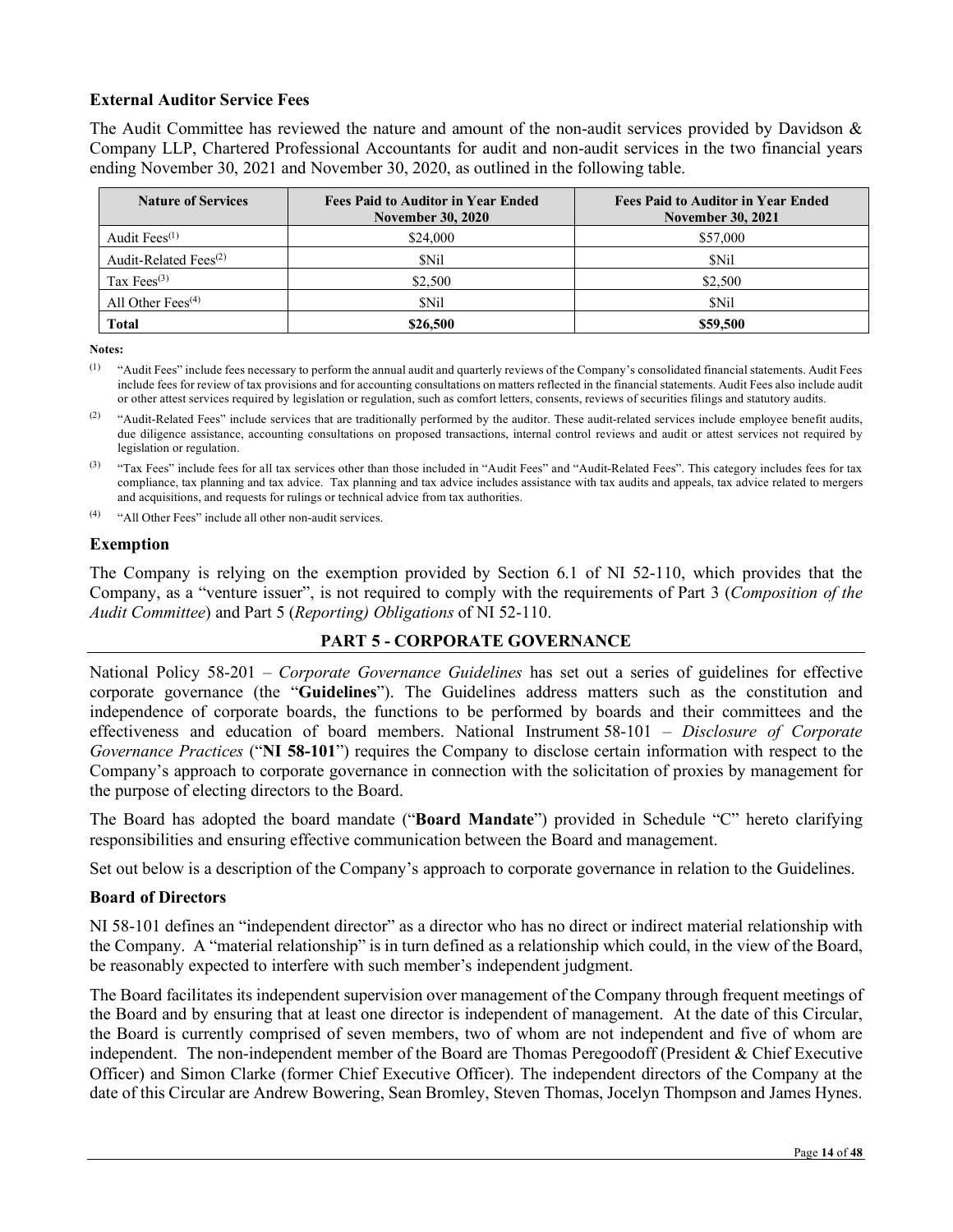### External Auditor Service Fees

The Audit Committee has reviewed the nature and amount of the non-audit services provided by Davidson & Company LLP, Chartered Professional Accountants for audit and non-audit services in the two financial years ending November 30, 2021 and November 30, 2020, as outlined in the following table.

| Nature of Services | Fees Paid to Auditor in Year Ended November 30, 2020 | Fees Paid to Auditor in Year Ended November 30, 2021 |
|---|---|---|
| Audit Fees[(1)] | $24,000 | $57,000 |
| Audit-Related Fees[(2)] | $Nil | $Nil |
| Tax Fees[(3)] | $2,500 | $2,500 |
| All Other Fees[(4)] | $Nil | $Nil |
| **Total** | **$26,500** | **$59,500** |

**Notes:**

(1) "Audit Fees" include fees necessary to perform the annual audit and quarterly reviews of the Company's consolidated financial statements. Audit Fees include fees for review of tax provisions and for accounting consultations on matters reflected in the financial statements. Audit Fees also include audit or other attest services required by legislation or regulation, such as comfort letters, consents, reviews of securities filings and statutory audits.

(2) "Audit-Related Fees" include services that are traditionally performed by the auditor. These audit-related services include employee benefit audits, due diligence assistance, accounting consultations on proposed transactions, internal control reviews and audit or attest services not required by legislation or regulation.

(3) "Tax Fees" include fees for all tax services other than those included in "Audit Fees" and "Audit-Related Fees". This category includes fees for tax compliance, tax planning and tax advice. Tax planning and tax advice includes assistance with tax audits and appeals, tax advice related to mergers and acquisitions, and requests for rulings or technical advice from tax authorities.

(4) "All Other Fees" include all other non-audit services.

### Exemption

The Company is relying on the exemption provided by Section 6.1 of NI 52-110, which provides that the Company, as a "venture issuer", is not required to comply with the requirements of Part 3 (*Composition of the Audit Committee*) and Part 5 (*Reporting) Obligations* of NI 52-110.

## PART 5 - CORPORATE GOVERNANCE

National Policy 58-201 – *Corporate Governance Guidelines* has set out a series of guidelines for effective corporate governance (the "**Guidelines**"). The Guidelines address matters such as the constitution and independence of corporate boards, the functions to be performed by boards and their committees and the effectiveness and education of board members. National Instrument 58-101 – *Disclosure of Corporate Governance Practices* ("**NI 58-101**") requires the Company to disclose certain information with respect to the Company's approach to corporate governance in connection with the solicitation of proxies by management for the purpose of electing directors to the Board.

The Board has adopted the board mandate ("**Board Mandate**") provided in Schedule "C" hereto clarifying responsibilities and ensuring effective communication between the Board and management.

Set out below is a description of the Company's approach to corporate governance in relation to the Guidelines.

### Board of Directors

NI 58-101 defines an "independent director" as a director who has no direct or indirect material relationship with the Company. A "material relationship" is in turn defined as a relationship which could, in the view of the Board, be reasonably expected to interfere with such member's independent judgment.

The Board facilitates its independent supervision over management of the Company through frequent meetings of the Board and by ensuring that at least one director is independent of management. At the date of this Circular, the Board is currently comprised of seven members, two of whom are not independent and five of whom are independent. The non-independent member of the Board are Thomas Peregoodoff (President & Chief Executive Officer) and Simon Clarke (former Chief Executive Officer). The independent directors of the Company at the date of this Circular are Andrew Bowering, Sean Bromley, Steven Thomas, Jocelyn Thompson and James Hynes.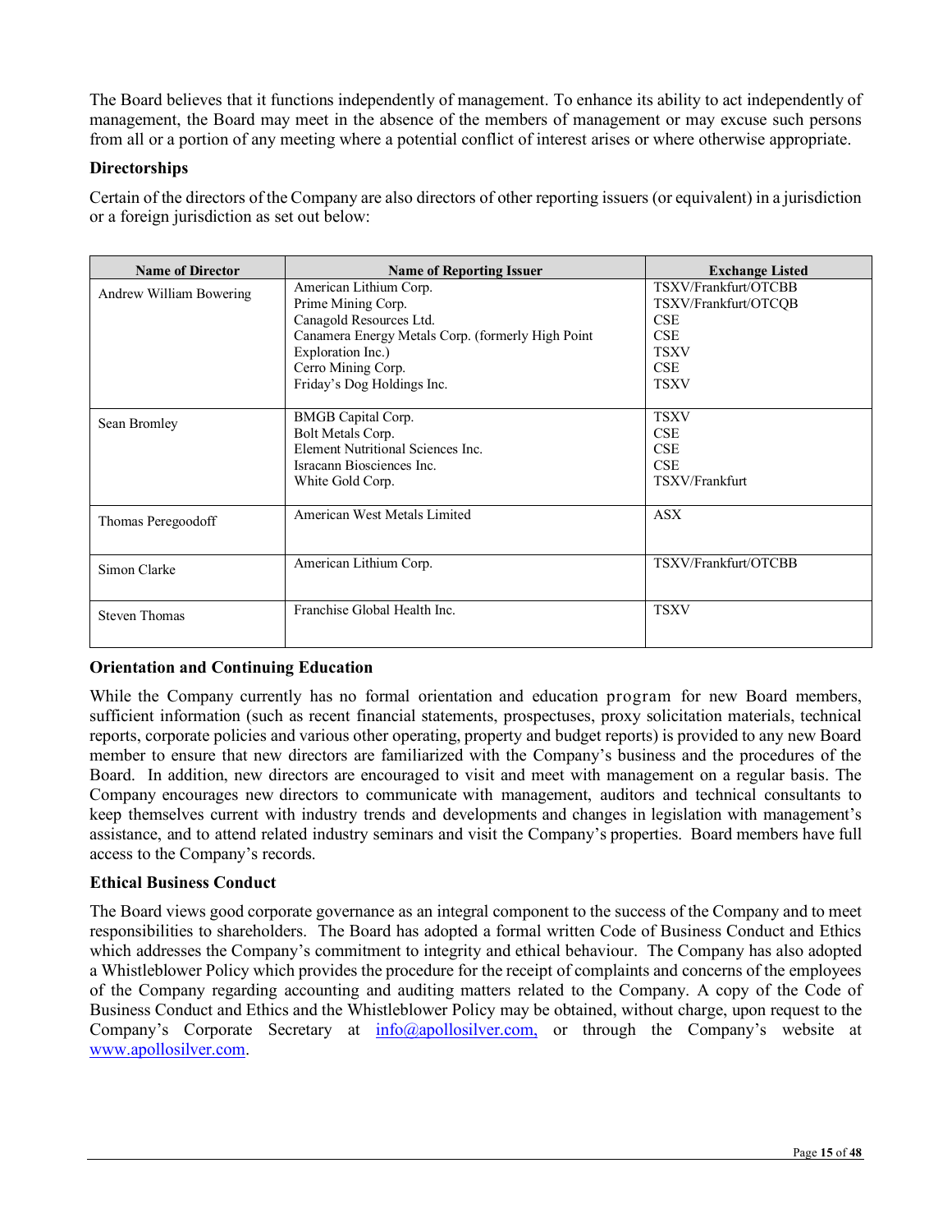The Board believes that it functions independently of management. To enhance its ability to act independently of management, the Board may meet in the absence of the members of management or may excuse such persons from all or a portion of any meeting where a potential conflict of interest arises or where otherwise appropriate.

### Directorships

Certain of the directors of the Company are also directors of other reporting issuers (or equivalent) in a jurisdiction or a foreign jurisdiction as set out below:

| Name of Director | Name of Reporting Issuer | Exchange Listed |
|---|---|---|
| Andrew William Bowering | American Lithium Corp.<br>Prime Mining Corp.<br>Canagold Resources Ltd.<br>Canamera Energy Metals Corp. (formerly High Point Exploration Inc.)<br>Cerro Mining Corp.<br>Friday's Dog Holdings Inc. | TSXV/Frankfurt/OTCBB<br>TSXV/Frankfurt/OTCQB<br>CSE<br>CSE<br>TSXV<br>CSE<br>TSXV |
| Sean Bromley | BMGB Capital Corp.<br>Bolt Metals Corp.<br>Element Nutritional Sciences Inc.<br>Isracann Biosciences Inc.<br>White Gold Corp. | TSXV<br>CSE<br>CSE<br>CSE<br>TSXV/Frankfurt |
| Thomas Peregoodoff | American West Metals Limited | ASX |
| Simon Clarke | American Lithium Corp. | TSXV/Frankfurt/OTCBB |
| Steven Thomas | Franchise Global Health Inc. | TSXV |

### Orientation and Continuing Education

While the Company currently has no formal orientation and education program for new Board members, sufficient information (such as recent financial statements, prospectuses, proxy solicitation materials, technical reports, corporate policies and various other operating, property and budget reports) is provided to any new Board member to ensure that new directors are familiarized with the Company's business and the procedures of the Board. In addition, new directors are encouraged to visit and meet with management on a regular basis. The Company encourages new directors to communicate with management, auditors and technical consultants to keep themselves current with industry trends and developments and changes in legislation with management's assistance, and to attend related industry seminars and visit the Company's properties. Board members have full access to the Company's records.

### Ethical Business Conduct

The Board views good corporate governance as an integral component to the success of the Company and to meet responsibilities to shareholders. The Board has adopted a formal written Code of Business Conduct and Ethics which addresses the Company's commitment to integrity and ethical behaviour. The Company has also adopted a Whistleblower Policy which provides the procedure for the receipt of complaints and concerns of the employees of the Company regarding accounting and auditing matters related to the Company. A copy of the Code of Business Conduct and Ethics and the Whistleblower Policy may be obtained, without charge, upon request to the Company's Corporate Secretary at info@apollosilver.com, or through the Company's website at www.apollosilver.com.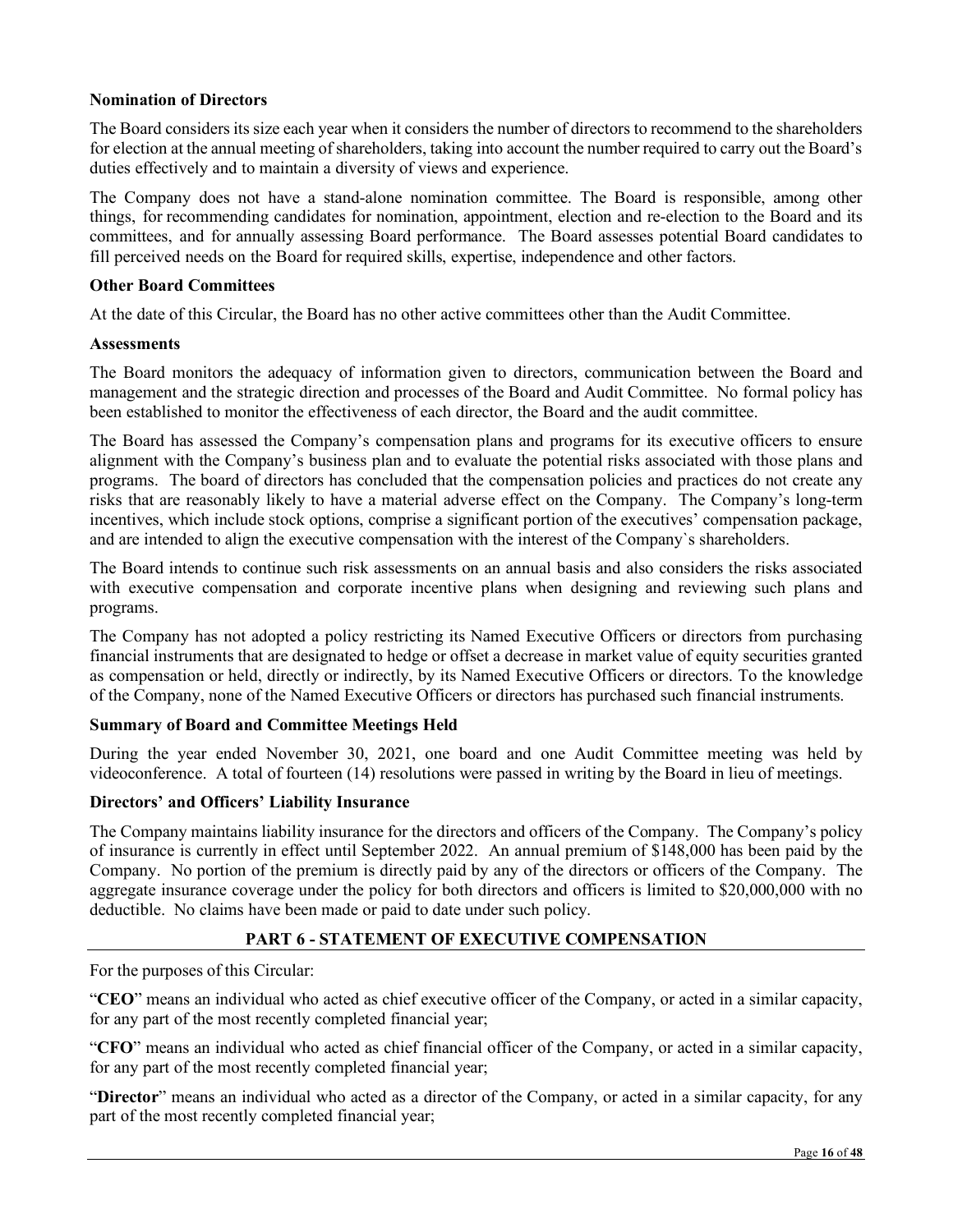**Nomination of Directors**

The Board considers its size each year when it considers the number of directors to recommend to the shareholders for election at the annual meeting of shareholders, taking into account the number required to carry out the Board's duties effectively and to maintain a diversity of views and experience.

The Company does not have a stand-alone nomination committee. The Board is responsible, among other things, for recommending candidates for nomination, appointment, election and re-election to the Board and its committees, and for annually assessing Board performance. The Board assesses potential Board candidates to fill perceived needs on the Board for required skills, expertise, independence and other factors.

**Other Board Committees**

At the date of this Circular, the Board has no other active committees other than the Audit Committee.

**Assessments**

The Board monitors the adequacy of information given to directors, communication between the Board and management and the strategic direction and processes of the Board and Audit Committee. No formal policy has been established to monitor the effectiveness of each director, the Board and the audit committee.

The Board has assessed the Company's compensation plans and programs for its executive officers to ensure alignment with the Company's business plan and to evaluate the potential risks associated with those plans and programs. The board of directors has concluded that the compensation policies and practices do not create any risks that are reasonably likely to have a material adverse effect on the Company. The Company's long-term incentives, which include stock options, comprise a significant portion of the executives' compensation package, and are intended to align the executive compensation with the interest of the Company`s shareholders.

The Board intends to continue such risk assessments on an annual basis and also considers the risks associated with executive compensation and corporate incentive plans when designing and reviewing such plans and programs.

The Company has not adopted a policy restricting its Named Executive Officers or directors from purchasing financial instruments that are designated to hedge or offset a decrease in market value of equity securities granted as compensation or held, directly or indirectly, by its Named Executive Officers or directors. To the knowledge of the Company, none of the Named Executive Officers or directors has purchased such financial instruments.

**Summary of Board and Committee Meetings Held**

During the year ended November 30, 2021, one board and one Audit Committee meeting was held by videoconference. A total of fourteen (14) resolutions were passed in writing by the Board in lieu of meetings.

**Directors' and Officers' Liability Insurance**

The Company maintains liability insurance for the directors and officers of the Company. The Company's policy of insurance is currently in effect until September 2022. An annual premium of $148,000 has been paid by the Company. No portion of the premium is directly paid by any of the directors or officers of the Company. The aggregate insurance coverage under the policy for both directors and officers is limited to $20,000,000 with no deductible. No claims have been made or paid to date under such policy.

## PART 6 - STATEMENT OF EXECUTIVE COMPENSATION

For the purposes of this Circular:

"**CEO**" means an individual who acted as chief executive officer of the Company, or acted in a similar capacity, for any part of the most recently completed financial year;

"**CFO**" means an individual who acted as chief financial officer of the Company, or acted in a similar capacity, for any part of the most recently completed financial year;

"**Director**" means an individual who acted as a director of the Company, or acted in a similar capacity, for any part of the most recently completed financial year;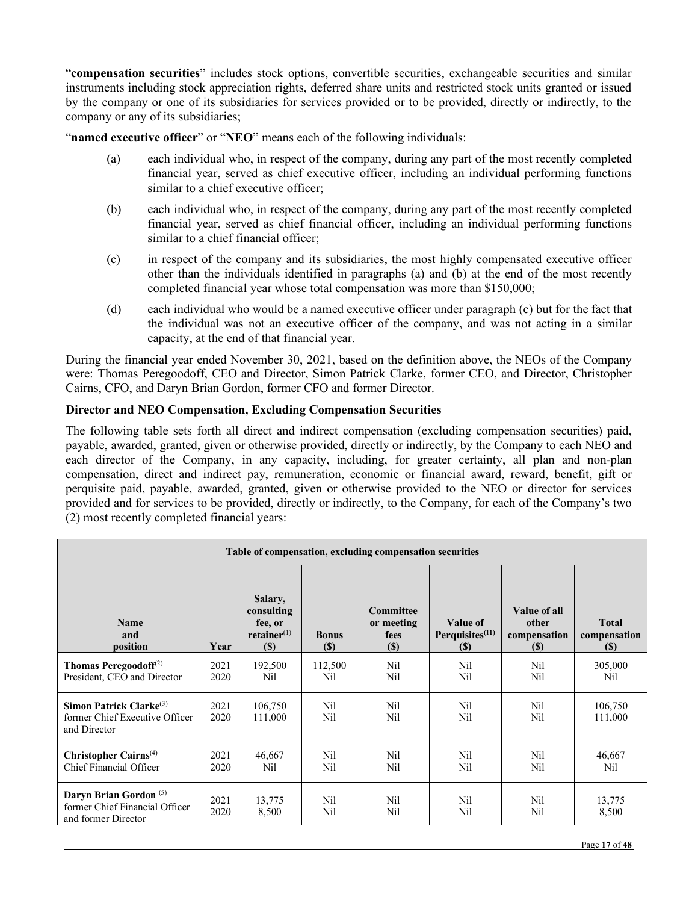"**compensation securities**" includes stock options, convertible securities, exchangeable securities and similar instruments including stock appreciation rights, deferred share units and restricted stock units granted or issued by the company or one of its subsidiaries for services provided or to be provided, directly or indirectly, to the company or any of its subsidiaries;

"**named executive officer**" or "**NEO**" means each of the following individuals:

(a) each individual who, in respect of the company, during any part of the most recently completed financial year, served as chief executive officer, including an individual performing functions similar to a chief executive officer;

(b) each individual who, in respect of the company, during any part of the most recently completed financial year, served as chief financial officer, including an individual performing functions similar to a chief financial officer;

(c) in respect of the company and its subsidiaries, the most highly compensated executive officer other than the individuals identified in paragraphs (a) and (b) at the end of the most recently completed financial year whose total compensation was more than $150,000;

(d) each individual who would be a named executive officer under paragraph (c) but for the fact that the individual was not an executive officer of the company, and was not acting in a similar capacity, at the end of that financial year.

During the financial year ended November 30, 2021, based on the definition above, the NEOs of the Company were: Thomas Peregoodoff, CEO and Director, Simon Patrick Clarke, former CEO, and Director, Christopher Cairns, CFO, and Daryn Brian Gordon, former CFO and former Director.

**Director and NEO Compensation, Excluding Compensation Securities**

The following table sets forth all direct and indirect compensation (excluding compensation securities) paid, payable, awarded, granted, given or otherwise provided, directly or indirectly, by the Company to each NEO and each director of the Company, in any capacity, including, for greater certainty, all plan and non-plan compensation, direct and indirect pay, remuneration, economic or financial award, reward, benefit, gift or perquisite paid, payable, awarded, granted, given or otherwise provided to the NEO or director for services provided and for services to be provided, directly or indirectly, to the Company, for each of the Company's two (2) most recently completed financial years:

| Table of compensation, excluding compensation securities | | | | | | | |
|---|---|---|---|---|---|---|---|
| **Name and position** | **Year** | **Salary, consulting fee, or retainer[1] ($)** | **Bonus ($)** | **Committee or meeting fees ($)** | **Value of Perquisites[11] ($)** | **Value of all other compensation ($)** | **Total compensation ($)** |
| **Thomas Peregoodoff[2]** President, CEO and Director | 2021<br>2020 | 192,500<br>Nil | 112,500<br>Nil | Nil<br>Nil | Nil<br>Nil | Nil<br>Nil | 305,000<br>Nil |
| **Simon Patrick Clarke[3]** former Chief Executive Officer and Director | 2021<br>2020 | 106,750<br>111,000 | Nil<br>Nil | Nil<br>Nil | Nil<br>Nil | Nil<br>Nil | 106,750<br>111,000 |
| **Christopher Cairns[4]** Chief Financial Officer | 2021<br>2020 | 46,667<br>Nil | Nil<br>Nil | Nil<br>Nil | Nil<br>Nil | Nil<br>Nil | 46,667<br>Nil |
| **Daryn Brian Gordon [5]** former Chief Financial Officer and former Director | 2021<br>2020 | 13,775<br>8,500 | Nil<br>Nil | Nil<br>Nil | Nil<br>Nil | Nil<br>Nil | 13,775<br>8,500 |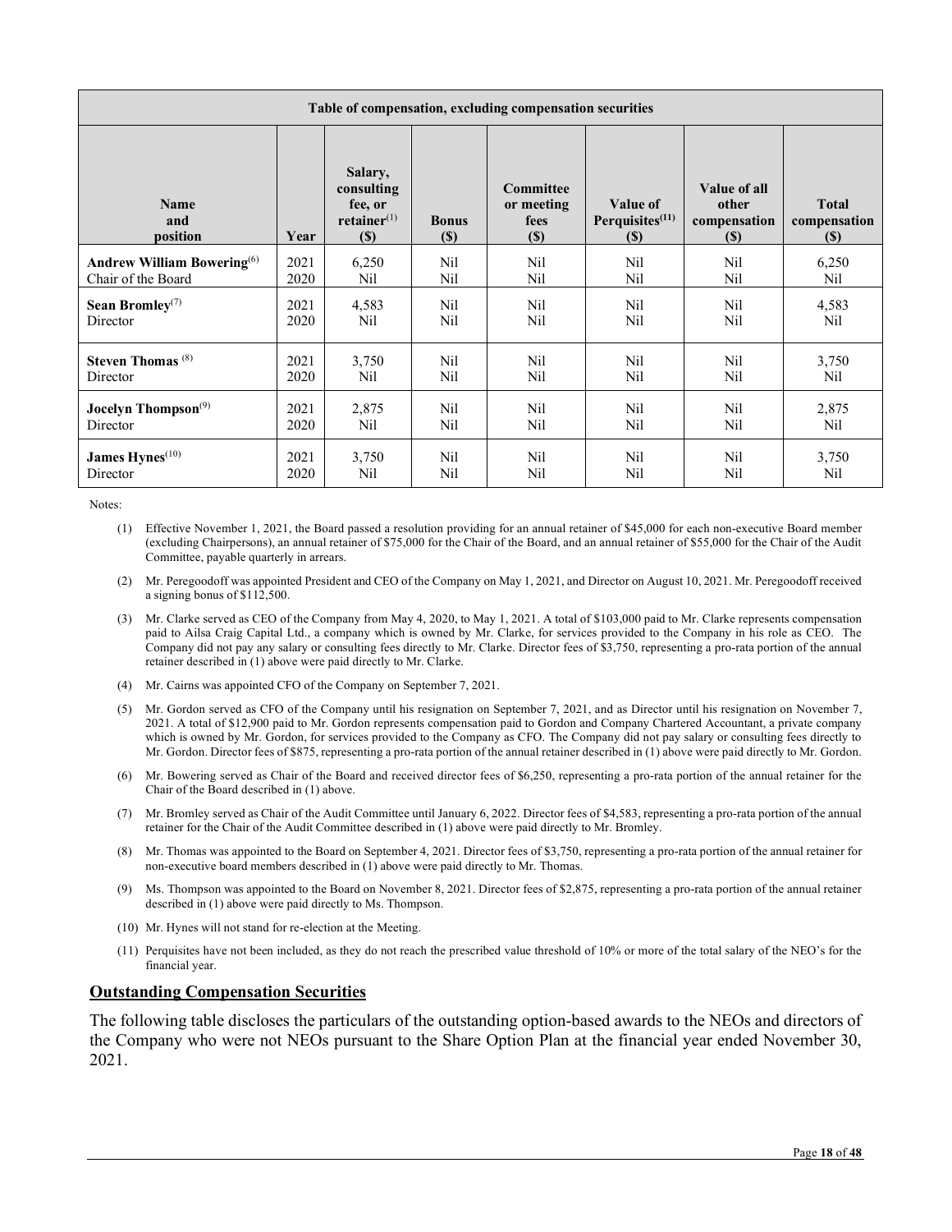| Table of compensation, excluding compensation securities | | | | | | | |
|---|---|---|---|---|---|---|---|
| **Name and position** | **Year** | **Salary, consulting fee, or retainer[(1)] ($)** | **Bonus ($)** | **Committee or meeting fees ($)** | **Value of Perquisites[(11)] ($)** | **Value of all other compensation ($)** | **Total compensation ($)** |
| **Andrew William Bowering**[(6)]<br>Chair of the Board | 2021<br>2020 | 6,250<br>Nil | Nil<br>Nil | Nil<br>Nil | Nil<br>Nil | Nil<br>Nil | 6,250<br>Nil |
| **Sean Bromley**[(7)]<br>Director | 2021<br>2020 | 4,583<br>Nil | Nil<br>Nil | Nil<br>Nil | Nil<br>Nil | Nil<br>Nil | 4,583<br>Nil |
| **Steven Thomas** [(8)]<br>Director | 2021<br>2020 | 3,750<br>Nil | Nil<br>Nil | Nil<br>Nil | Nil<br>Nil | Nil<br>Nil | 3,750<br>Nil |
| **Jocelyn Thompson**[(9)]<br>Director | 2021<br>2020 | 2,875<br>Nil | Nil<br>Nil | Nil<br>Nil | Nil<br>Nil | Nil<br>Nil | 2,875<br>Nil |
| **James Hynes**[(10)]<br>Director | 2021<br>2020 | 3,750<br>Nil | Nil<br>Nil | Nil<br>Nil | Nil<br>Nil | Nil<br>Nil | 3,750<br>Nil |

Notes:

(1) Effective November 1, 2021, the Board passed a resolution providing for an annual retainer of $45,000 for each non-executive Board member (excluding Chairpersons), an annual retainer of $75,000 for the Chair of the Board, and an annual retainer of $55,000 for the Chair of the Audit Committee, payable quarterly in arrears.

(2) Mr. Peregoodoff was appointed President and CEO of the Company on May 1, 2021, and Director on August 10, 2021. Mr. Peregoodoff received a signing bonus of $112,500.

(3) Mr. Clarke served as CEO of the Company from May 4, 2020, to May 1, 2021. A total of $103,000 paid to Mr. Clarke represents compensation paid to Ailsa Craig Capital Ltd., a company which is owned by Mr. Clarke, for services provided to the Company in his role as CEO. The Company did not pay any salary or consulting fees directly to Mr. Clarke. Director fees of $3,750, representing a pro-rata portion of the annual retainer described in (1) above were paid directly to Mr. Clarke.

(4) Mr. Cairns was appointed CFO of the Company on September 7, 2021.

(5) Mr. Gordon served as CFO of the Company until his resignation on September 7, 2021, and as Director until his resignation on November 7, 2021. A total of $12,900 paid to Mr. Gordon represents compensation paid to Gordon and Company Chartered Accountant, a private company which is owned by Mr. Gordon, for services provided to the Company as CFO. The Company did not pay salary or consulting fees directly to Mr. Gordon. Director fees of $875, representing a pro-rata portion of the annual retainer described in (1) above were paid directly to Mr. Gordon.

(6) Mr. Bowering served as Chair of the Board and received director fees of $6,250, representing a pro-rata portion of the annual retainer for the Chair of the Board described in (1) above.

(7) Mr. Bromley served as Chair of the Audit Committee until January 6, 2022. Director fees of $4,583, representing a pro-rata portion of the annual retainer for the Chair of the Audit Committee described in (1) above were paid directly to Mr. Bromley.

(8) Mr. Thomas was appointed to the Board on September 4, 2021. Director fees of $3,750, representing a pro-rata portion of the annual retainer for non-executive board members described in (1) above were paid directly to Mr. Thomas.

(9) Ms. Thompson was appointed to the Board on November 8, 2021. Director fees of $2,875, representing a pro-rata portion of the annual retainer described in (1) above were paid directly to Ms. Thompson.

(10) Mr. Hynes will not stand for re-election at the Meeting.

(11) Perquisites have not been included, as they do not reach the prescribed value threshold of 10% or more of the total salary of the NEO's for the financial year.

## Outstanding Compensation Securities

The following table discloses the particulars of the outstanding option-based awards to the NEOs and directors of the Company who were not NEOs pursuant to the Share Option Plan at the financial year ended November 30, 2021.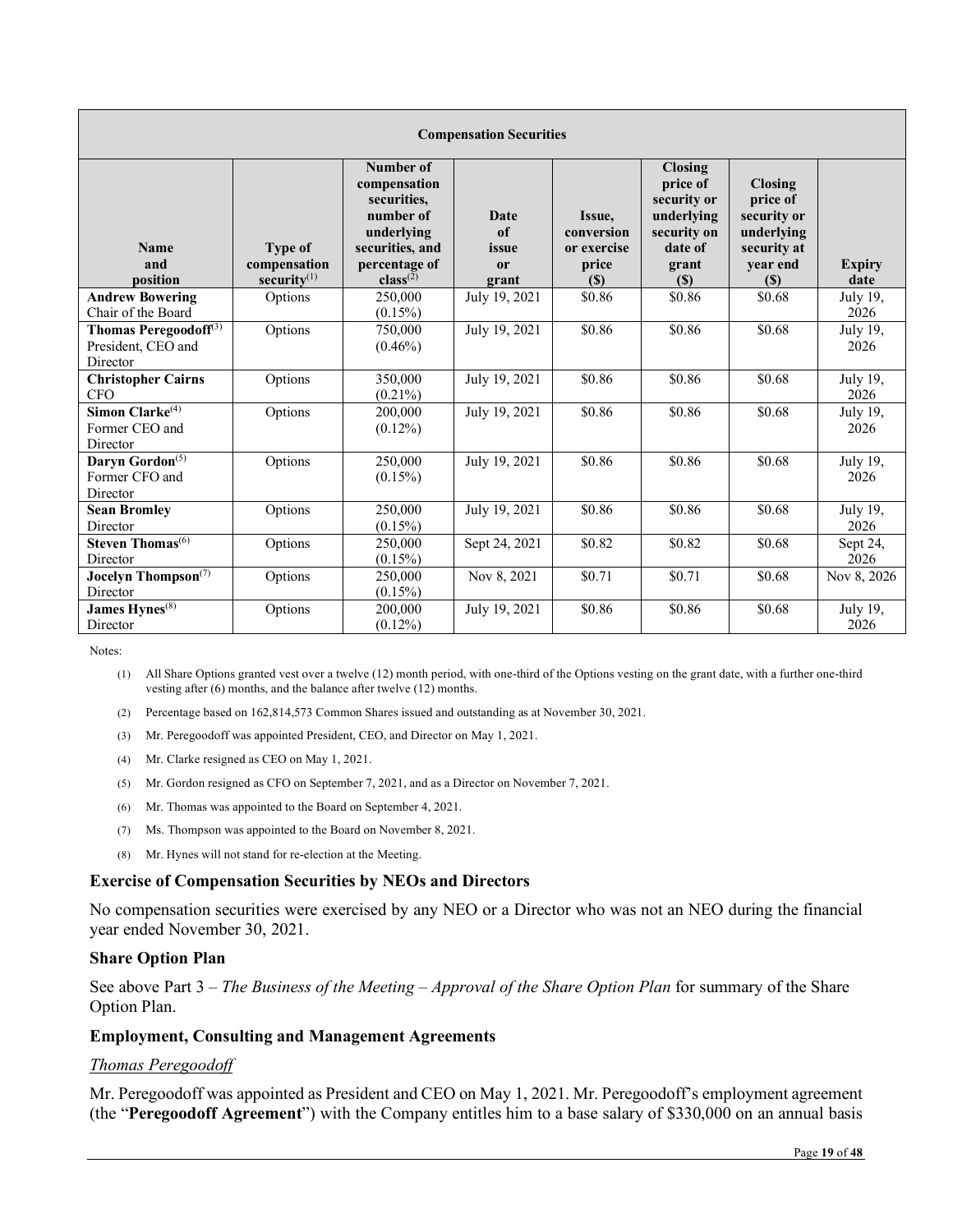| Compensation Securities | | | | | | | |
|---|---|---|---|---|---|---|---|
| **Name and position** | **Type of compensation security**[1] | **Number of compensation securities, number of underlying securities, and percentage of class**[2] | **Date of issue or grant** | **Issue, conversion or exercise price ($)** | **Closing price of security or underlying security on date of grant ($)** | **Closing price of security or underlying security at year end ($)** | **Expiry date** |
| **Andrew Bowering** Chair of the Board | Options | 250,000 (0.15%) | July 19, 2021 | $0.86 | $0.86 | $0.68 | July 19, 2026 |
| **Thomas Peregoodoff**[3] President, CEO and Director | Options | 750,000 (0.46%) | July 19, 2021 | $0.86 | $0.86 | $0.68 | July 19, 2026 |
| **Christopher Cairns** CFO | Options | 350,000 (0.21%) | July 19, 2021 | $0.86 | $0.86 | $0.68 | July 19, 2026 |
| **Simon Clarke**[4] Former CEO and Director | Options | 200,000 (0.12%) | July 19, 2021 | $0.86 | $0.86 | $0.68 | July 19, 2026 |
| **Daryn Gordon**[5] Former CFO and Director | Options | 250,000 (0.15%) | July 19, 2021 | $0.86 | $0.86 | $0.68 | July 19, 2026 |
| **Sean Bromley** Director | Options | 250,000 (0.15%) | July 19, 2021 | $0.86 | $0.86 | $0.68 | July 19, 2026 |
| **Steven Thomas**[6] Director | Options | 250,000 (0.15%) | Sept 24, 2021 | $0.82 | $0.82 | $0.68 | Sept 24, 2026 |
| **Jocelyn Thompson**[7] Director | Options | 250,000 (0.15%) | Nov 8, 2021 | $0.71 | $0.71 | $0.68 | Nov 8, 2026 |
| **James Hynes**[8] Director | Options | 200,000 (0.12%) | July 19, 2021 | $0.86 | $0.86 | $0.68 | July 19, 2026 |

Notes:

(1) All Share Options granted vest over a twelve (12) month period, with one-third of the Options vesting on the grant date, with a further one-third vesting after (6) months, and the balance after twelve (12) months.

(2) Percentage based on 162,814,573 Common Shares issued and outstanding as at November 30, 2021.

(3) Mr. Peregoodoff was appointed President, CEO, and Director on May 1, 2021.

(4) Mr. Clarke resigned as CEO on May 1, 2021.

(5) Mr. Gordon resigned as CFO on September 7, 2021, and as a Director on November 7, 2021.

(6) Mr. Thomas was appointed to the Board on September 4, 2021.

(7) Ms. Thompson was appointed to the Board on November 8, 2021.

(8) Mr. Hynes will not stand for re-election at the Meeting.

### Exercise of Compensation Securities by NEOs and Directors

No compensation securities were exercised by any NEO or a Director who was not an NEO during the financial year ended November 30, 2021.

### Share Option Plan

See above Part 3 – *The Business of the Meeting – Approval of the Share Option Plan* for summary of the Share Option Plan.

### Employment, Consulting and Management Agreements

*Thomas Peregoodoff*

Mr. Peregoodoff was appointed as President and CEO on May 1, 2021. Mr. Peregoodoff's employment agreement (the "**Peregoodoff Agreement**") with the Company entitles him to a base salary of $330,000 on an annual basis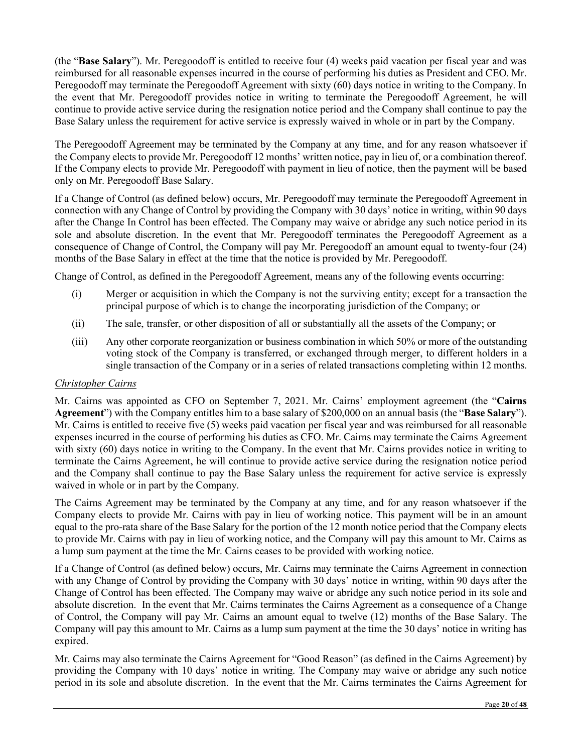(the "**Base Salary**"). Mr. Peregoodoff is entitled to receive four (4) weeks paid vacation per fiscal year and was reimbursed for all reasonable expenses incurred in the course of performing his duties as President and CEO. Mr. Peregoodoff may terminate the Peregoodoff Agreement with sixty (60) days notice in writing to the Company. In the event that Mr. Peregoodoff provides notice in writing to terminate the Peregoodoff Agreement, he will continue to provide active service during the resignation notice period and the Company shall continue to pay the Base Salary unless the requirement for active service is expressly waived in whole or in part by the Company.

The Peregoodoff Agreement may be terminated by the Company at any time, and for any reason whatsoever if the Company elects to provide Mr. Peregoodoff 12 months' written notice, pay in lieu of, or a combination thereof. If the Company elects to provide Mr. Peregoodoff with payment in lieu of notice, then the payment will be based only on Mr. Peregoodoff Base Salary.

If a Change of Control (as defined below) occurs, Mr. Peregoodoff may terminate the Peregoodoff Agreement in connection with any Change of Control by providing the Company with 30 days' notice in writing, within 90 days after the Change In Control has been effected. The Company may waive or abridge any such notice period in its sole and absolute discretion. In the event that Mr. Peregoodoff terminates the Peregoodoff Agreement as a consequence of Change of Control, the Company will pay Mr. Peregoodoff an amount equal to twenty-four (24) months of the Base Salary in effect at the time that the notice is provided by Mr. Peregoodoff.

Change of Control, as defined in the Peregoodoff Agreement, means any of the following events occurring:

(i) Merger or acquisition in which the Company is not the surviving entity; except for a transaction the principal purpose of which is to change the incorporating jurisdiction of the Company; or

(ii) The sale, transfer, or other disposition of all or substantially all the assets of the Company; or

(iii) Any other corporate reorganization or business combination in which 50% or more of the outstanding voting stock of the Company is transferred, or exchanged through merger, to different holders in a single transaction of the Company or in a series of related transactions completing within 12 months.

*Christopher Cairns*

Mr. Cairns was appointed as CFO on September 7, 2021. Mr. Cairns' employment agreement (the "**Cairns Agreement**") with the Company entitles him to a base salary of $200,000 on an annual basis (the "**Base Salary**"). Mr. Cairns is entitled to receive five (5) weeks paid vacation per fiscal year and was reimbursed for all reasonable expenses incurred in the course of performing his duties as CFO. Mr. Cairns may terminate the Cairns Agreement with sixty (60) days notice in writing to the Company. In the event that Mr. Cairns provides notice in writing to terminate the Cairns Agreement, he will continue to provide active service during the resignation notice period and the Company shall continue to pay the Base Salary unless the requirement for active service is expressly waived in whole or in part by the Company.

The Cairns Agreement may be terminated by the Company at any time, and for any reason whatsoever if the Company elects to provide Mr. Cairns with pay in lieu of working notice. This payment will be in an amount equal to the pro-rata share of the Base Salary for the portion of the 12 month notice period that the Company elects to provide Mr. Cairns with pay in lieu of working notice, and the Company will pay this amount to Mr. Cairns as a lump sum payment at the time the Mr. Cairns ceases to be provided with working notice.

If a Change of Control (as defined below) occurs, Mr. Cairns may terminate the Cairns Agreement in connection with any Change of Control by providing the Company with 30 days' notice in writing, within 90 days after the Change of Control has been effected. The Company may waive or abridge any such notice period in its sole and absolute discretion. In the event that Mr. Cairns terminates the Cairns Agreement as a consequence of a Change of Control, the Company will pay Mr. Cairns an amount equal to twelve (12) months of the Base Salary. The Company will pay this amount to Mr. Cairns as a lump sum payment at the time the 30 days' notice in writing has expired.

Mr. Cairns may also terminate the Cairns Agreement for "Good Reason" (as defined in the Cairns Agreement) by providing the Company with 10 days' notice in writing. The Company may waive or abridge any such notice period in its sole and absolute discretion. In the event that the Mr. Cairns terminates the Cairns Agreement for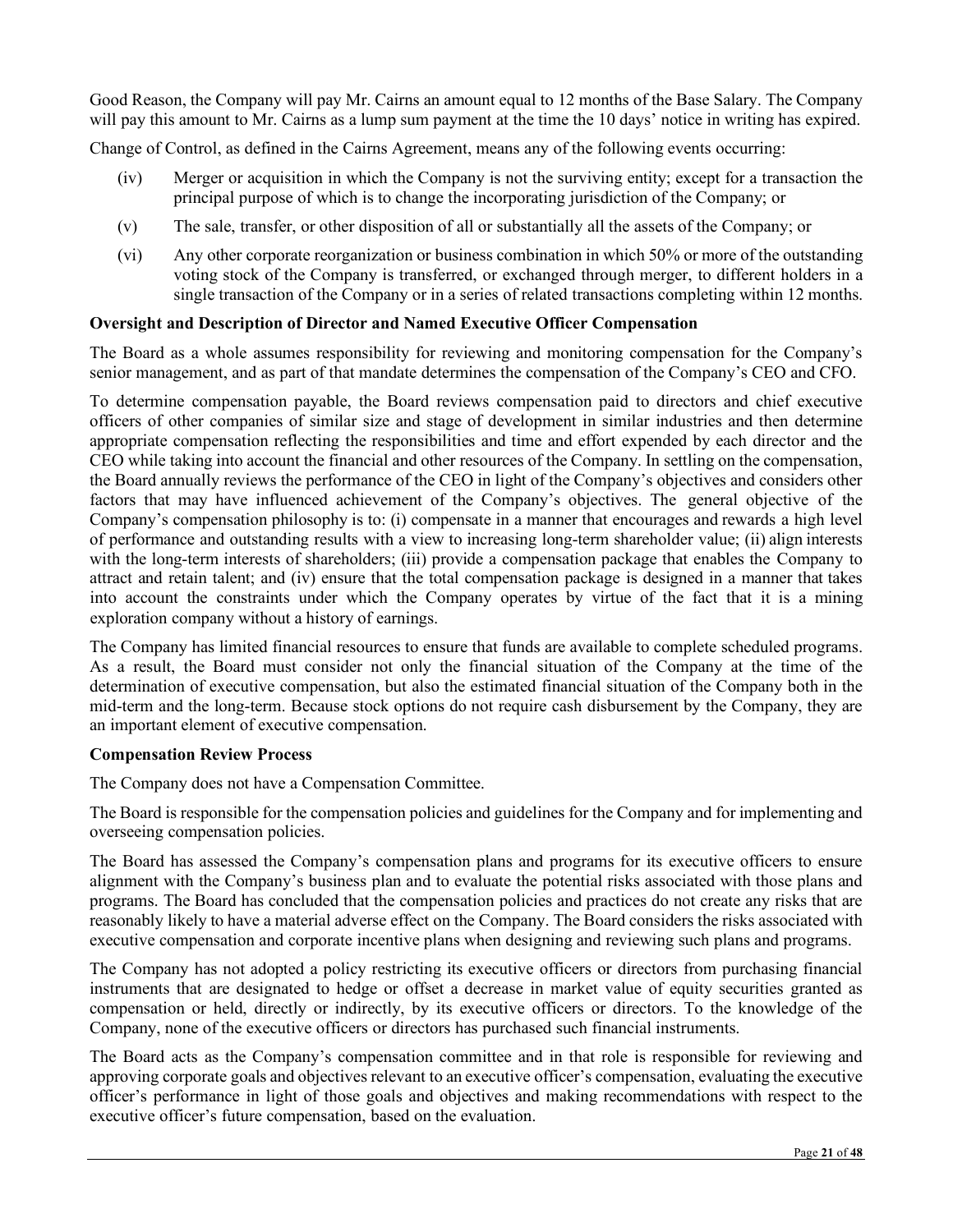Good Reason, the Company will pay Mr. Cairns an amount equal to 12 months of the Base Salary. The Company will pay this amount to Mr. Cairns as a lump sum payment at the time the 10 days' notice in writing has expired.

Change of Control, as defined in the Cairns Agreement, means any of the following events occurring:

(iv) Merger or acquisition in which the Company is not the surviving entity; except for a transaction the principal purpose of which is to change the incorporating jurisdiction of the Company; or

(v) The sale, transfer, or other disposition of all or substantially all the assets of the Company; or

(vi) Any other corporate reorganization or business combination in which 50% or more of the outstanding voting stock of the Company is transferred, or exchanged through merger, to different holders in a single transaction of the Company or in a series of related transactions completing within 12 months.

**Oversight and Description of Director and Named Executive Officer Compensation**

The Board as a whole assumes responsibility for reviewing and monitoring compensation for the Company's senior management, and as part of that mandate determines the compensation of the Company's CEO and CFO.

To determine compensation payable, the Board reviews compensation paid to directors and chief executive officers of other companies of similar size and stage of development in similar industries and then determine appropriate compensation reflecting the responsibilities and time and effort expended by each director and the CEO while taking into account the financial and other resources of the Company. In settling on the compensation, the Board annually reviews the performance of the CEO in light of the Company's objectives and considers other factors that may have influenced achievement of the Company's objectives. The general objective of the Company's compensation philosophy is to: (i) compensate in a manner that encourages and rewards a high level of performance and outstanding results with a view to increasing long-term shareholder value; (ii) align interests with the long-term interests of shareholders; (iii) provide a compensation package that enables the Company to attract and retain talent; and (iv) ensure that the total compensation package is designed in a manner that takes into account the constraints under which the Company operates by virtue of the fact that it is a mining exploration company without a history of earnings.

The Company has limited financial resources to ensure that funds are available to complete scheduled programs. As a result, the Board must consider not only the financial situation of the Company at the time of the determination of executive compensation, but also the estimated financial situation of the Company both in the mid-term and the long-term. Because stock options do not require cash disbursement by the Company, they are an important element of executive compensation.

**Compensation Review Process**

The Company does not have a Compensation Committee.

The Board is responsible for the compensation policies and guidelines for the Company and for implementing and overseeing compensation policies.

The Board has assessed the Company's compensation plans and programs for its executive officers to ensure alignment with the Company's business plan and to evaluate the potential risks associated with those plans and programs. The Board has concluded that the compensation policies and practices do not create any risks that are reasonably likely to have a material adverse effect on the Company. The Board considers the risks associated with executive compensation and corporate incentive plans when designing and reviewing such plans and programs.

The Company has not adopted a policy restricting its executive officers or directors from purchasing financial instruments that are designated to hedge or offset a decrease in market value of equity securities granted as compensation or held, directly or indirectly, by its executive officers or directors. To the knowledge of the Company, none of the executive officers or directors has purchased such financial instruments.

The Board acts as the Company's compensation committee and in that role is responsible for reviewing and approving corporate goals and objectives relevant to an executive officer's compensation, evaluating the executive officer's performance in light of those goals and objectives and making recommendations with respect to the executive officer's future compensation, based on the evaluation.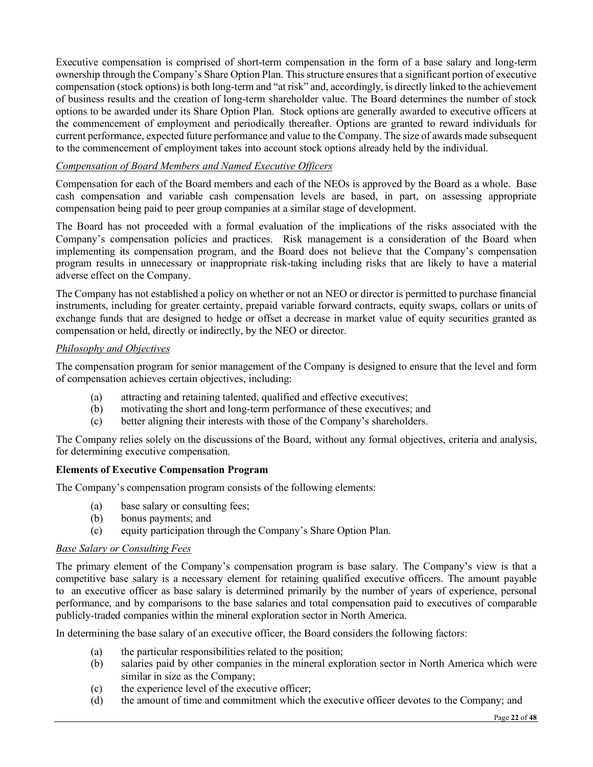Executive compensation is comprised of short-term compensation in the form of a base salary and long-term ownership through the Company's Share Option Plan. This structure ensures that a significant portion of executive compensation (stock options) is both long-term and "at risk" and, accordingly, is directly linked to the achievement of business results and the creation of long-term shareholder value. The Board determines the number of stock options to be awarded under its Share Option Plan. Stock options are generally awarded to executive officers at the commencement of employment and periodically thereafter. Options are granted to reward individuals for current performance, expected future performance and value to the Company. The size of awards made subsequent to the commencement of employment takes into account stock options already held by the individual.

*Compensation of Board Members and Named Executive Officers*

Compensation for each of the Board members and each of the NEOs is approved by the Board as a whole. Base cash compensation and variable cash compensation levels are based, in part, on assessing appropriate compensation being paid to peer group companies at a similar stage of development.

The Board has not proceeded with a formal evaluation of the implications of the risks associated with the Company's compensation policies and practices. Risk management is a consideration of the Board when implementing its compensation program, and the Board does not believe that the Company's compensation program results in unnecessary or inappropriate risk-taking including risks that are likely to have a material adverse effect on the Company.

The Company has not established a policy on whether or not an NEO or director is permitted to purchase financial instruments, including for greater certainty, prepaid variable forward contracts, equity swaps, collars or units of exchange funds that are designed to hedge or offset a decrease in market value of equity securities granted as compensation or held, directly or indirectly, by the NEO or director.

*Philosophy and Objectives*

The compensation program for senior management of the Company is designed to ensure that the level and form of compensation achieves certain objectives, including:

(a) attracting and retaining talented, qualified and effective executives;
(b) motivating the short and long-term performance of these executives; and
(c) better aligning their interests with those of the Company's shareholders.

The Company relies solely on the discussions of the Board, without any formal objectives, criteria and analysis, for determining executive compensation.

**Elements of Executive Compensation Program**

The Company's compensation program consists of the following elements:

(a) base salary or consulting fees;
(b) bonus payments; and
(c) equity participation through the Company's Share Option Plan.

*Base Salary or Consulting Fees*

The primary element of the Company's compensation program is base salary. The Company's view is that a competitive base salary is a necessary element for retaining qualified executive officers. The amount payable to an executive officer as base salary is determined primarily by the number of years of experience, personal performance, and by comparisons to the base salaries and total compensation paid to executives of comparable publicly-traded companies within the mineral exploration sector in North America.

In determining the base salary of an executive officer, the Board considers the following factors:

(a) the particular responsibilities related to the position;
(b) salaries paid by other companies in the mineral exploration sector in North America which were similar in size as the Company;
(c) the experience level of the executive officer;
(d) the amount of time and commitment which the executive officer devotes to the Company; and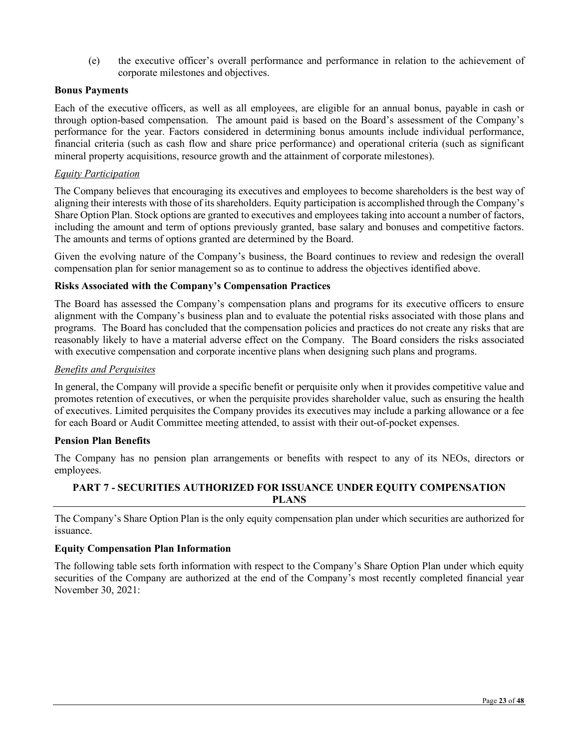(e) the executive officer's overall performance and performance in relation to the achievement of corporate milestones and objectives.

**Bonus Payments**

Each of the executive officers, as well as all employees, are eligible for an annual bonus, payable in cash or through option-based compensation. The amount paid is based on the Board's assessment of the Company's performance for the year. Factors considered in determining bonus amounts include individual performance, financial criteria (such as cash flow and share price performance) and operational criteria (such as significant mineral property acquisitions, resource growth and the attainment of corporate milestones).

*Equity Participation*

The Company believes that encouraging its executives and employees to become shareholders is the best way of aligning their interests with those of its shareholders. Equity participation is accomplished through the Company's Share Option Plan. Stock options are granted to executives and employees taking into account a number of factors, including the amount and term of options previously granted, base salary and bonuses and competitive factors. The amounts and terms of options granted are determined by the Board.

Given the evolving nature of the Company's business, the Board continues to review and redesign the overall compensation plan for senior management so as to continue to address the objectives identified above.

**Risks Associated with the Company's Compensation Practices**

The Board has assessed the Company's compensation plans and programs for its executive officers to ensure alignment with the Company's business plan and to evaluate the potential risks associated with those plans and programs. The Board has concluded that the compensation policies and practices do not create any risks that are reasonably likely to have a material adverse effect on the Company. The Board considers the risks associated with executive compensation and corporate incentive plans when designing such plans and programs.

*Benefits and Perquisites*

In general, the Company will provide a specific benefit or perquisite only when it provides competitive value and promotes retention of executives, or when the perquisite provides shareholder value, such as ensuring the health of executives. Limited perquisites the Company provides its executives may include a parking allowance or a fee for each Board or Audit Committee meeting attended, to assist with their out-of-pocket expenses.

**Pension Plan Benefits**

The Company has no pension plan arrangements or benefits with respect to any of its NEOs, directors or employees.

## PART 7 - SECURITIES AUTHORIZED FOR ISSUANCE UNDER EQUITY COMPENSATION PLANS

The Company's Share Option Plan is the only equity compensation plan under which securities are authorized for issuance.

**Equity Compensation Plan Information**

The following table sets forth information with respect to the Company's Share Option Plan under which equity securities of the Company are authorized at the end of the Company's most recently completed financial year November 30, 2021: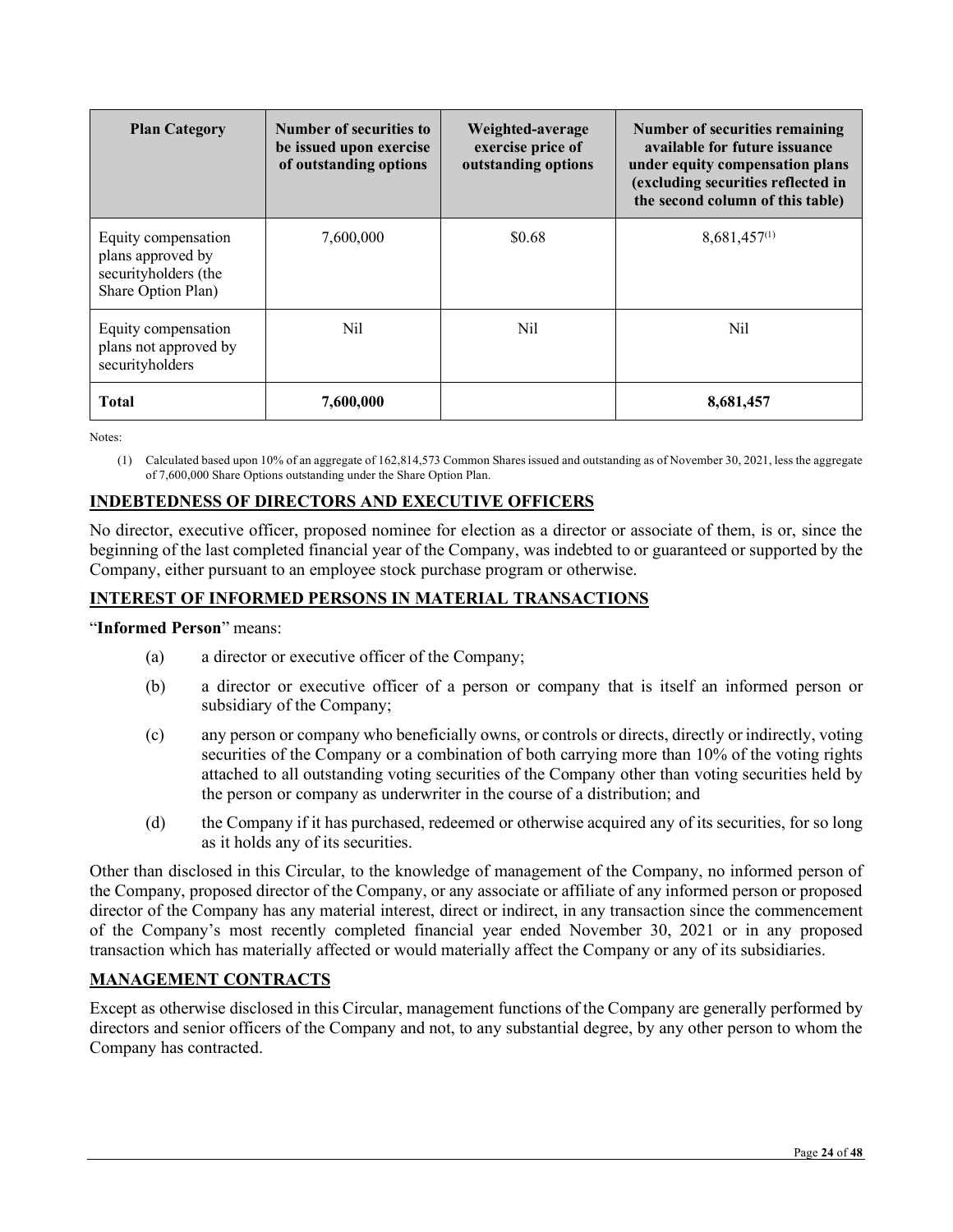| Plan Category | Number of securities to be issued upon exercise of outstanding options | Weighted-average exercise price of outstanding options | Number of securities remaining available for future issuance under equity compensation plans (excluding securities reflected in the second column of this table) |
|---|---|---|---|
| Equity compensation plans approved by securityholders (the Share Option Plan) | 7,600,000 | $0.68 | 8,681,457[(1)] |
| Equity compensation plans not approved by securityholders | Nil | Nil | Nil |
| **Total** | **7,600,000** | | **8,681,457** |

Notes:

(1) Calculated based upon 10% of an aggregate of 162,814,573 Common Shares issued and outstanding as of November 30, 2021, less the aggregate of 7,600,000 Share Options outstanding under the Share Option Plan.

## INDEBTEDNESS OF DIRECTORS AND EXECUTIVE OFFICERS

No director, executive officer, proposed nominee for election as a director or associate of them, is or, since the beginning of the last completed financial year of the Company, was indebted to or guaranteed or supported by the Company, either pursuant to an employee stock purchase program or otherwise.

## INTEREST OF INFORMED PERSONS IN MATERIAL TRANSACTIONS

"**Informed Person**" means:

(a) a director or executive officer of the Company;

(b) a director or executive officer of a person or company that is itself an informed person or subsidiary of the Company;

(c) any person or company who beneficially owns, or controls or directs, directly or indirectly, voting securities of the Company or a combination of both carrying more than 10% of the voting rights attached to all outstanding voting securities of the Company other than voting securities held by the person or company as underwriter in the course of a distribution; and

(d) the Company if it has purchased, redeemed or otherwise acquired any of its securities, for so long as it holds any of its securities.

Other than disclosed in this Circular, to the knowledge of management of the Company, no informed person of the Company, proposed director of the Company, or any associate or affiliate of any informed person or proposed director of the Company has any material interest, direct or indirect, in any transaction since the commencement of the Company's most recently completed financial year ended November 30, 2021 or in any proposed transaction which has materially affected or would materially affect the Company or any of its subsidiaries.

## MANAGEMENT CONTRACTS

Except as otherwise disclosed in this Circular, management functions of the Company are generally performed by directors and senior officers of the Company and not, to any substantial degree, by any other person to whom the Company has contracted.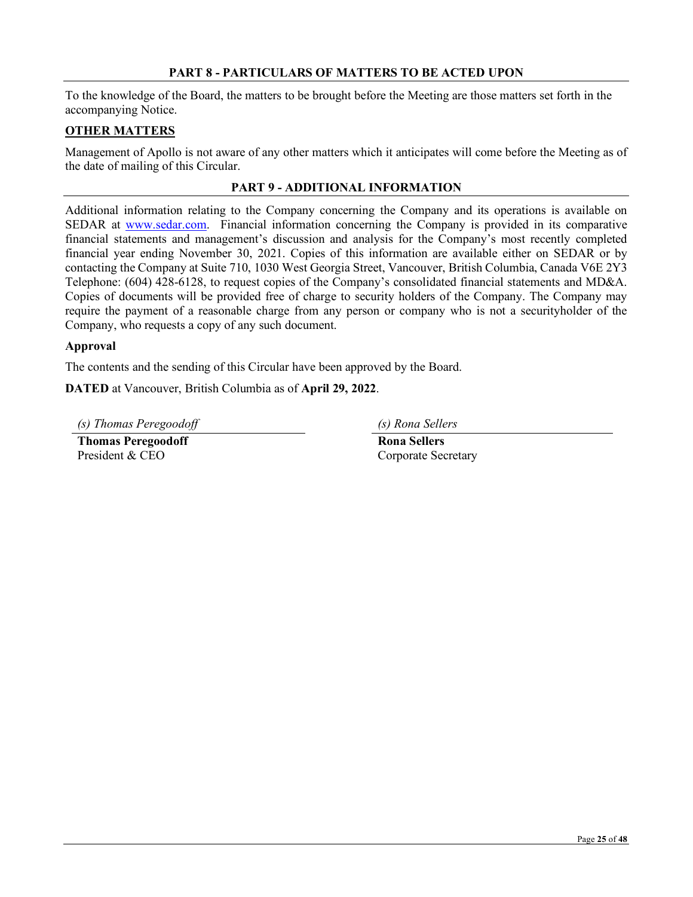## PART 8 - PARTICULARS OF MATTERS TO BE ACTED UPON

To the knowledge of the Board, the matters to be brought before the Meeting are those matters set forth in the accompanying Notice.

### OTHER MATTERS

Management of Apollo is not aware of any other matters which it anticipates will come before the Meeting as of the date of mailing of this Circular.

## PART 9 - ADDITIONAL INFORMATION

Additional information relating to the Company concerning the Company and its operations is available on SEDAR at www.sedar.com. Financial information concerning the Company is provided in its comparative financial statements and management's discussion and analysis for the Company's most recently completed financial year ending November 30, 2021. Copies of this information are available either on SEDAR or by contacting the Company at Suite 710, 1030 West Georgia Street, Vancouver, British Columbia, Canada V6E 2Y3 Telephone: (604) 428-6128, to request copies of the Company's consolidated financial statements and MD&A. Copies of documents will be provided free of charge to security holders of the Company. The Company may require the payment of a reasonable charge from any person or company who is not a securityholder of the Company, who requests a copy of any such document.

**Approval**

The contents and the sending of this Circular have been approved by the Board.

**DATED** at Vancouver, British Columbia as of **April 29, 2022**.

*(s) Thomas Peregoodoff*

**Thomas Peregoodoff**
President & CEO

*(s) Rona Sellers*

**Rona Sellers**
Corporate Secretary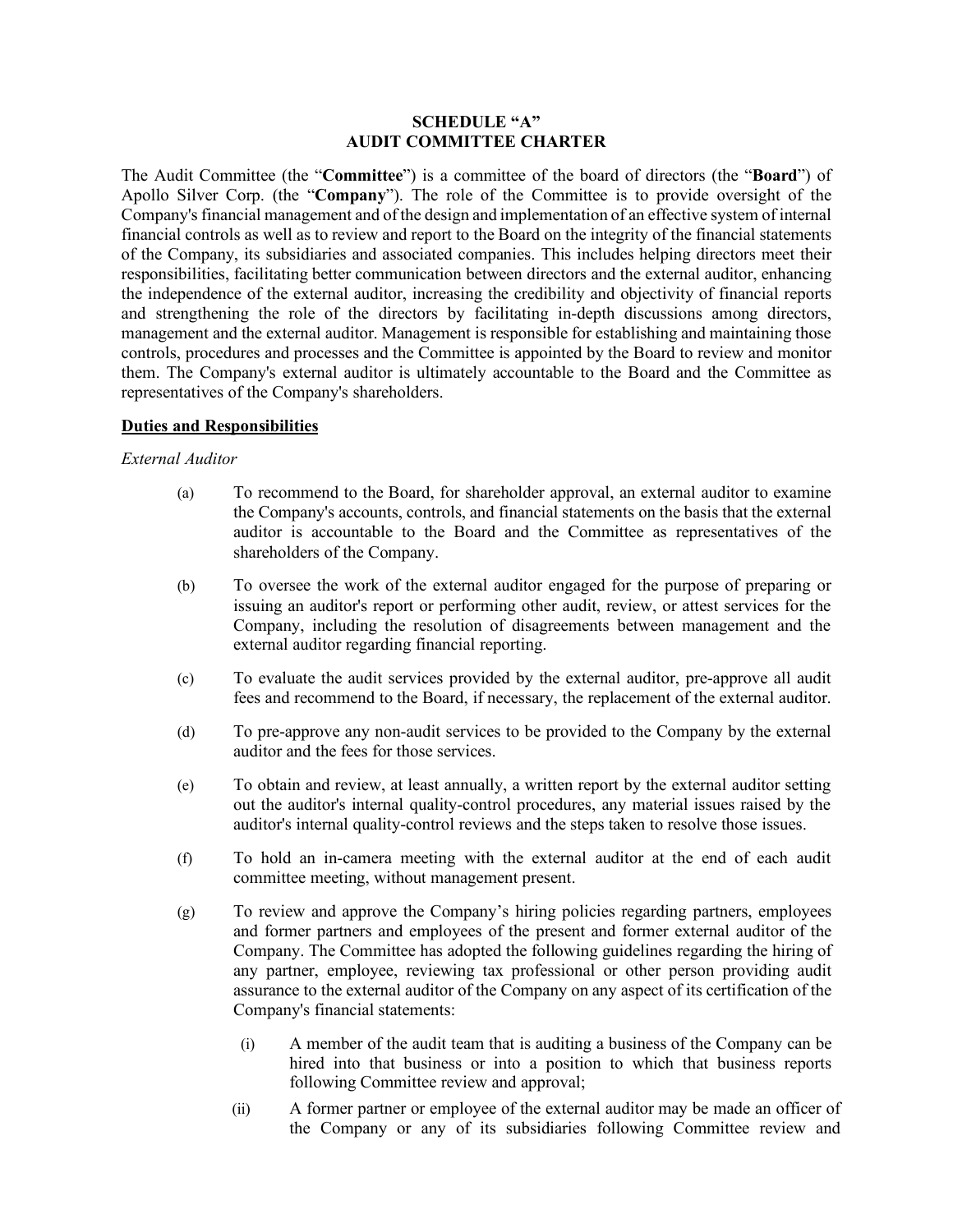# SCHEDULE "A"
# AUDIT COMMITTEE CHARTER

The Audit Committee (the "**Committee**") is a committee of the board of directors (the "**Board**") of Apollo Silver Corp. (the "**Company**"). The role of the Committee is to provide oversight of the Company's financial management and of the design and implementation of an effective system of internal financial controls as well as to review and report to the Board on the integrity of the financial statements of the Company, its subsidiaries and associated companies. This includes helping directors meet their responsibilities, facilitating better communication between directors and the external auditor, enhancing the independence of the external auditor, increasing the credibility and objectivity of financial reports and strengthening the role of the directors by facilitating in-depth discussions among directors, management and the external auditor. Management is responsible for establishing and maintaining those controls, procedures and processes and the Committee is appointed by the Board to review and monitor them. The Company's external auditor is ultimately accountable to the Board and the Committee as representatives of the Company's shareholders.

## Duties and Responsibilities

*External Auditor*

(a) To recommend to the Board, for shareholder approval, an external auditor to examine the Company's accounts, controls, and financial statements on the basis that the external auditor is accountable to the Board and the Committee as representatives of the shareholders of the Company.

(b) To oversee the work of the external auditor engaged for the purpose of preparing or issuing an auditor's report or performing other audit, review, or attest services for the Company, including the resolution of disagreements between management and the external auditor regarding financial reporting.

(c) To evaluate the audit services provided by the external auditor, pre-approve all audit fees and recommend to the Board, if necessary, the replacement of the external auditor.

(d) To pre-approve any non-audit services to be provided to the Company by the external auditor and the fees for those services.

(e) To obtain and review, at least annually, a written report by the external auditor setting out the auditor's internal quality-control procedures, any material issues raised by the auditor's internal quality-control reviews and the steps taken to resolve those issues.

(f) To hold an in-camera meeting with the external auditor at the end of each audit committee meeting, without management present.

(g) To review and approve the Company's hiring policies regarding partners, employees and former partners and employees of the present and former external auditor of the Company. The Committee has adopted the following guidelines regarding the hiring of any partner, employee, reviewing tax professional or other person providing audit assurance to the external auditor of the Company on any aspect of its certification of the Company's financial statements:

(i) A member of the audit team that is auditing a business of the Company can be hired into that business or into a position to which that business reports following Committee review and approval;

(ii) A former partner or employee of the external auditor may be made an officer of the Company or any of its subsidiaries following Committee review and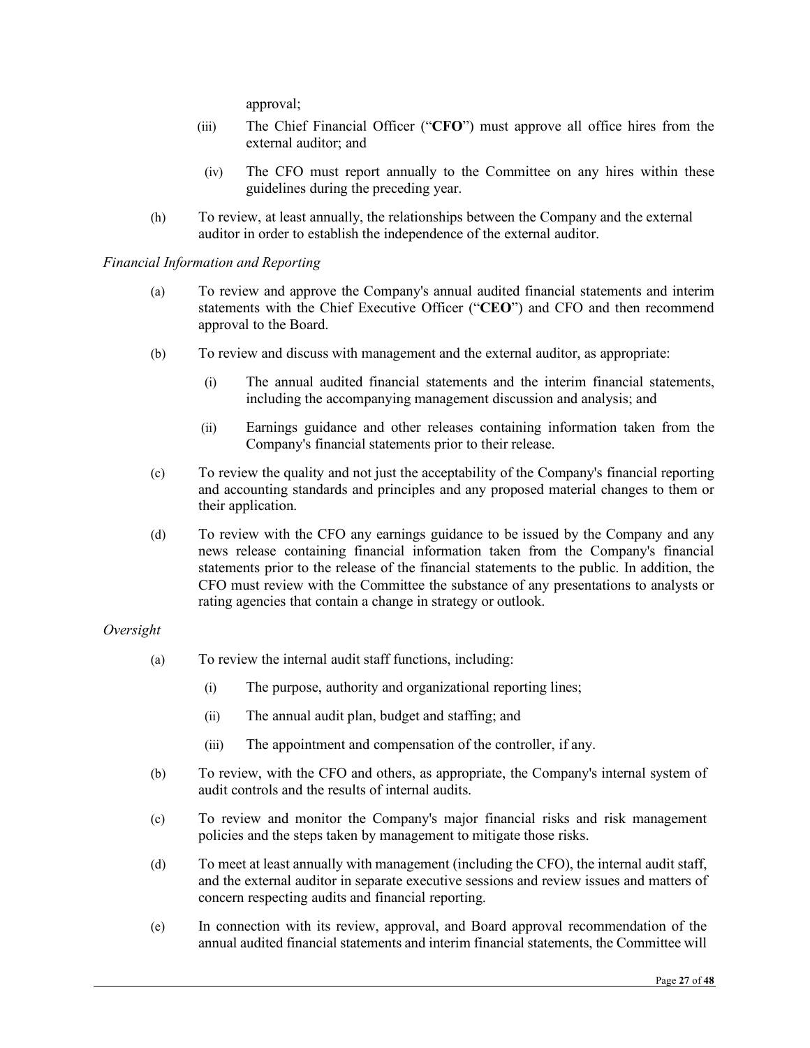approval;

(iii) The Chief Financial Officer ("**CFO**") must approve all office hires from the external auditor; and

(iv) The CFO must report annually to the Committee on any hires within these guidelines during the preceding year.

(h) To review, at least annually, the relationships between the Company and the external auditor in order to establish the independence of the external auditor.

*Financial Information and Reporting*

(a) To review and approve the Company's annual audited financial statements and interim statements with the Chief Executive Officer ("**CEO**") and CFO and then recommend approval to the Board.

(b) To review and discuss with management and the external auditor, as appropriate:

(i) The annual audited financial statements and the interim financial statements, including the accompanying management discussion and analysis; and

(ii) Earnings guidance and other releases containing information taken from the Company's financial statements prior to their release.

(c) To review the quality and not just the acceptability of the Company's financial reporting and accounting standards and principles and any proposed material changes to them or their application.

(d) To review with the CFO any earnings guidance to be issued by the Company and any news release containing financial information taken from the Company's financial statements prior to the release of the financial statements to the public. In addition, the CFO must review with the Committee the substance of any presentations to analysts or rating agencies that contain a change in strategy or outlook.

*Oversight*

(a) To review the internal audit staff functions, including:

(i) The purpose, authority and organizational reporting lines;

(ii) The annual audit plan, budget and staffing; and

(iii) The appointment and compensation of the controller, if any.

(b) To review, with the CFO and others, as appropriate, the Company's internal system of audit controls and the results of internal audits.

(c) To review and monitor the Company's major financial risks and risk management policies and the steps taken by management to mitigate those risks.

(d) To meet at least annually with management (including the CFO), the internal audit staff, and the external auditor in separate executive sessions and review issues and matters of concern respecting audits and financial reporting.

(e) In connection with its review, approval, and Board approval recommendation of the annual audited financial statements and interim financial statements, the Committee will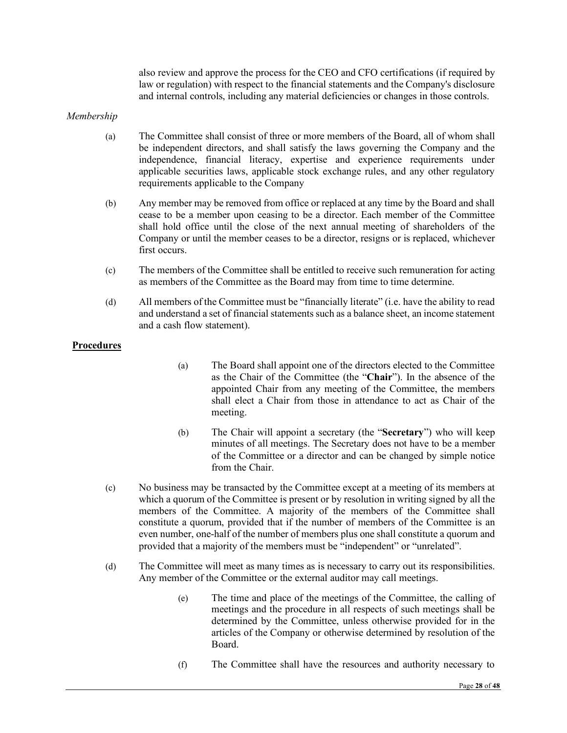also review and approve the process for the CEO and CFO certifications (if required by law or regulation) with respect to the financial statements and the Company's disclosure and internal controls, including any material deficiencies or changes in those controls.

*Membership*

(a) The Committee shall consist of three or more members of the Board, all of whom shall be independent directors, and shall satisfy the laws governing the Company and the independence, financial literacy, expertise and experience requirements under applicable securities laws, applicable stock exchange rules, and any other regulatory requirements applicable to the Company

(b) Any member may be removed from office or replaced at any time by the Board and shall cease to be a member upon ceasing to be a director. Each member of the Committee shall hold office until the close of the next annual meeting of shareholders of the Company or until the member ceases to be a director, resigns or is replaced, whichever first occurs.

(c) The members of the Committee shall be entitled to receive such remuneration for acting as members of the Committee as the Board may from time to time determine.

(d) All members of the Committee must be "financially literate" (i.e. have the ability to read and understand a set of financial statements such as a balance sheet, an income statement and a cash flow statement).

**Procedures**

(a) The Board shall appoint one of the directors elected to the Committee as the Chair of the Committee (the "**Chair**"). In the absence of the appointed Chair from any meeting of the Committee, the members shall elect a Chair from those in attendance to act as Chair of the meeting.

(b) The Chair will appoint a secretary (the "**Secretary**") who will keep minutes of all meetings. The Secretary does not have to be a member of the Committee or a director and can be changed by simple notice from the Chair.

(c) No business may be transacted by the Committee except at a meeting of its members at which a quorum of the Committee is present or by resolution in writing signed by all the members of the Committee. A majority of the members of the Committee shall constitute a quorum, provided that if the number of members of the Committee is an even number, one-half of the number of members plus one shall constitute a quorum and provided that a majority of the members must be "independent" or "unrelated".

(d) The Committee will meet as many times as is necessary to carry out its responsibilities. Any member of the Committee or the external auditor may call meetings.

(e) The time and place of the meetings of the Committee, the calling of meetings and the procedure in all respects of such meetings shall be determined by the Committee, unless otherwise provided for in the articles of the Company or otherwise determined by resolution of the Board.

(f) The Committee shall have the resources and authority necessary to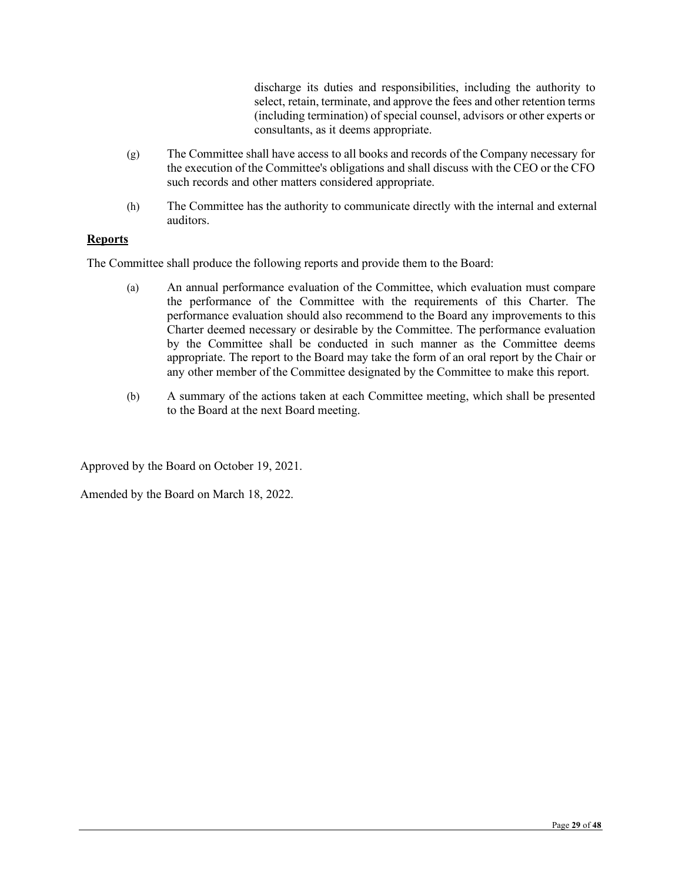discharge its duties and responsibilities, including the authority to select, retain, terminate, and approve the fees and other retention terms (including termination) of special counsel, advisors or other experts or consultants, as it deems appropriate.

(g) The Committee shall have access to all books and records of the Company necessary for the execution of the Committee's obligations and shall discuss with the CEO or the CFO such records and other matters considered appropriate.

(h) The Committee has the authority to communicate directly with the internal and external auditors.

**Reports**

The Committee shall produce the following reports and provide them to the Board:

(a) An annual performance evaluation of the Committee, which evaluation must compare the performance of the Committee with the requirements of this Charter. The performance evaluation should also recommend to the Board any improvements to this Charter deemed necessary or desirable by the Committee. The performance evaluation by the Committee shall be conducted in such manner as the Committee deems appropriate. The report to the Board may take the form of an oral report by the Chair or any other member of the Committee designated by the Committee to make this report.

(b) A summary of the actions taken at each Committee meeting, which shall be presented to the Board at the next Board meeting.

Approved by the Board on October 19, 2021.

Amended by the Board on March 18, 2022.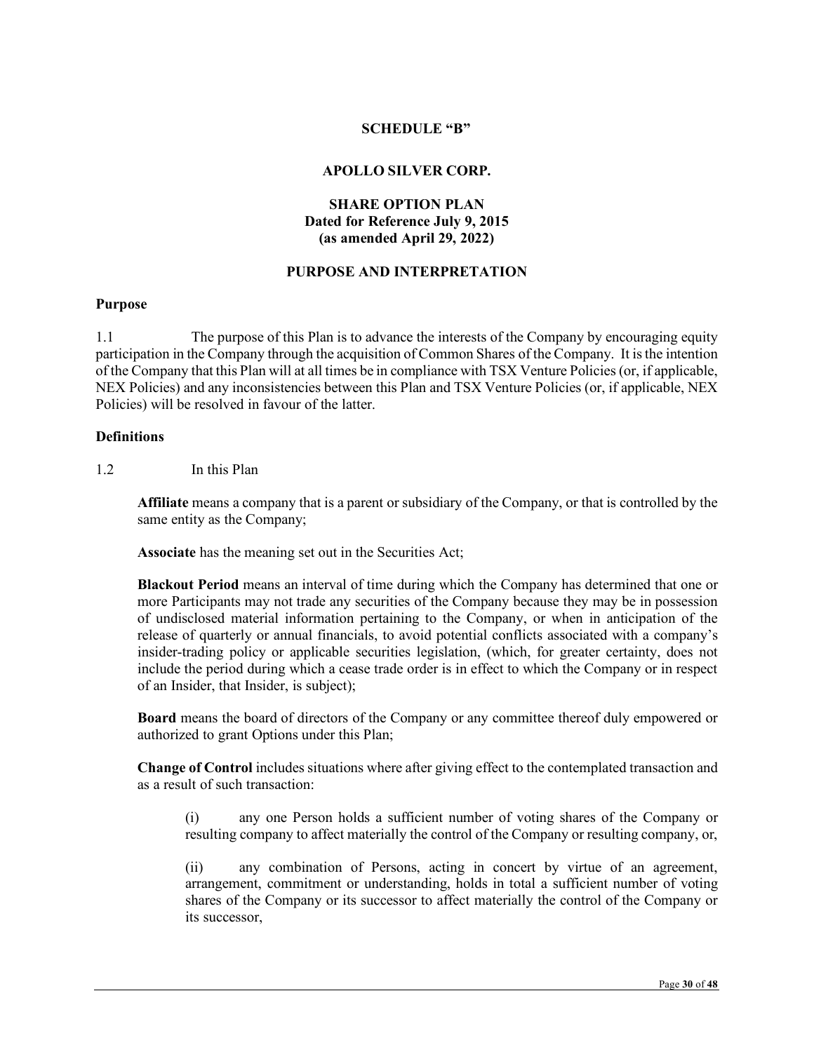**SCHEDULE "B"**

# APOLLO SILVER CORP.

## SHARE OPTION PLAN
**Dated for Reference July 9, 2015**
**(as amended April 29, 2022)**

## PURPOSE AND INTERPRETATION

### Purpose

1.1 The purpose of this Plan is to advance the interests of the Company by encouraging equity participation in the Company through the acquisition of Common Shares of the Company. It is the intention of the Company that this Plan will at all times be in compliance with TSX Venture Policies (or, if applicable, NEX Policies) and any inconsistencies between this Plan and TSX Venture Policies (or, if applicable, NEX Policies) will be resolved in favour of the latter.

### Definitions

1.2 In this Plan

**Affiliate** means a company that is a parent or subsidiary of the Company, or that is controlled by the same entity as the Company;

**Associate** has the meaning set out in the Securities Act;

**Blackout Period** means an interval of time during which the Company has determined that one or more Participants may not trade any securities of the Company because they may be in possession of undisclosed material information pertaining to the Company, or when in anticipation of the release of quarterly or annual financials, to avoid potential conflicts associated with a company's insider-trading policy or applicable securities legislation, (which, for greater certainty, does not include the period during which a cease trade order is in effect to which the Company or in respect of an Insider, that Insider, is subject);

**Board** means the board of directors of the Company or any committee thereof duly empowered or authorized to grant Options under this Plan;

**Change of Control** includes situations where after giving effect to the contemplated transaction and as a result of such transaction:

(i) any one Person holds a sufficient number of voting shares of the Company or resulting company to affect materially the control of the Company or resulting company, or,

(ii) any combination of Persons, acting in concert by virtue of an agreement, arrangement, commitment or understanding, holds in total a sufficient number of voting shares of the Company or its successor to affect materially the control of the Company or its successor,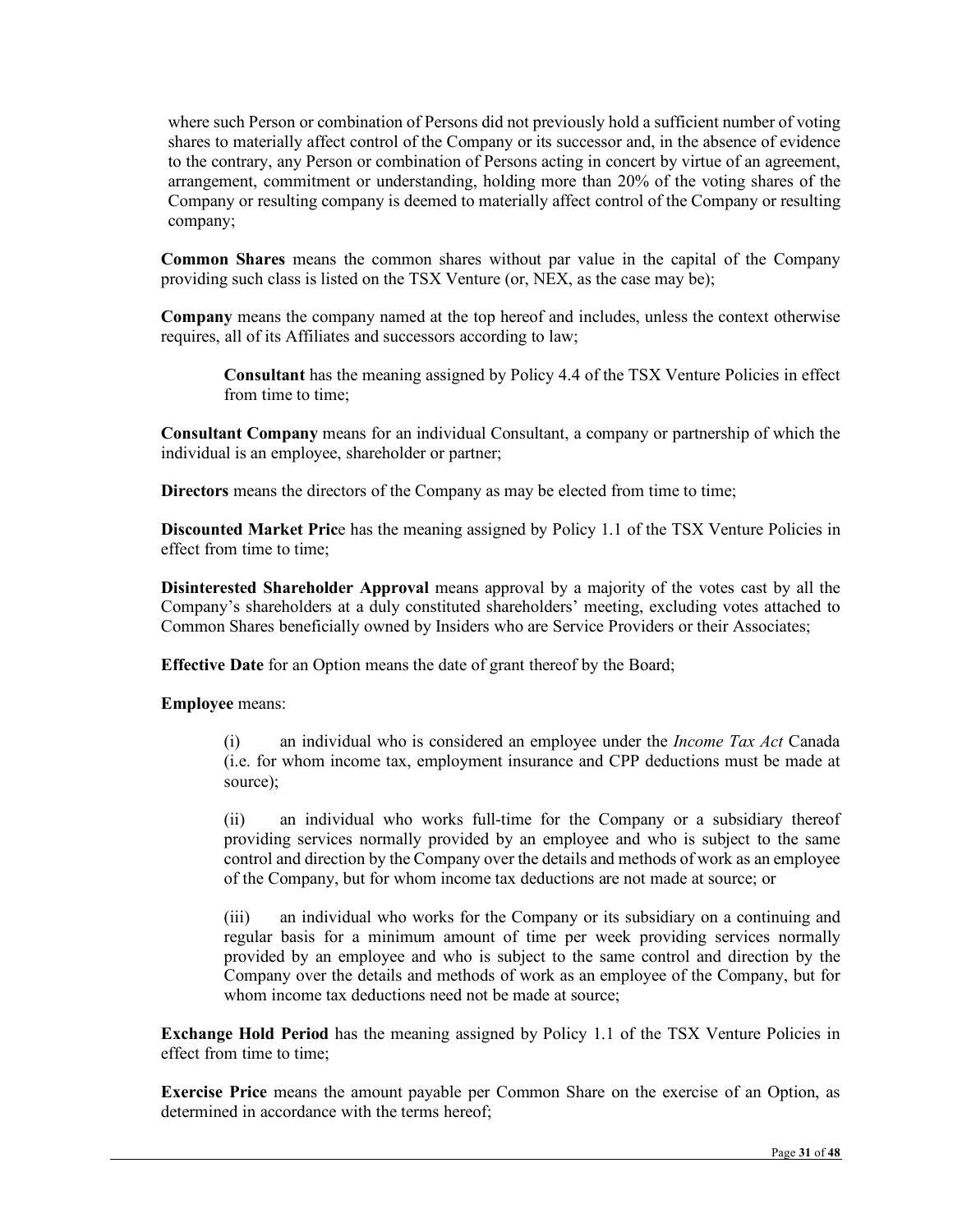where such Person or combination of Persons did not previously hold a sufficient number of voting shares to materially affect control of the Company or its successor and, in the absence of evidence to the contrary, any Person or combination of Persons acting in concert by virtue of an agreement, arrangement, commitment or understanding, holding more than 20% of the voting shares of the Company or resulting company is deemed to materially affect control of the Company or resulting company;

**Common Shares** means the common shares without par value in the capital of the Company providing such class is listed on the TSX Venture (or, NEX, as the case may be);

**Company** means the company named at the top hereof and includes, unless the context otherwise requires, all of its Affiliates and successors according to law;

**Consultant** has the meaning assigned by Policy 4.4 of the TSX Venture Policies in effect from time to time;

**Consultant Company** means for an individual Consultant, a company or partnership of which the individual is an employee, shareholder or partner;

**Directors** means the directors of the Company as may be elected from time to time;

**Discounted Market Price** has the meaning assigned by Policy 1.1 of the TSX Venture Policies in effect from time to time;

**Disinterested Shareholder Approval** means approval by a majority of the votes cast by all the Company's shareholders at a duly constituted shareholders' meeting, excluding votes attached to Common Shares beneficially owned by Insiders who are Service Providers or their Associates;

**Effective Date** for an Option means the date of grant thereof by the Board;

**Employee** means:

(i) an individual who is considered an employee under the *Income Tax Act* Canada (i.e. for whom income tax, employment insurance and CPP deductions must be made at source);

(ii) an individual who works full-time for the Company or a subsidiary thereof providing services normally provided by an employee and who is subject to the same control and direction by the Company over the details and methods of work as an employee of the Company, but for whom income tax deductions are not made at source; or

(iii) an individual who works for the Company or its subsidiary on a continuing and regular basis for a minimum amount of time per week providing services normally provided by an employee and who is subject to the same control and direction by the Company over the details and methods of work as an employee of the Company, but for whom income tax deductions need not be made at source;

**Exchange Hold Period** has the meaning assigned by Policy 1.1 of the TSX Venture Policies in effect from time to time;

**Exercise Price** means the amount payable per Common Share on the exercise of an Option, as determined in accordance with the terms hereof;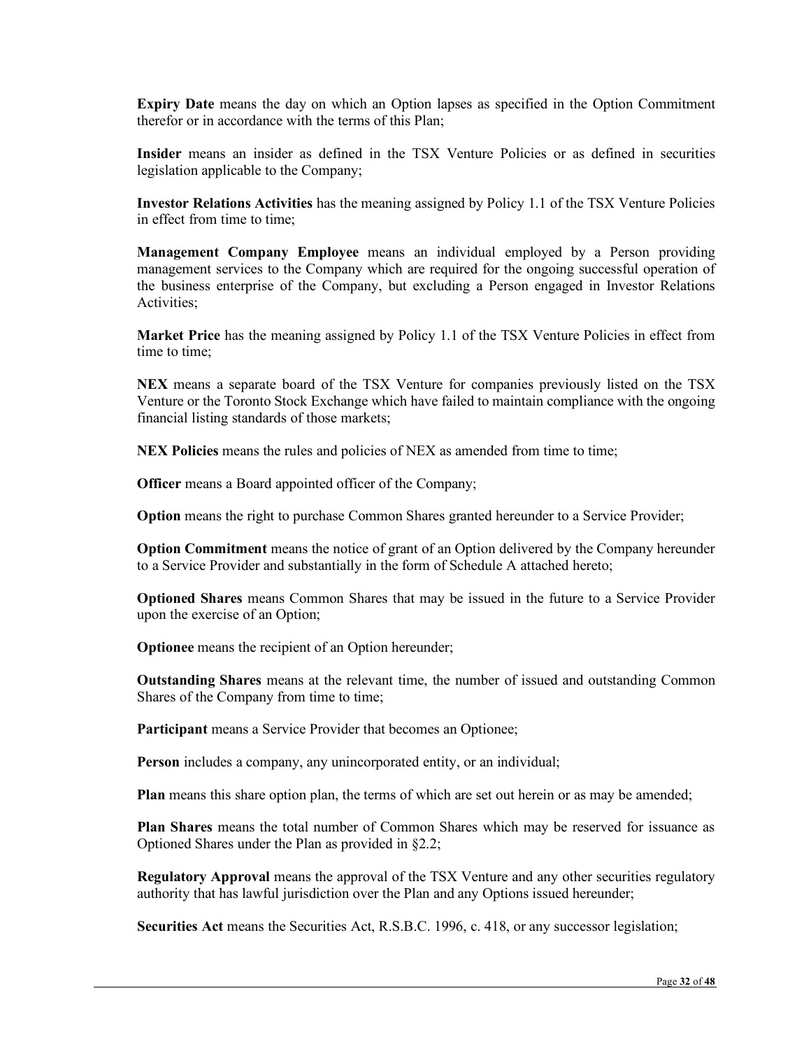**Expiry Date** means the day on which an Option lapses as specified in the Option Commitment therefor or in accordance with the terms of this Plan;

**Insider** means an insider as defined in the TSX Venture Policies or as defined in securities legislation applicable to the Company;

**Investor Relations Activities** has the meaning assigned by Policy 1.1 of the TSX Venture Policies in effect from time to time;

**Management Company Employee** means an individual employed by a Person providing management services to the Company which are required for the ongoing successful operation of the business enterprise of the Company, but excluding a Person engaged in Investor Relations Activities;

**Market Price** has the meaning assigned by Policy 1.1 of the TSX Venture Policies in effect from time to time;

**NEX** means a separate board of the TSX Venture for companies previously listed on the TSX Venture or the Toronto Stock Exchange which have failed to maintain compliance with the ongoing financial listing standards of those markets;

**NEX Policies** means the rules and policies of NEX as amended from time to time;

**Officer** means a Board appointed officer of the Company;

**Option** means the right to purchase Common Shares granted hereunder to a Service Provider;

**Option Commitment** means the notice of grant of an Option delivered by the Company hereunder to a Service Provider and substantially in the form of Schedule A attached hereto;

**Optioned Shares** means Common Shares that may be issued in the future to a Service Provider upon the exercise of an Option;

**Optionee** means the recipient of an Option hereunder;

**Outstanding Shares** means at the relevant time, the number of issued and outstanding Common Shares of the Company from time to time;

**Participant** means a Service Provider that becomes an Optionee;

**Person** includes a company, any unincorporated entity, or an individual;

**Plan** means this share option plan, the terms of which are set out herein or as may be amended;

**Plan Shares** means the total number of Common Shares which may be reserved for issuance as Optioned Shares under the Plan as provided in §2.2;

**Regulatory Approval** means the approval of the TSX Venture and any other securities regulatory authority that has lawful jurisdiction over the Plan and any Options issued hereunder;

**Securities Act** means the Securities Act, R.S.B.C. 1996, c. 418, or any successor legislation;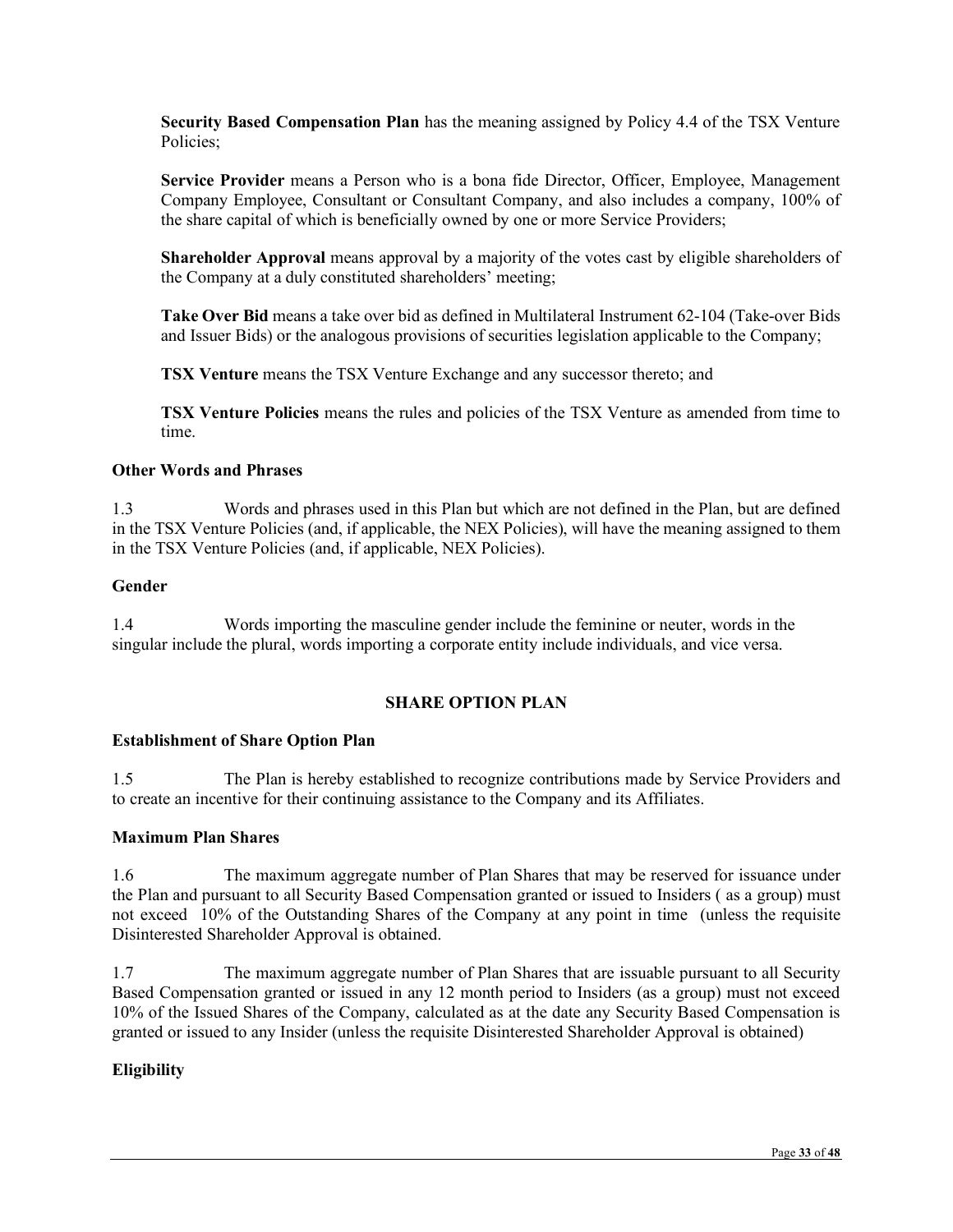**Security Based Compensation Plan** has the meaning assigned by Policy 4.4 of the TSX Venture Policies;

**Service Provider** means a Person who is a bona fide Director, Officer, Employee, Management Company Employee, Consultant or Consultant Company, and also includes a company, 100% of the share capital of which is beneficially owned by one or more Service Providers;

**Shareholder Approval** means approval by a majority of the votes cast by eligible shareholders of the Company at a duly constituted shareholders' meeting;

**Take Over Bid** means a take over bid as defined in Multilateral Instrument 62-104 (Take-over Bids and Issuer Bids) or the analogous provisions of securities legislation applicable to the Company;

**TSX Venture** means the TSX Venture Exchange and any successor thereto; and

**TSX Venture Policies** means the rules and policies of the TSX Venture as amended from time to time.

**Other Words and Phrases**

1.3 Words and phrases used in this Plan but which are not defined in the Plan, but are defined in the TSX Venture Policies (and, if applicable, the NEX Policies), will have the meaning assigned to them in the TSX Venture Policies (and, if applicable, NEX Policies).

**Gender**

1.4 Words importing the masculine gender include the feminine or neuter, words in the singular include the plural, words importing a corporate entity include individuals, and vice versa.

## SHARE OPTION PLAN

**Establishment of Share Option Plan**

1.5 The Plan is hereby established to recognize contributions made by Service Providers and to create an incentive for their continuing assistance to the Company and its Affiliates.

**Maximum Plan Shares**

1.6 The maximum aggregate number of Plan Shares that may be reserved for issuance under the Plan and pursuant to all Security Based Compensation granted or issued to Insiders ( as a group) must not exceed 10% of the Outstanding Shares of the Company at any point in time (unless the requisite Disinterested Shareholder Approval is obtained.

1.7 The maximum aggregate number of Plan Shares that are issuable pursuant to all Security Based Compensation granted or issued in any 12 month period to Insiders (as a group) must not exceed 10% of the Issued Shares of the Company, calculated as at the date any Security Based Compensation is granted or issued to any Insider (unless the requisite Disinterested Shareholder Approval is obtained)

**Eligibility**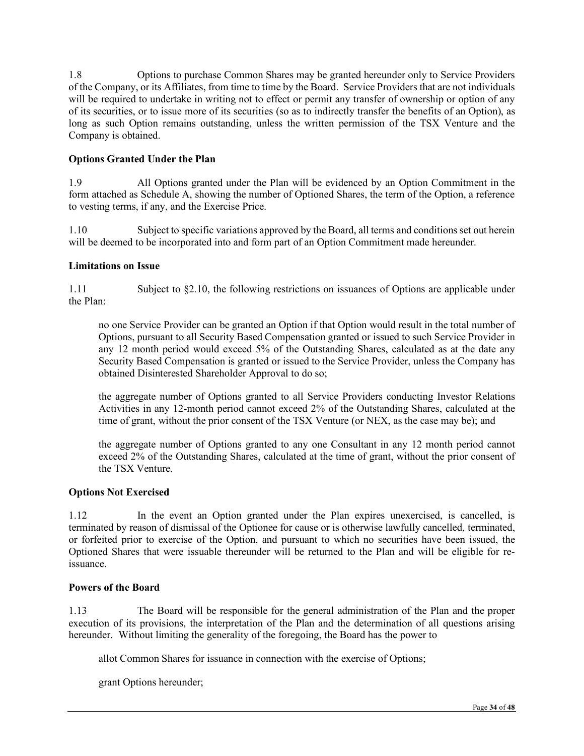1.8 Options to purchase Common Shares may be granted hereunder only to Service Providers of the Company, or its Affiliates, from time to time by the Board. Service Providers that are not individuals will be required to undertake in writing not to effect or permit any transfer of ownership or option of any of its securities, or to issue more of its securities (so as to indirectly transfer the benefits of an Option), as long as such Option remains outstanding, unless the written permission of the TSX Venture and the Company is obtained.

**Options Granted Under the Plan**

1.9 All Options granted under the Plan will be evidenced by an Option Commitment in the form attached as Schedule A, showing the number of Optioned Shares, the term of the Option, a reference to vesting terms, if any, and the Exercise Price.

1.10 Subject to specific variations approved by the Board, all terms and conditions set out herein will be deemed to be incorporated into and form part of an Option Commitment made hereunder.

**Limitations on Issue**

1.11 Subject to §2.10, the following restrictions on issuances of Options are applicable under the Plan:

> no one Service Provider can be granted an Option if that Option would result in the total number of Options, pursuant to all Security Based Compensation granted or issued to such Service Provider in any 12 month period would exceed 5% of the Outstanding Shares, calculated as at the date any Security Based Compensation is granted or issued to the Service Provider, unless the Company has obtained Disinterested Shareholder Approval to do so;
>
> the aggregate number of Options granted to all Service Providers conducting Investor Relations Activities in any 12-month period cannot exceed 2% of the Outstanding Shares, calculated at the time of grant, without the prior consent of the TSX Venture (or NEX, as the case may be); and
>
> the aggregate number of Options granted to any one Consultant in any 12 month period cannot exceed 2% of the Outstanding Shares, calculated at the time of grant, without the prior consent of the TSX Venture.

**Options Not Exercised**

1.12 In the event an Option granted under the Plan expires unexercised, is cancelled, is terminated by reason of dismissal of the Optionee for cause or is otherwise lawfully cancelled, terminated, or forfeited prior to exercise of the Option, and pursuant to which no securities have been issued, the Optioned Shares that were issuable thereunder will be returned to the Plan and will be eligible for re-issuance.

**Powers of the Board**

1.13 The Board will be responsible for the general administration of the Plan and the proper execution of its provisions, the interpretation of the Plan and the determination of all questions arising hereunder. Without limiting the generality of the foregoing, the Board has the power to

> allot Common Shares for issuance in connection with the exercise of Options;
>
> grant Options hereunder;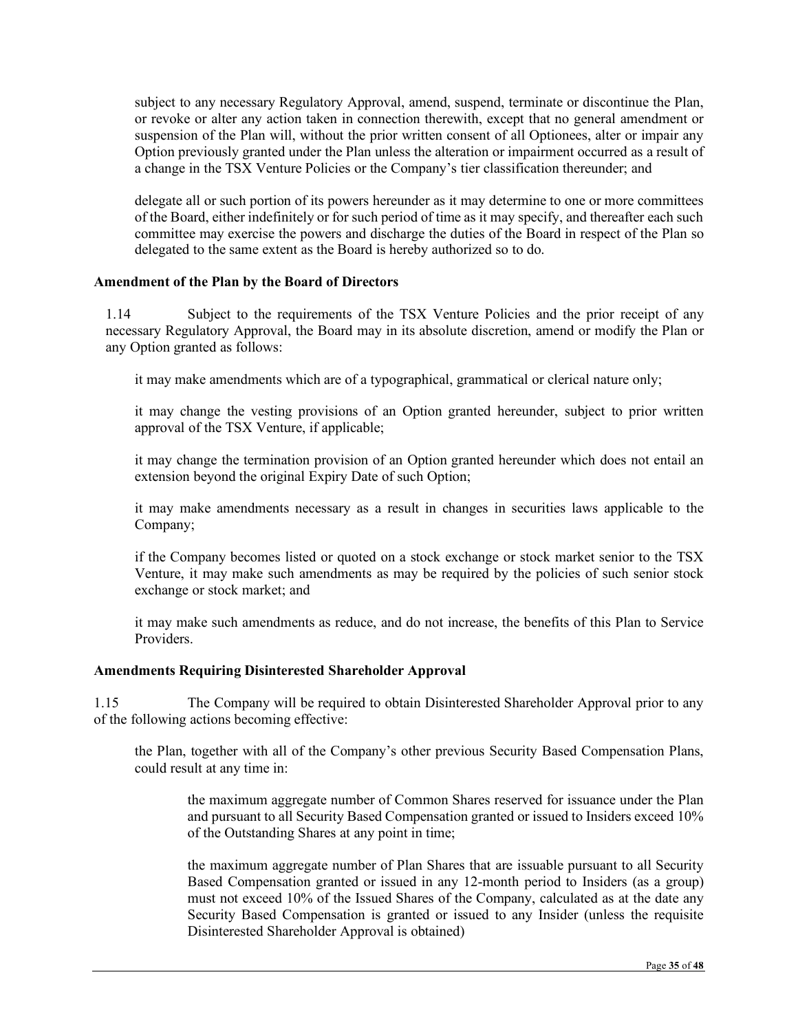subject to any necessary Regulatory Approval, amend, suspend, terminate or discontinue the Plan, or revoke or alter any action taken in connection therewith, except that no general amendment or suspension of the Plan will, without the prior written consent of all Optionees, alter or impair any Option previously granted under the Plan unless the alteration or impairment occurred as a result of a change in the TSX Venture Policies or the Company's tier classification thereunder; and

delegate all or such portion of its powers hereunder as it may determine to one or more committees of the Board, either indefinitely or for such period of time as it may specify, and thereafter each such committee may exercise the powers and discharge the duties of the Board in respect of the Plan so delegated to the same extent as the Board is hereby authorized so to do.

**Amendment of the Plan by the Board of Directors**

1.14 Subject to the requirements of the TSX Venture Policies and the prior receipt of any necessary Regulatory Approval, the Board may in its absolute discretion, amend or modify the Plan or any Option granted as follows:

it may make amendments which are of a typographical, grammatical or clerical nature only;

it may change the vesting provisions of an Option granted hereunder, subject to prior written approval of the TSX Venture, if applicable;

it may change the termination provision of an Option granted hereunder which does not entail an extension beyond the original Expiry Date of such Option;

it may make amendments necessary as a result in changes in securities laws applicable to the Company;

if the Company becomes listed or quoted on a stock exchange or stock market senior to the TSX Venture, it may make such amendments as may be required by the policies of such senior stock exchange or stock market; and

it may make such amendments as reduce, and do not increase, the benefits of this Plan to Service Providers.

**Amendments Requiring Disinterested Shareholder Approval**

1.15 The Company will be required to obtain Disinterested Shareholder Approval prior to any of the following actions becoming effective:

the Plan, together with all of the Company's other previous Security Based Compensation Plans, could result at any time in:

the maximum aggregate number of Common Shares reserved for issuance under the Plan and pursuant to all Security Based Compensation granted or issued to Insiders exceed 10% of the Outstanding Shares at any point in time;

the maximum aggregate number of Plan Shares that are issuable pursuant to all Security Based Compensation granted or issued in any 12-month period to Insiders (as a group) must not exceed 10% of the Issued Shares of the Company, calculated as at the date any Security Based Compensation is granted or issued to any Insider (unless the requisite Disinterested Shareholder Approval is obtained)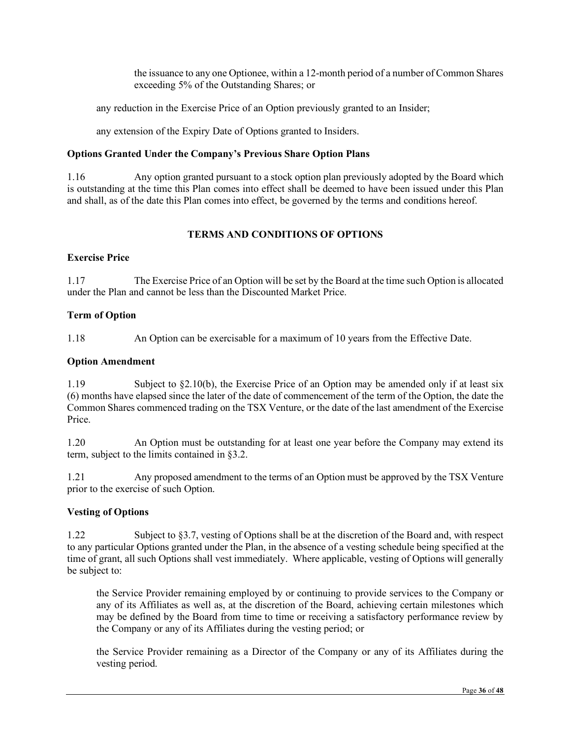the issuance to any one Optionee, within a 12-month period of a number of Common Shares exceeding 5% of the Outstanding Shares; or

any reduction in the Exercise Price of an Option previously granted to an Insider;

any extension of the Expiry Date of Options granted to Insiders.

**Options Granted Under the Company's Previous Share Option Plans**

1.16 Any option granted pursuant to a stock option plan previously adopted by the Board which is outstanding at the time this Plan comes into effect shall be deemed to have been issued under this Plan and shall, as of the date this Plan comes into effect, be governed by the terms and conditions hereof.

## TERMS AND CONDITIONS OF OPTIONS

**Exercise Price**

1.17 The Exercise Price of an Option will be set by the Board at the time such Option is allocated under the Plan and cannot be less than the Discounted Market Price.

**Term of Option**

1.18 An Option can be exercisable for a maximum of 10 years from the Effective Date.

**Option Amendment**

1.19 Subject to §2.10(b), the Exercise Price of an Option may be amended only if at least six (6) months have elapsed since the later of the date of commencement of the term of the Option, the date the Common Shares commenced trading on the TSX Venture, or the date of the last amendment of the Exercise Price.

1.20 An Option must be outstanding for at least one year before the Company may extend its term, subject to the limits contained in §3.2.

1.21 Any proposed amendment to the terms of an Option must be approved by the TSX Venture prior to the exercise of such Option.

**Vesting of Options**

1.22 Subject to §3.7, vesting of Options shall be at the discretion of the Board and, with respect to any particular Options granted under the Plan, in the absence of a vesting schedule being specified at the time of grant, all such Options shall vest immediately. Where applicable, vesting of Options will generally be subject to:

the Service Provider remaining employed by or continuing to provide services to the Company or any of its Affiliates as well as, at the discretion of the Board, achieving certain milestones which may be defined by the Board from time to time or receiving a satisfactory performance review by the Company or any of its Affiliates during the vesting period; or

the Service Provider remaining as a Director of the Company or any of its Affiliates during the vesting period.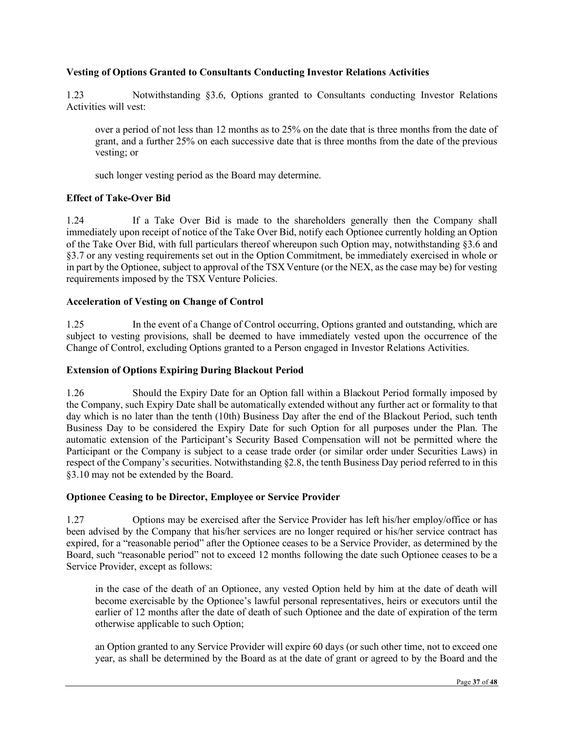**Vesting of Options Granted to Consultants Conducting Investor Relations Activities**

1.23 Notwithstanding §3.6, Options granted to Consultants conducting Investor Relations Activities will vest:

over a period of not less than 12 months as to 25% on the date that is three months from the date of grant, and a further 25% on each successive date that is three months from the date of the previous vesting; or

such longer vesting period as the Board may determine.

**Effect of Take-Over Bid**

1.24 If a Take Over Bid is made to the shareholders generally then the Company shall immediately upon receipt of notice of the Take Over Bid, notify each Optionee currently holding an Option of the Take Over Bid, with full particulars thereof whereupon such Option may, notwithstanding §3.6 and §3.7 or any vesting requirements set out in the Option Commitment, be immediately exercised in whole or in part by the Optionee, subject to approval of the TSX Venture (or the NEX, as the case may be) for vesting requirements imposed by the TSX Venture Policies.

**Acceleration of Vesting on Change of Control**

1.25 In the event of a Change of Control occurring, Options granted and outstanding, which are subject to vesting provisions, shall be deemed to have immediately vested upon the occurrence of the Change of Control, excluding Options granted to a Person engaged in Investor Relations Activities.

**Extension of Options Expiring During Blackout Period**

1.26 Should the Expiry Date for an Option fall within a Blackout Period formally imposed by the Company, such Expiry Date shall be automatically extended without any further act or formality to that day which is no later than the tenth (10th) Business Day after the end of the Blackout Period, such tenth Business Day to be considered the Expiry Date for such Option for all purposes under the Plan. The automatic extension of the Participant's Security Based Compensation will not be permitted where the Participant or the Company is subject to a cease trade order (or similar order under Securities Laws) in respect of the Company's securities. Notwithstanding §2.8, the tenth Business Day period referred to in this §3.10 may not be extended by the Board.

**Optionee Ceasing to be Director, Employee or Service Provider**

1.27 Options may be exercised after the Service Provider has left his/her employ/office or has been advised by the Company that his/her services are no longer required or his/her service contract has expired, for a "reasonable period" after the Optionee ceases to be a Service Provider, as determined by the Board, such "reasonable period" not to exceed 12 months following the date such Optionee ceases to be a Service Provider, except as follows:

in the case of the death of an Optionee, any vested Option held by him at the date of death will become exercisable by the Optionee's lawful personal representatives, heirs or executors until the earlier of 12 months after the date of death of such Optionee and the date of expiration of the term otherwise applicable to such Option;

an Option granted to any Service Provider will expire 60 days (or such other time, not to exceed one year, as shall be determined by the Board as at the date of grant or agreed to by the Board and the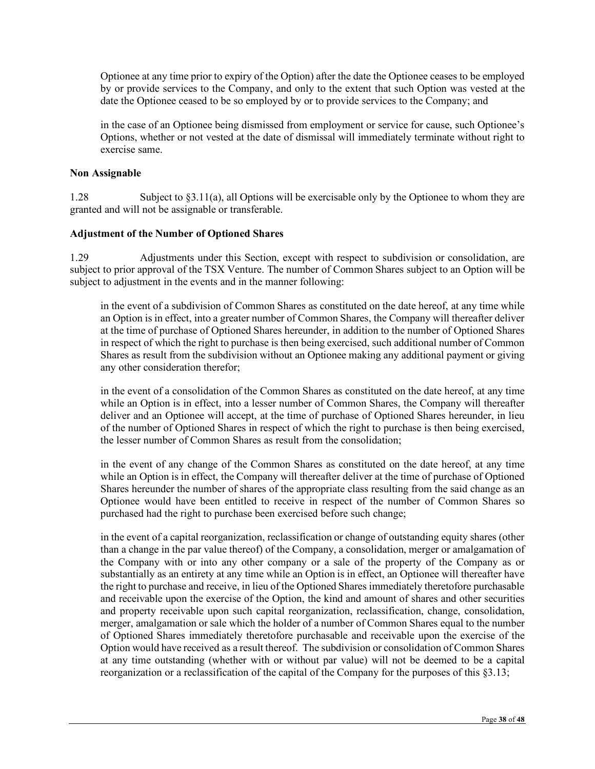Optionee at any time prior to expiry of the Option) after the date the Optionee ceases to be employed by or provide services to the Company, and only to the extent that such Option was vested at the date the Optionee ceased to be so employed by or to provide services to the Company; and

in the case of an Optionee being dismissed from employment or service for cause, such Optionee's Options, whether or not vested at the date of dismissal will immediately terminate without right to exercise same.

**Non Assignable**

1.28 Subject to §3.11(a), all Options will be exercisable only by the Optionee to whom they are granted and will not be assignable or transferable.

**Adjustment of the Number of Optioned Shares**

1.29 Adjustments under this Section, except with respect to subdivision or consolidation, are subject to prior approval of the TSX Venture. The number of Common Shares subject to an Option will be subject to adjustment in the events and in the manner following:

in the event of a subdivision of Common Shares as constituted on the date hereof, at any time while an Option is in effect, into a greater number of Common Shares, the Company will thereafter deliver at the time of purchase of Optioned Shares hereunder, in addition to the number of Optioned Shares in respect of which the right to purchase is then being exercised, such additional number of Common Shares as result from the subdivision without an Optionee making any additional payment or giving any other consideration therefor;

in the event of a consolidation of the Common Shares as constituted on the date hereof, at any time while an Option is in effect, into a lesser number of Common Shares, the Company will thereafter deliver and an Optionee will accept, at the time of purchase of Optioned Shares hereunder, in lieu of the number of Optioned Shares in respect of which the right to purchase is then being exercised, the lesser number of Common Shares as result from the consolidation;

in the event of any change of the Common Shares as constituted on the date hereof, at any time while an Option is in effect, the Company will thereafter deliver at the time of purchase of Optioned Shares hereunder the number of shares of the appropriate class resulting from the said change as an Optionee would have been entitled to receive in respect of the number of Common Shares so purchased had the right to purchase been exercised before such change;

in the event of a capital reorganization, reclassification or change of outstanding equity shares (other than a change in the par value thereof) of the Company, a consolidation, merger or amalgamation of the Company with or into any other company or a sale of the property of the Company as or substantially as an entirety at any time while an Option is in effect, an Optionee will thereafter have the right to purchase and receive, in lieu of the Optioned Shares immediately theretofore purchasable and receivable upon the exercise of the Option, the kind and amount of shares and other securities and property receivable upon such capital reorganization, reclassification, change, consolidation, merger, amalgamation or sale which the holder of a number of Common Shares equal to the number of Optioned Shares immediately theretofore purchasable and receivable upon the exercise of the Option would have received as a result thereof. The subdivision or consolidation of Common Shares at any time outstanding (whether with or without par value) will not be deemed to be a capital reorganization or a reclassification of the capital of the Company for the purposes of this §3.13;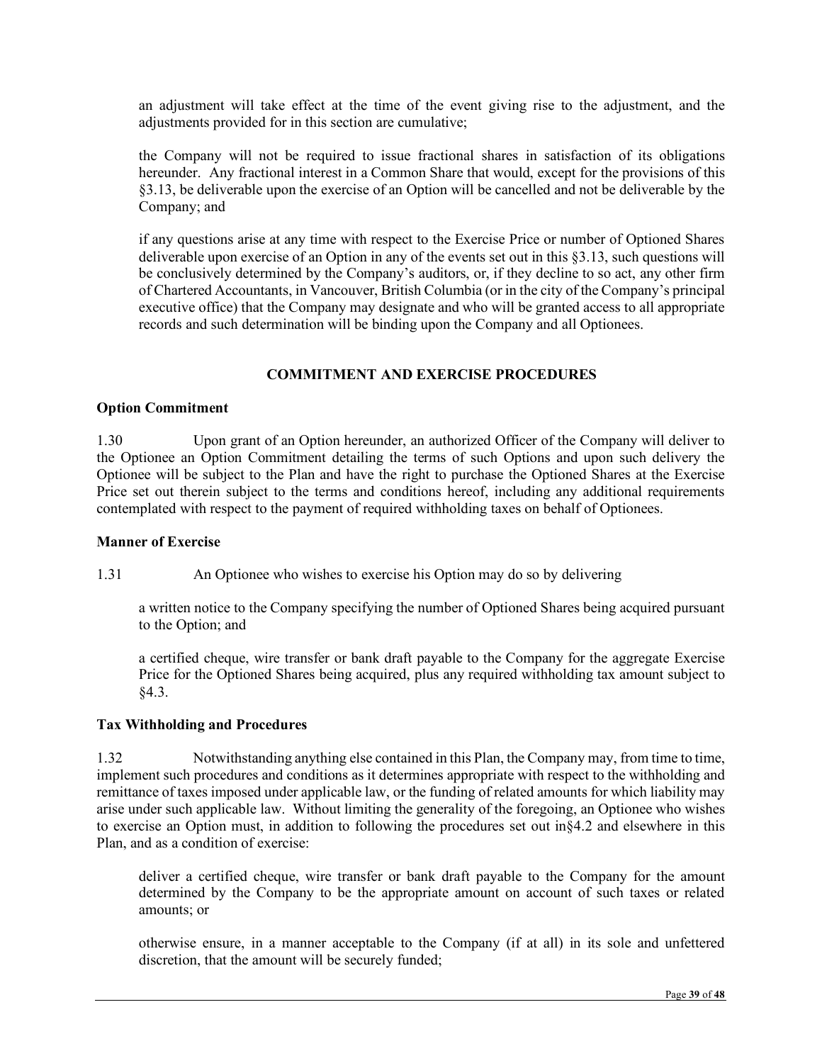an adjustment will take effect at the time of the event giving rise to the adjustment, and the adjustments provided for in this section are cumulative;

the Company will not be required to issue fractional shares in satisfaction of its obligations hereunder. Any fractional interest in a Common Share that would, except for the provisions of this §3.13, be deliverable upon the exercise of an Option will be cancelled and not be deliverable by the Company; and

if any questions arise at any time with respect to the Exercise Price or number of Optioned Shares deliverable upon exercise of an Option in any of the events set out in this §3.13, such questions will be conclusively determined by the Company's auditors, or, if they decline to so act, any other firm of Chartered Accountants, in Vancouver, British Columbia (or in the city of the Company's principal executive office) that the Company may designate and who will be granted access to all appropriate records and such determination will be binding upon the Company and all Optionees.

## COMMITMENT AND EXERCISE PROCEDURES

**Option Commitment**

1.30 Upon grant of an Option hereunder, an authorized Officer of the Company will deliver to the Optionee an Option Commitment detailing the terms of such Options and upon such delivery the Optionee will be subject to the Plan and have the right to purchase the Optioned Shares at the Exercise Price set out therein subject to the terms and conditions hereof, including any additional requirements contemplated with respect to the payment of required withholding taxes on behalf of Optionees.

**Manner of Exercise**

1.31 An Optionee who wishes to exercise his Option may do so by delivering

a written notice to the Company specifying the number of Optioned Shares being acquired pursuant to the Option; and

a certified cheque, wire transfer or bank draft payable to the Company for the aggregate Exercise Price for the Optioned Shares being acquired, plus any required withholding tax amount subject to §4.3.

**Tax Withholding and Procedures**

1.32 Notwithstanding anything else contained in this Plan, the Company may, from time to time, implement such procedures and conditions as it determines appropriate with respect to the withholding and remittance of taxes imposed under applicable law, or the funding of related amounts for which liability may arise under such applicable law. Without limiting the generality of the foregoing, an Optionee who wishes to exercise an Option must, in addition to following the procedures set out in§4.2 and elsewhere in this Plan, and as a condition of exercise:

deliver a certified cheque, wire transfer or bank draft payable to the Company for the amount determined by the Company to be the appropriate amount on account of such taxes or related amounts; or

otherwise ensure, in a manner acceptable to the Company (if at all) in its sole and unfettered discretion, that the amount will be securely funded;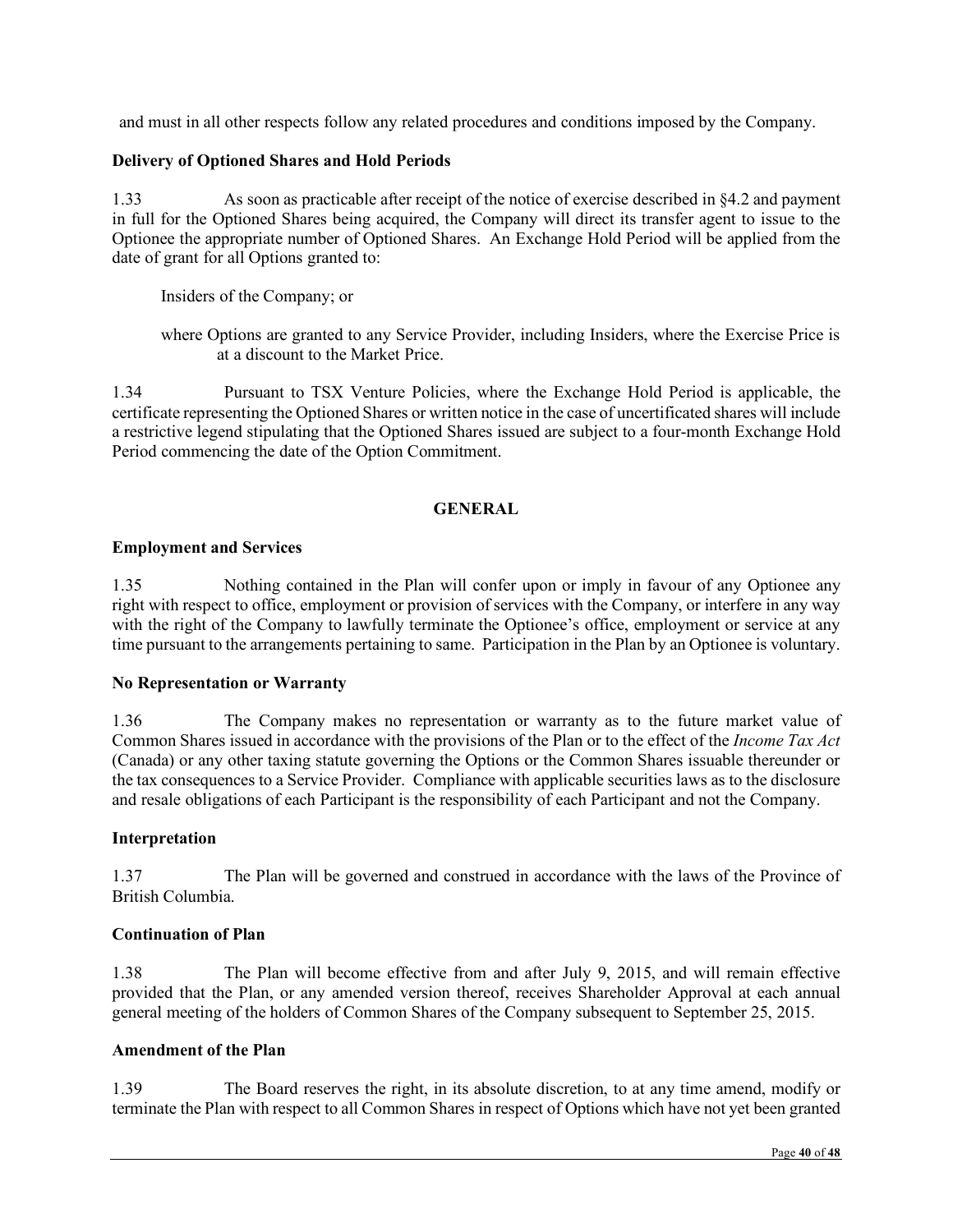and must in all other respects follow any related procedures and conditions imposed by the Company.

**Delivery of Optioned Shares and Hold Periods**

1.33 As soon as practicable after receipt of the notice of exercise described in §4.2 and payment in full for the Optioned Shares being acquired, the Company will direct its transfer agent to issue to the Optionee the appropriate number of Optioned Shares. An Exchange Hold Period will be applied from the date of grant for all Options granted to:

Insiders of the Company; or

where Options are granted to any Service Provider, including Insiders, where the Exercise Price is at a discount to the Market Price.

1.34 Pursuant to TSX Venture Policies, where the Exchange Hold Period is applicable, the certificate representing the Optioned Shares or written notice in the case of uncertificated shares will include a restrictive legend stipulating that the Optioned Shares issued are subject to a four-month Exchange Hold Period commencing the date of the Option Commitment.

## GENERAL

**Employment and Services**

1.35 Nothing contained in the Plan will confer upon or imply in favour of any Optionee any right with respect to office, employment or provision of services with the Company, or interfere in any way with the right of the Company to lawfully terminate the Optionee's office, employment or service at any time pursuant to the arrangements pertaining to same. Participation in the Plan by an Optionee is voluntary.

**No Representation or Warranty**

1.36 The Company makes no representation or warranty as to the future market value of Common Shares issued in accordance with the provisions of the Plan or to the effect of the *Income Tax Act* (Canada) or any other taxing statute governing the Options or the Common Shares issuable thereunder or the tax consequences to a Service Provider. Compliance with applicable securities laws as to the disclosure and resale obligations of each Participant is the responsibility of each Participant and not the Company.

**Interpretation**

1.37 The Plan will be governed and construed in accordance with the laws of the Province of British Columbia.

**Continuation of Plan**

1.38 The Plan will become effective from and after July 9, 2015, and will remain effective provided that the Plan, or any amended version thereof, receives Shareholder Approval at each annual general meeting of the holders of Common Shares of the Company subsequent to September 25, 2015.

**Amendment of the Plan**

1.39 The Board reserves the right, in its absolute discretion, to at any time amend, modify or terminate the Plan with respect to all Common Shares in respect of Options which have not yet been granted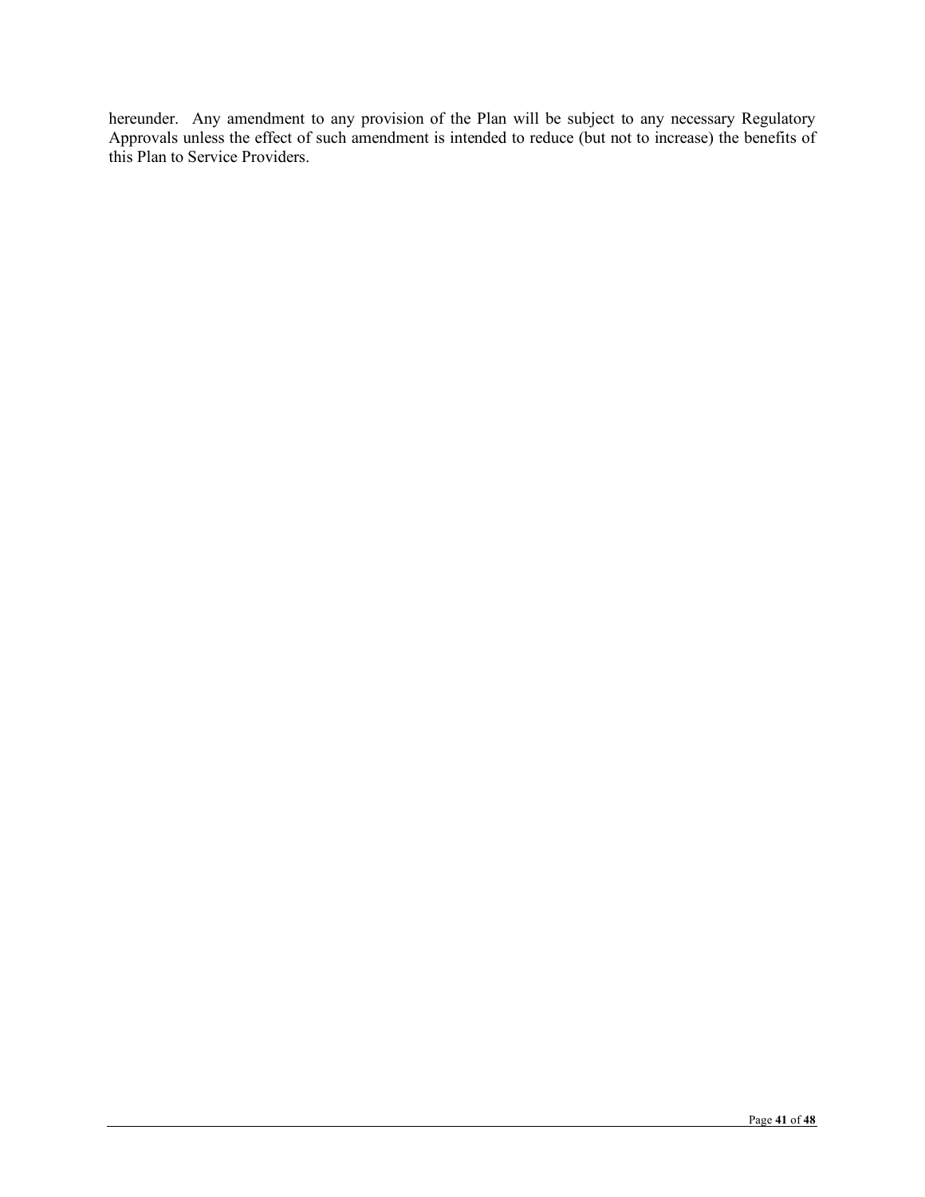hereunder. Any amendment to any provision of the Plan will be subject to any necessary Regulatory Approvals unless the effect of such amendment is intended to reduce (but not to increase) the benefits of this Plan to Service Providers.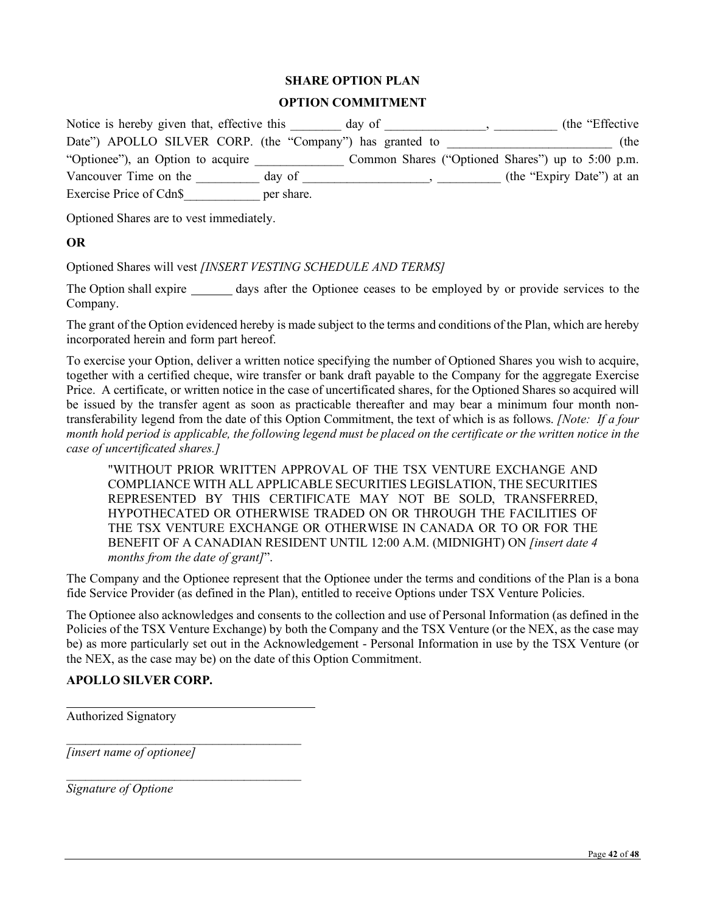**SHARE OPTION PLAN**

**OPTION COMMITMENT**

Notice is hereby given that, effective this ________ day of ________________, __________ (the "Effective Date") APOLLO SILVER CORP. (the "Company") has granted to __________________________ (the "Optionee"), an Option to acquire ______________ Common Shares ("Optioned Shares") up to 5:00 p.m. Vancouver Time on the __________ day of ____________________, __________ (the "Expiry Date") at an Exercise Price of Cdn$____________ per share.

Optioned Shares are to vest immediately.

**OR**

Optioned Shares will vest *[INSERT VESTING SCHEDULE AND TERMS]*

The Option shall expire _______ days after the Optionee ceases to be employed by or provide services to the Company.

The grant of the Option evidenced hereby is made subject to the terms and conditions of the Plan, which are hereby incorporated herein and form part hereof.

To exercise your Option, deliver a written notice specifying the number of Optioned Shares you wish to acquire, together with a certified cheque, wire transfer or bank draft payable to the Company for the aggregate Exercise Price. A certificate, or written notice in the case of uncertificated shares, for the Optioned Shares so acquired will be issued by the transfer agent as soon as practicable thereafter and may bear a minimum four month non-transferability legend from the date of this Option Commitment, the text of which is as follows. *[Note: If a four month hold period is applicable, the following legend must be placed on the certificate or the written notice in the case of uncertificated shares.]*

> "WITHOUT PRIOR WRITTEN APPROVAL OF THE TSX VENTURE EXCHANGE AND COMPLIANCE WITH ALL APPLICABLE SECURITIES LEGISLATION, THE SECURITIES REPRESENTED BY THIS CERTIFICATE MAY NOT BE SOLD, TRANSFERRED, HYPOTHECATED OR OTHERWISE TRADED ON OR THROUGH THE FACILITIES OF THE TSX VENTURE EXCHANGE OR OTHERWISE IN CANADA OR TO OR FOR THE BENEFIT OF A CANADIAN RESIDENT UNTIL 12:00 A.M. (MIDNIGHT) ON *[insert date 4 months from the date of grant]*".

The Company and the Optionee represent that the Optionee under the terms and conditions of the Plan is a bona fide Service Provider (as defined in the Plan), entitled to receive Options under TSX Venture Policies.

The Optionee also acknowledges and consents to the collection and use of Personal Information (as defined in the Policies of the TSX Venture Exchange) by both the Company and the TSX Venture (or the NEX, as the case may be) as more particularly set out in the Acknowledgement - Personal Information in use by the TSX Venture (or the NEX, as the case may be) on the date of this Option Commitment.

**APOLLO SILVER CORP.**

________________________________________
Authorized Signatory

________________________________________
*[insert name of optionee]*

________________________________________
*Signature of Optione*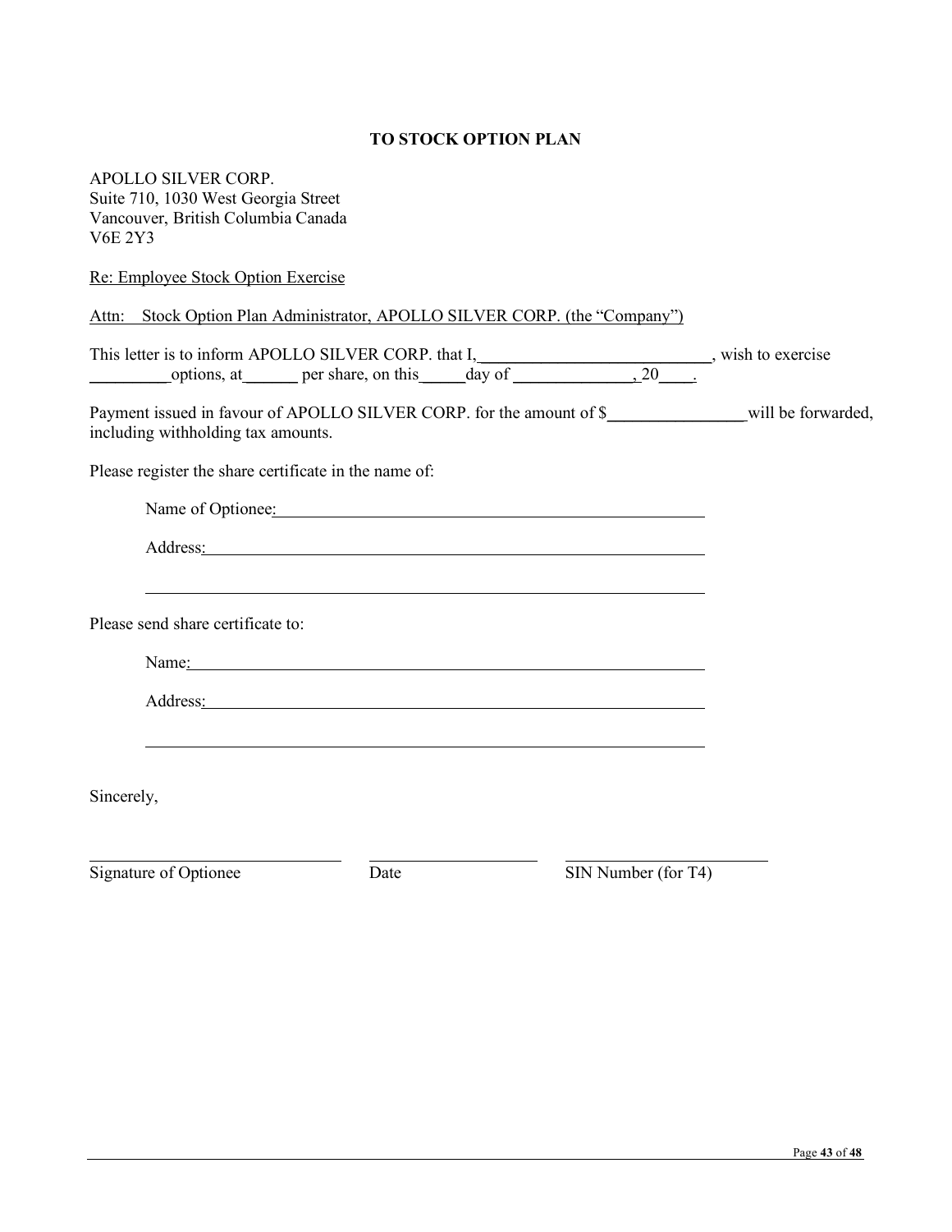**TO STOCK OPTION PLAN**

APOLLO SILVER CORP.
Suite 710, 1030 West Georgia Street
Vancouver, British Columbia Canada
V6E 2Y3

Re: Employee Stock Option Exercise

Attn: Stock Option Plan Administrator, APOLLO SILVER CORP. (the "Company")

This letter is to inform APOLLO SILVER CORP. that I, ____________________________, wish to exercise __________ options, at _______ per share, on this _____ day of ______________, 20____.

Payment issued in favour of APOLLO SILVER CORP. for the amount of $_________________ will be forwarded, including withholding tax amounts.

Please register the share certificate in the name of:

Name of Optionee: ______________________________________________________

Address: ______________________________________________________________

_______________________________________________________________________

Please send share certificate to:

Name: ________________________________________________________________

Address: ______________________________________________________________

_______________________________________________________________________

Sincerely,

| ______________________________ | ____________________ | ________________________ |
|---|---|---|
| Signature of Optionee | Date | SIN Number (for T4) |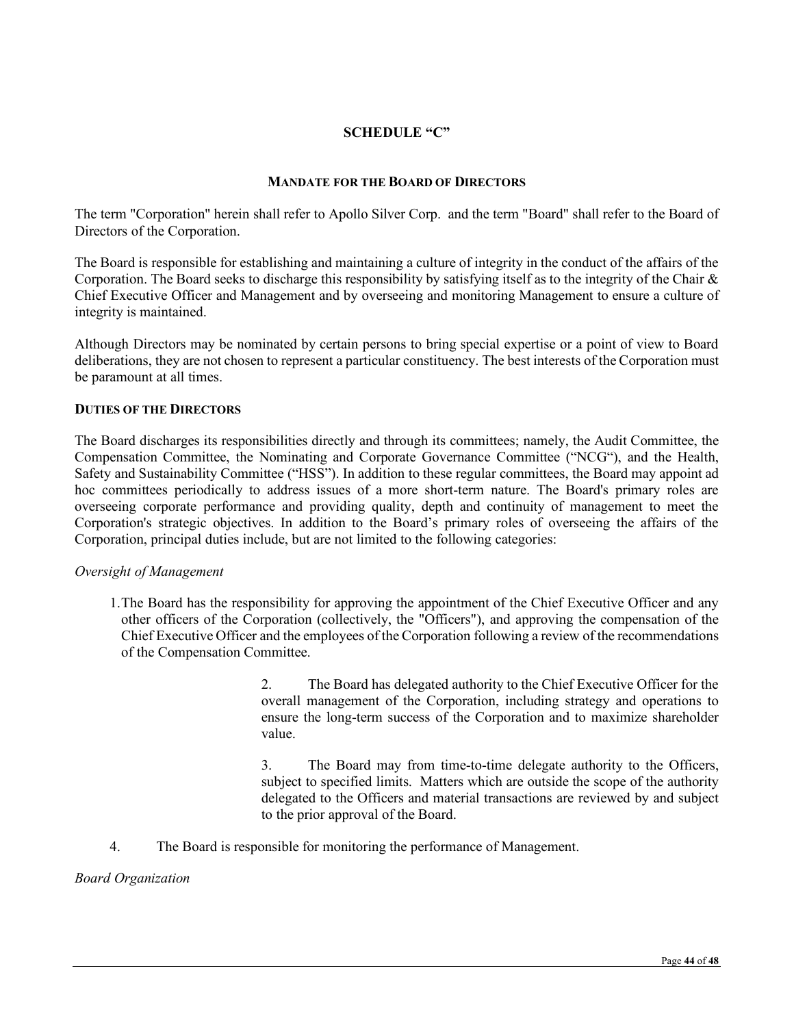# SCHEDULE "C"

## MANDATE FOR THE BOARD OF DIRECTORS

The term "Corporation" herein shall refer to Apollo Silver Corp. and the term "Board" shall refer to the Board of Directors of the Corporation.

The Board is responsible for establishing and maintaining a culture of integrity in the conduct of the affairs of the Corporation. The Board seeks to discharge this responsibility by satisfying itself as to the integrity of the Chair & Chief Executive Officer and Management and by overseeing and monitoring Management to ensure a culture of integrity is maintained.

Although Directors may be nominated by certain persons to bring special expertise or a point of view to Board deliberations, they are not chosen to represent a particular constituency. The best interests of the Corporation must be paramount at all times.

### DUTIES OF THE DIRECTORS

The Board discharges its responsibilities directly and through its committees; namely, the Audit Committee, the Compensation Committee, the Nominating and Corporate Governance Committee ("NCG"), and the Health, Safety and Sustainability Committee ("HSS"). In addition to these regular committees, the Board may appoint ad hoc committees periodically to address issues of a more short-term nature. The Board's primary roles are overseeing corporate performance and providing quality, depth and continuity of management to meet the Corporation's strategic objectives. In addition to the Board's primary roles of overseeing the affairs of the Corporation, principal duties include, but are not limited to the following categories:

*Oversight of Management*

1. The Board has the responsibility for approving the appointment of the Chief Executive Officer and any other officers of the Corporation (collectively, the "Officers"), and approving the compensation of the Chief Executive Officer and the employees of the Corporation following a review of the recommendations of the Compensation Committee.
2. The Board has delegated authority to the Chief Executive Officer for the overall management of the Corporation, including strategy and operations to ensure the long-term success of the Corporation and to maximize shareholder value.
3. The Board may from time-to-time delegate authority to the Officers, subject to specified limits. Matters which are outside the scope of the authority delegated to the Officers and material transactions are reviewed by and subject to the prior approval of the Board.
4. The Board is responsible for monitoring the performance of Management.

*Board Organization*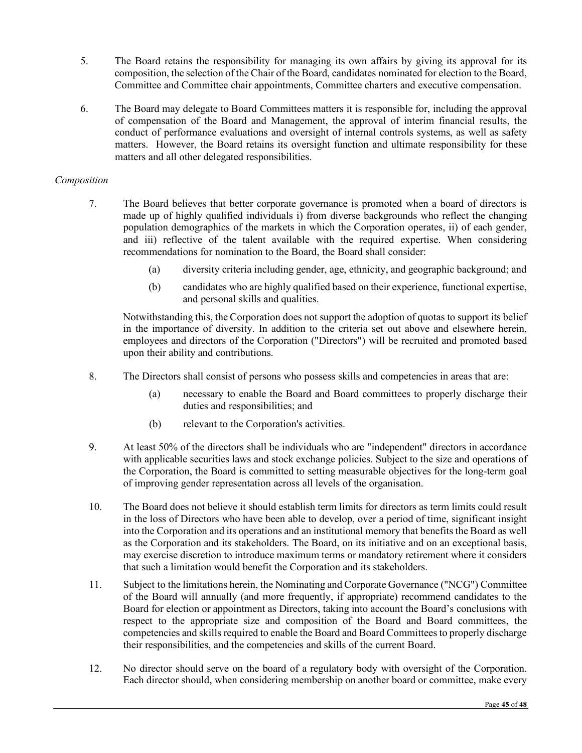5. The Board retains the responsibility for managing its own affairs by giving its approval for its composition, the selection of the Chair of the Board, candidates nominated for election to the Board, Committee and Committee chair appointments, Committee charters and executive compensation.

6. The Board may delegate to Board Committees matters it is responsible for, including the approval of compensation of the Board and Management, the approval of interim financial results, the conduct of performance evaluations and oversight of internal controls systems, as well as safety matters. However, the Board retains its oversight function and ultimate responsibility for these matters and all other delegated responsibilities.

*Composition*

7. The Board believes that better corporate governance is promoted when a board of directors is made up of highly qualified individuals i) from diverse backgrounds who reflect the changing population demographics of the markets in which the Corporation operates, ii) of each gender, and iii) reflective of the talent available with the required expertise. When considering recommendations for nomination to the Board, the Board shall consider:

   (a) diversity criteria including gender, age, ethnicity, and geographic background; and

   (b) candidates who are highly qualified based on their experience, functional expertise, and personal skills and qualities.

   Notwithstanding this, the Corporation does not support the adoption of quotas to support its belief in the importance of diversity. In addition to the criteria set out above and elsewhere herein, employees and directors of the Corporation ("Directors") will be recruited and promoted based upon their ability and contributions.

8. The Directors shall consist of persons who possess skills and competencies in areas that are:

   (a) necessary to enable the Board and Board committees to properly discharge their duties and responsibilities; and

   (b) relevant to the Corporation's activities.

9. At least 50% of the directors shall be individuals who are "independent" directors in accordance with applicable securities laws and stock exchange policies. Subject to the size and operations of the Corporation, the Board is committed to setting measurable objectives for the long-term goal of improving gender representation across all levels of the organisation.

10. The Board does not believe it should establish term limits for directors as term limits could result in the loss of Directors who have been able to develop, over a period of time, significant insight into the Corporation and its operations and an institutional memory that benefits the Board as well as the Corporation and its stakeholders. The Board, on its initiative and on an exceptional basis, may exercise discretion to introduce maximum terms or mandatory retirement where it considers that such a limitation would benefit the Corporation and its stakeholders.

11. Subject to the limitations herein, the Nominating and Corporate Governance ("NCG") Committee of the Board will annually (and more frequently, if appropriate) recommend candidates to the Board for election or appointment as Directors, taking into account the Board's conclusions with respect to the appropriate size and composition of the Board and Board committees, the competencies and skills required to enable the Board and Board Committees to properly discharge their responsibilities, and the competencies and skills of the current Board.

12. No director should serve on the board of a regulatory body with oversight of the Corporation. Each director should, when considering membership on another board or committee, make every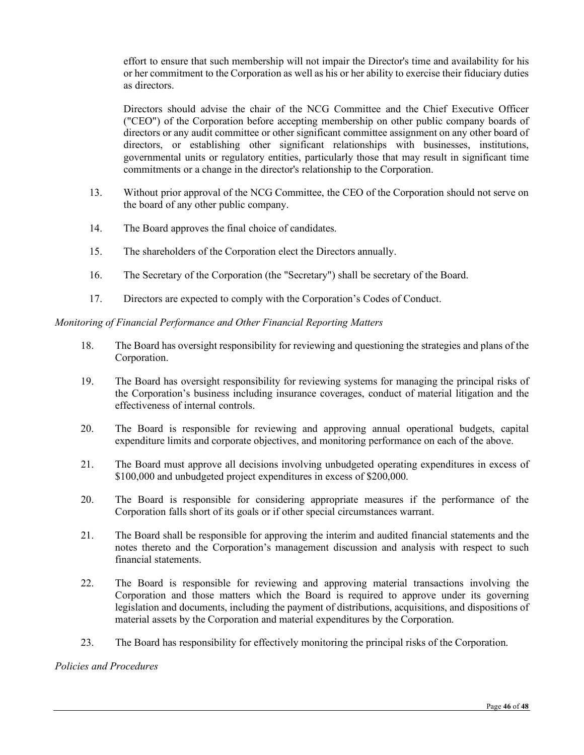effort to ensure that such membership will not impair the Director's time and availability for his or her commitment to the Corporation as well as his or her ability to exercise their fiduciary duties as directors.

Directors should advise the chair of the NCG Committee and the Chief Executive Officer ("CEO") of the Corporation before accepting membership on other public company boards of directors or any audit committee or other significant committee assignment on any other board of directors, or establishing other significant relationships with businesses, institutions, governmental units or regulatory entities, particularly those that may result in significant time commitments or a change in the director's relationship to the Corporation.

13. Without prior approval of the NCG Committee, the CEO of the Corporation should not serve on the board of any other public company.

14. The Board approves the final choice of candidates.

15. The shareholders of the Corporation elect the Directors annually.

16. The Secretary of the Corporation (the "Secretary") shall be secretary of the Board.

17. Directors are expected to comply with the Corporation's Codes of Conduct.

*Monitoring of Financial Performance and Other Financial Reporting Matters*

18. The Board has oversight responsibility for reviewing and questioning the strategies and plans of the Corporation.

19. The Board has oversight responsibility for reviewing systems for managing the principal risks of the Corporation's business including insurance coverages, conduct of material litigation and the effectiveness of internal controls.

20. The Board is responsible for reviewing and approving annual operational budgets, capital expenditure limits and corporate objectives, and monitoring performance on each of the above.

21. The Board must approve all decisions involving unbudgeted operating expenditures in excess of \$100,000 and unbudgeted project expenditures in excess of \$200,000.

20. The Board is responsible for considering appropriate measures if the performance of the Corporation falls short of its goals or if other special circumstances warrant.

21. The Board shall be responsible for approving the interim and audited financial statements and the notes thereto and the Corporation's management discussion and analysis with respect to such financial statements.

22. The Board is responsible for reviewing and approving material transactions involving the Corporation and those matters which the Board is required to approve under its governing legislation and documents, including the payment of distributions, acquisitions, and dispositions of material assets by the Corporation and material expenditures by the Corporation.

23. The Board has responsibility for effectively monitoring the principal risks of the Corporation.

*Policies and Procedures*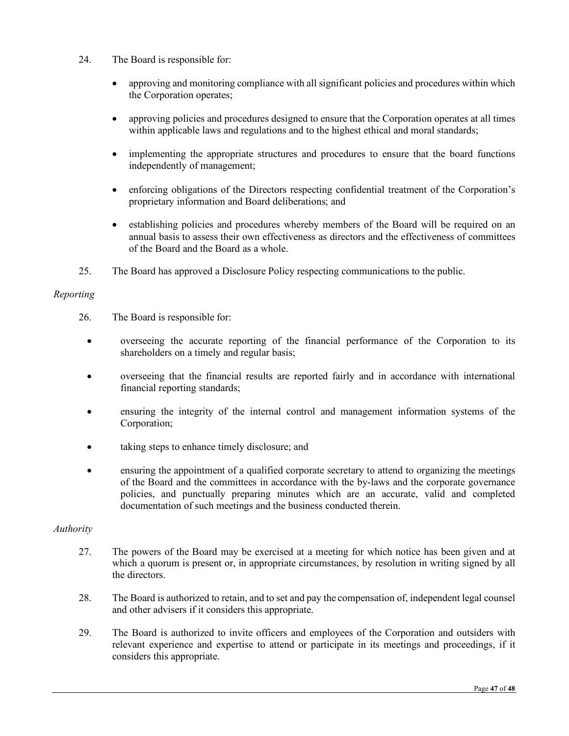24. The Board is responsible for:

    - approving and monitoring compliance with all significant policies and procedures within which the Corporation operates;

    - approving policies and procedures designed to ensure that the Corporation operates at all times within applicable laws and regulations and to the highest ethical and moral standards;

    - implementing the appropriate structures and procedures to ensure that the board functions independently of management;

    - enforcing obligations of the Directors respecting confidential treatment of the Corporation's proprietary information and Board deliberations; and

    - establishing policies and procedures whereby members of the Board will be required on an annual basis to assess their own effectiveness as directors and the effectiveness of committees of the Board and the Board as a whole.

25. The Board has approved a Disclosure Policy respecting communications to the public.

*Reporting*

26. The Board is responsible for:

    - overseeing the accurate reporting of the financial performance of the Corporation to its shareholders on a timely and regular basis;

    - overseeing that the financial results are reported fairly and in accordance with international financial reporting standards;

    - ensuring the integrity of the internal control and management information systems of the Corporation;

    - taking steps to enhance timely disclosure; and

    - ensuring the appointment of a qualified corporate secretary to attend to organizing the meetings of the Board and the committees in accordance with the by-laws and the corporate governance policies, and punctually preparing minutes which are an accurate, valid and completed documentation of such meetings and the business conducted therein.

*Authority*

27. The powers of the Board may be exercised at a meeting for which notice has been given and at which a quorum is present or, in appropriate circumstances, by resolution in writing signed by all the directors.

28. The Board is authorized to retain, and to set and pay the compensation of, independent legal counsel and other advisers if it considers this appropriate.

29. The Board is authorized to invite officers and employees of the Corporation and outsiders with relevant experience and expertise to attend or participate in its meetings and proceedings, if it considers this appropriate.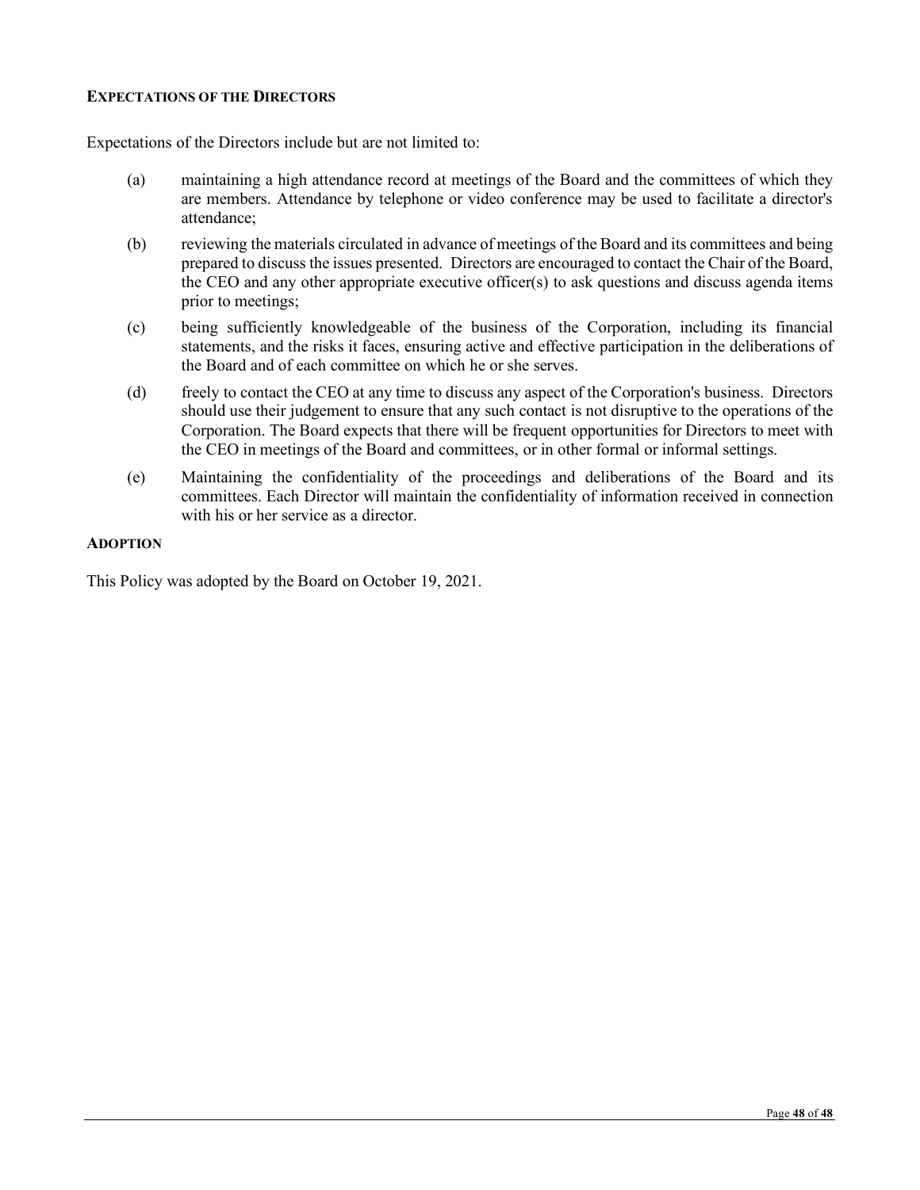## EXPECTATIONS OF THE DIRECTORS

Expectations of the Directors include but are not limited to:

(a) maintaining a high attendance record at meetings of the Board and the committees of which they are members. Attendance by telephone or video conference may be used to facilitate a director's attendance;

(b) reviewing the materials circulated in advance of meetings of the Board and its committees and being prepared to discuss the issues presented. Directors are encouraged to contact the Chair of the Board, the CEO and any other appropriate executive officer(s) to ask questions and discuss agenda items prior to meetings;

(c) being sufficiently knowledgeable of the business of the Corporation, including its financial statements, and the risks it faces, ensuring active and effective participation in the deliberations of the Board and of each committee on which he or she serves.

(d) freely to contact the CEO at any time to discuss any aspect of the Corporation's business. Directors should use their judgement to ensure that any such contact is not disruptive to the operations of the Corporation. The Board expects that there will be frequent opportunities for Directors to meet with the CEO in meetings of the Board and committees, or in other formal or informal settings.

(e) Maintaining the confidentiality of the proceedings and deliberations of the Board and its committees. Each Director will maintain the confidentiality of information received in connection with his or her service as a director.

## ADOPTION

This Policy was adopted by the Board on October 19, 2021.